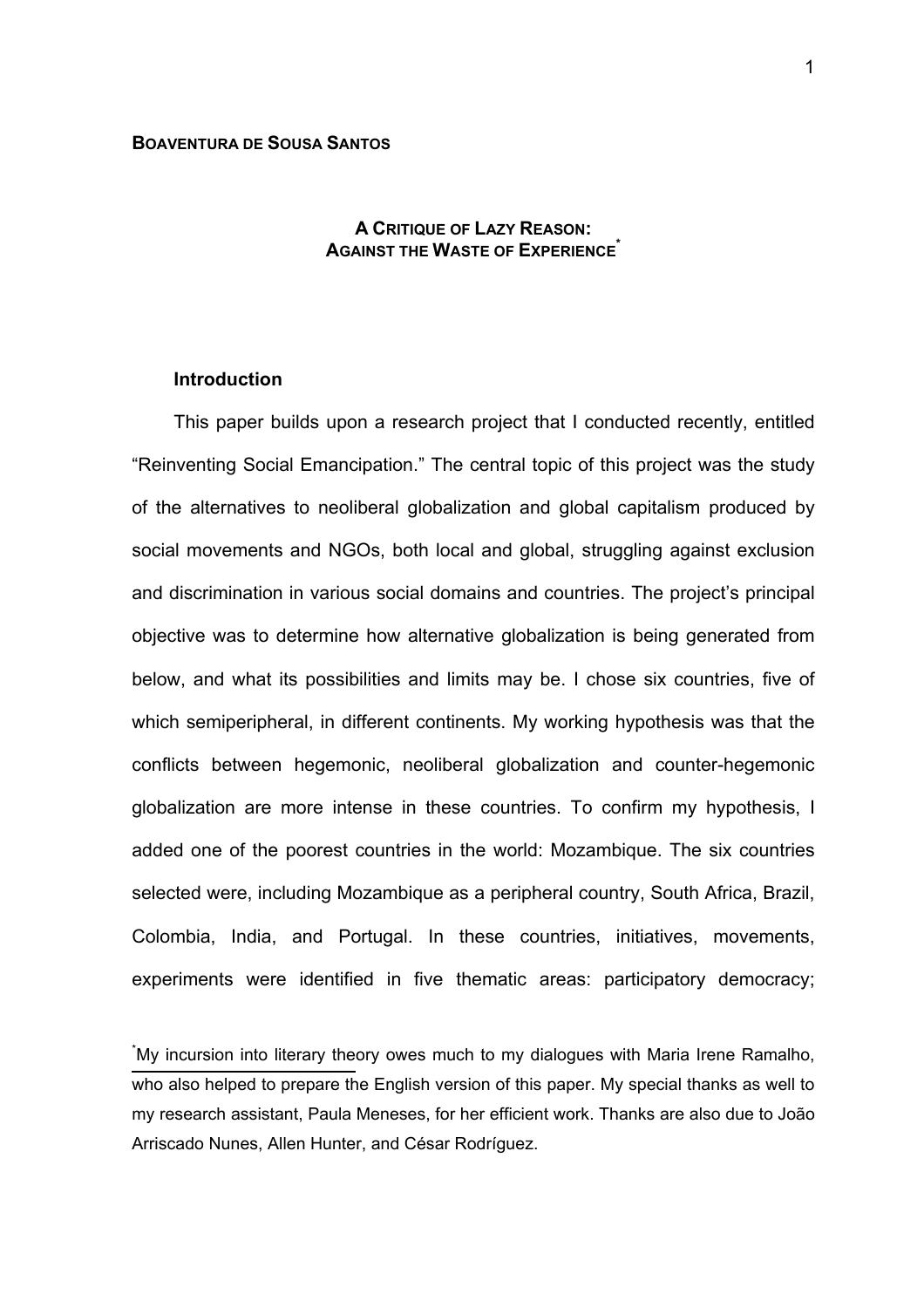**Boaventura de Sousa Santos**

# A Critique of Lazy Reason: Against the Waste of Experience[*]

## Introduction

This paper builds upon a research project that I conducted recently, entitled "Reinventing Social Emancipation." The central topic of this project was the study of the alternatives to neoliberal globalization and global capitalism produced by social movements and NGOs, both local and global, struggling against exclusion and discrimination in various social domains and countries. The project's principal objective was to determine how alternative globalization is being generated from below, and what its possibilities and limits may be. I chose six countries, five of which semiperipheral, in different continents. My working hypothesis was that the conflicts between hegemonic, neoliberal globalization and counter-hegemonic globalization are more intense in these countries. To confirm my hypothesis, I added one of the poorest countries in the world: Mozambique. The six countries selected were, including Mozambique as a peripheral country, South Africa, Brazil, Colombia, India, and Portugal. In these countries, initiatives, movements, experiments were identified in five thematic areas: participatory democracy;

[*] My incursion into literary theory owes much to my dialogues with Maria Irene Ramalho, who also helped to prepare the English version of this paper. My special thanks as well to my research assistant, Paula Meneses, for her efficient work. Thanks are also due to João Arriscado Nunes, Allen Hunter, and César Rodríguez.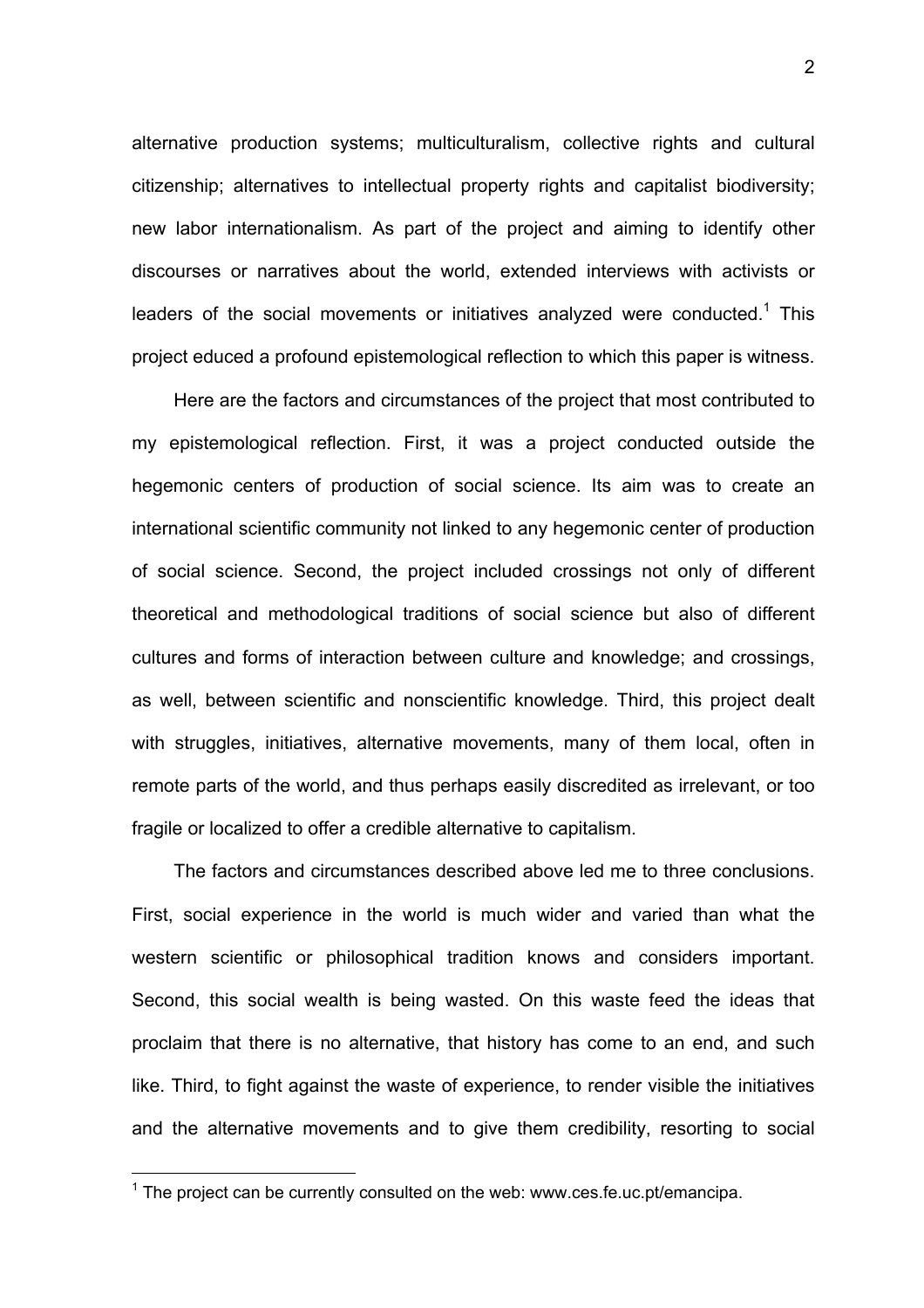alternative production systems; multiculturalism, collective rights and cultural citizenship; alternatives to intellectual property rights and capitalist biodiversity; new labor internationalism. As part of the project and aiming to identify other discourses or narratives about the world, extended interviews with activists or leaders of the social movements or initiatives analyzed were conducted.[1] This project educed a profound epistemological reflection to which this paper is witness.

Here are the factors and circumstances of the project that most contributed to my epistemological reflection. First, it was a project conducted outside the hegemonic centers of production of social science. Its aim was to create an international scientific community not linked to any hegemonic center of production of social science. Second, the project included crossings not only of different theoretical and methodological traditions of social science but also of different cultures and forms of interaction between culture and knowledge; and crossings, as well, between scientific and nonscientific knowledge. Third, this project dealt with struggles, initiatives, alternative movements, many of them local, often in remote parts of the world, and thus perhaps easily discredited as irrelevant, or too fragile or localized to offer a credible alternative to capitalism.

The factors and circumstances described above led me to three conclusions. First, social experience in the world is much wider and varied than what the western scientific or philosophical tradition knows and considers important. Second, this social wealth is being wasted. On this waste feed the ideas that proclaim that there is no alternative, that history has come to an end, and such like. Third, to fight against the waste of experience, to render visible the initiatives and the alternative movements and to give them credibility, resorting to social

[1] The project can be currently consulted on the web: www.ces.fe.uc.pt/emancipa.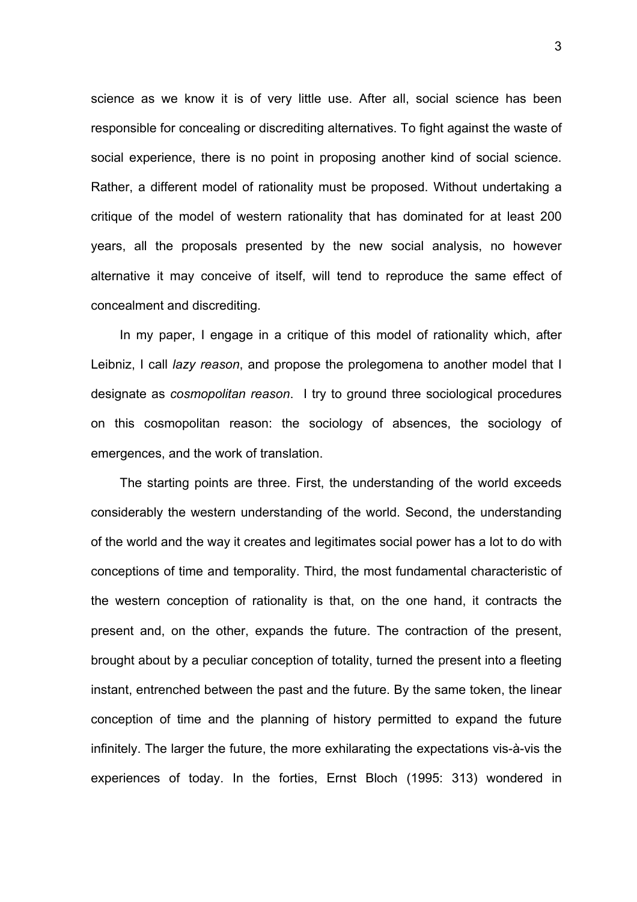science as we know it is of very little use. After all, social science has been responsible for concealing or discrediting alternatives. To fight against the waste of social experience, there is no point in proposing another kind of social science. Rather, a different model of rationality must be proposed. Without undertaking a critique of the model of western rationality that has dominated for at least 200 years, all the proposals presented by the new social analysis, no however alternative it may conceive of itself, will tend to reproduce the same effect of concealment and discrediting.

In my paper, I engage in a critique of this model of rationality which, after Leibniz, I call *lazy reason*, and propose the prolegomena to another model that I designate as *cosmopolitan reason*. I try to ground three sociological procedures on this cosmopolitan reason: the sociology of absences, the sociology of emergences, and the work of translation.

The starting points are three. First, the understanding of the world exceeds considerably the western understanding of the world. Second, the understanding of the world and the way it creates and legitimates social power has a lot to do with conceptions of time and temporality. Third, the most fundamental characteristic of the western conception of rationality is that, on the one hand, it contracts the present and, on the other, expands the future. The contraction of the present, brought about by a peculiar conception of totality, turned the present into a fleeting instant, entrenched between the past and the future. By the same token, the linear conception of time and the planning of history permitted to expand the future infinitely. The larger the future, the more exhilarating the expectations vis-à-vis the experiences of today. In the forties, Ernst Bloch (1995: 313) wondered in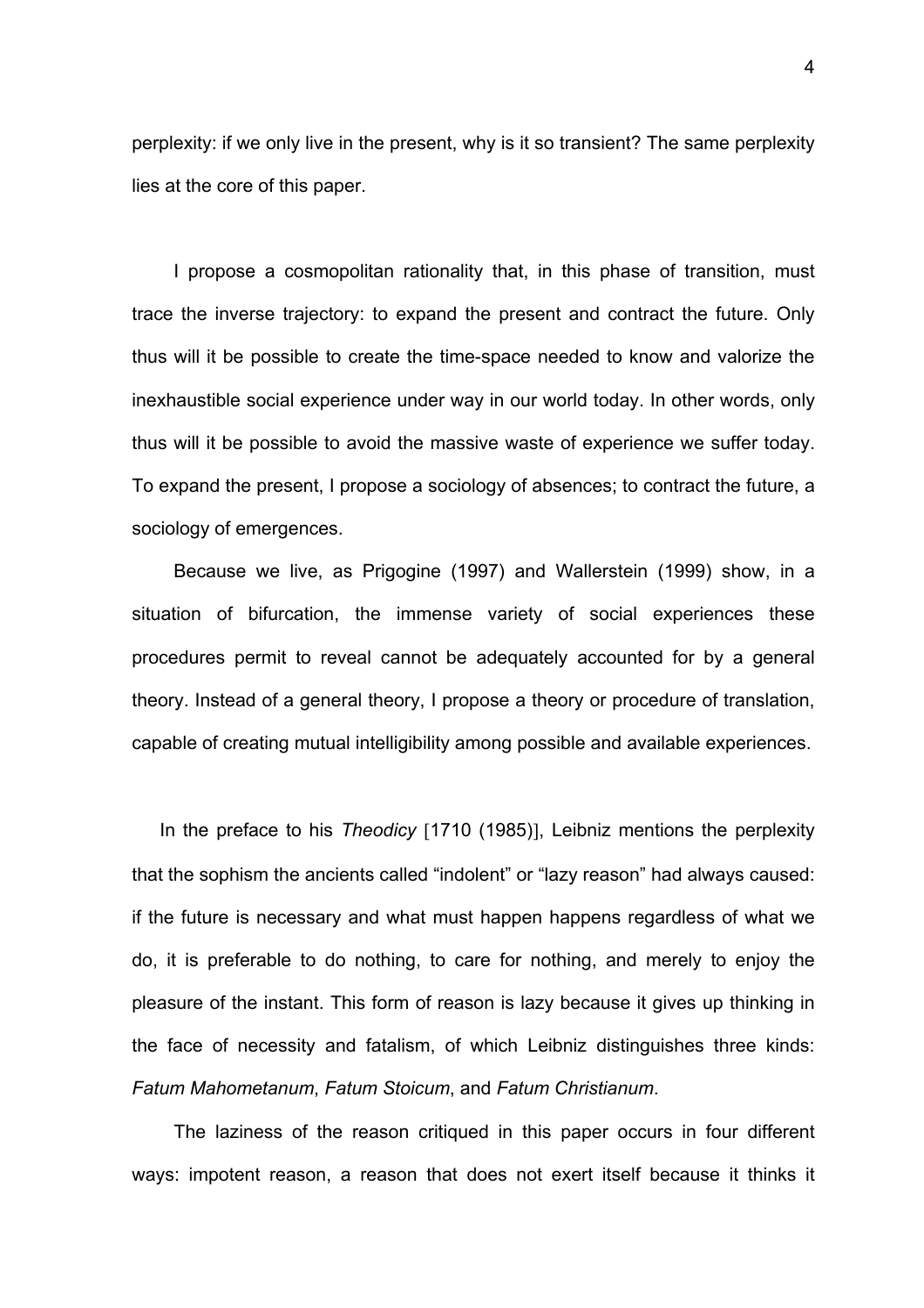perplexity: if we only live in the present, why is it so transient? The same perplexity lies at the core of this paper.

I propose a cosmopolitan rationality that, in this phase of transition, must trace the inverse trajectory: to expand the present and contract the future. Only thus will it be possible to create the time-space needed to know and valorize the inexhaustible social experience under way in our world today. In other words, only thus will it be possible to avoid the massive waste of experience we suffer today. To expand the present, I propose a sociology of absences; to contract the future, a sociology of emergences.

Because we live, as Prigogine (1997) and Wallerstein (1999) show, in a situation of bifurcation, the immense variety of social experiences these procedures permit to reveal cannot be adequately accounted for by a general theory. Instead of a general theory, I propose a theory or procedure of translation, capable of creating mutual intelligibility among possible and available experiences.

In the preface to his *Theodicy* [1710 (1985)], Leibniz mentions the perplexity that the sophism the ancients called "indolent" or "lazy reason" had always caused: if the future is necessary and what must happen happens regardless of what we do, it is preferable to do nothing, to care for nothing, and merely to enjoy the pleasure of the instant. This form of reason is lazy because it gives up thinking in the face of necessity and fatalism, of which Leibniz distinguishes three kinds: *Fatum Mahometanum*, *Fatum Stoicum*, and *Fatum Christianum*.

The laziness of the reason critiqued in this paper occurs in four different ways: impotent reason, a reason that does not exert itself because it thinks it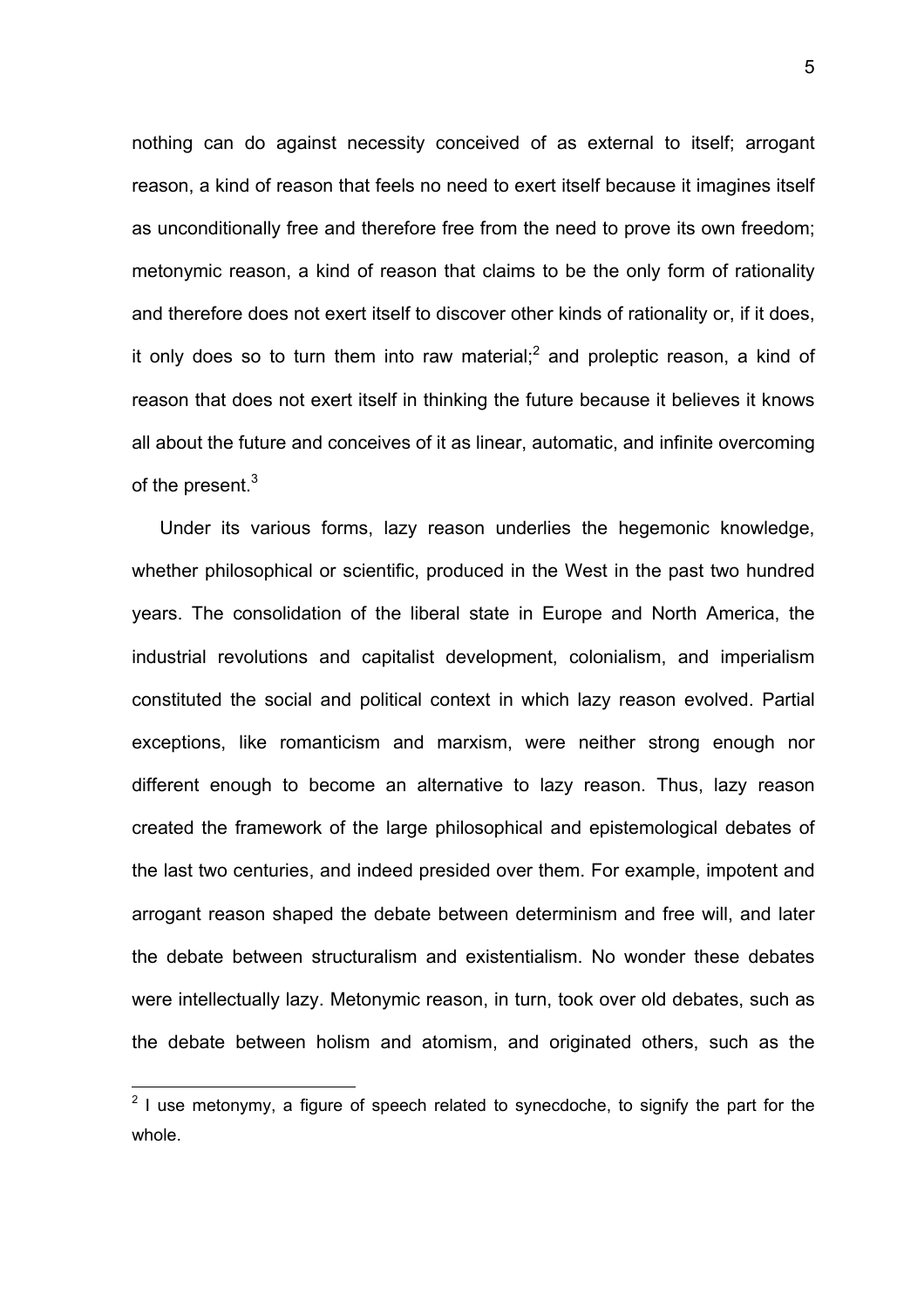nothing can do against necessity conceived of as external to itself; arrogant reason, a kind of reason that feels no need to exert itself because it imagines itself as unconditionally free and therefore free from the need to prove its own freedom; metonymic reason, a kind of reason that claims to be the only form of rationality and therefore does not exert itself to discover other kinds of rationality or, if it does, it only does so to turn them into raw material;[2] and proleptic reason, a kind of reason that does not exert itself in thinking the future because it believes it knows all about the future and conceives of it as linear, automatic, and infinite overcoming of the present.[3]

Under its various forms, lazy reason underlies the hegemonic knowledge, whether philosophical or scientific, produced in the West in the past two hundred years. The consolidation of the liberal state in Europe and North America, the industrial revolutions and capitalist development, colonialism, and imperialism constituted the social and political context in which lazy reason evolved. Partial exceptions, like romanticism and marxism, were neither strong enough nor different enough to become an alternative to lazy reason. Thus, lazy reason created the framework of the large philosophical and epistemological debates of the last two centuries, and indeed presided over them. For example, impotent and arrogant reason shaped the debate between determinism and free will, and later the debate between structuralism and existentialism. No wonder these debates were intellectually lazy. Metonymic reason, in turn, took over old debates, such as the debate between holism and atomism, and originated others, such as the

[2] I use metonymy, a figure of speech related to synecdoche, to signify the part for the whole.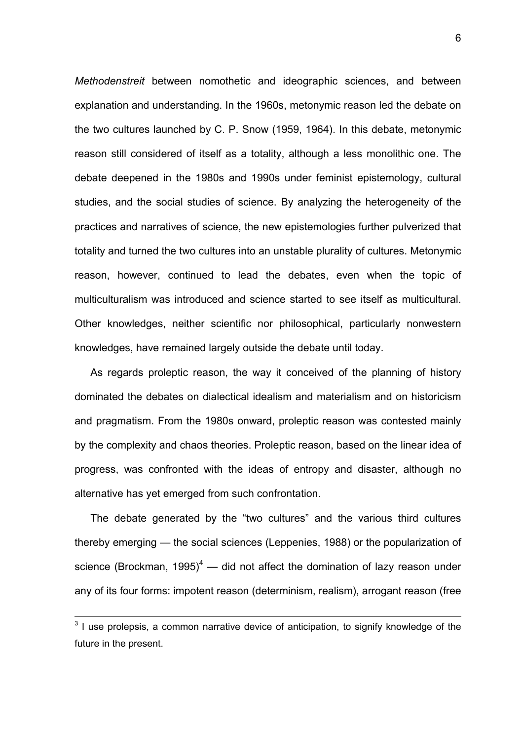*Methodenstreit* between nomothetic and ideographic sciences, and between explanation and understanding. In the 1960s, metonymic reason led the debate on the two cultures launched by C. P. Snow (1959, 1964). In this debate, metonymic reason still considered of itself as a totality, although a less monolithic one. The debate deepened in the 1980s and 1990s under feminist epistemology, cultural studies, and the social studies of science. By analyzing the heterogeneity of the practices and narratives of science, the new epistemologies further pulverized that totality and turned the two cultures into an unstable plurality of cultures. Metonymic reason, however, continued to lead the debates, even when the topic of multiculturalism was introduced and science started to see itself as multicultural. Other knowledges, neither scientific nor philosophical, particularly nonwestern knowledges, have remained largely outside the debate until today.

As regards proleptic reason, the way it conceived of the planning of history dominated the debates on dialectical idealism and materialism and on historicism and pragmatism. From the 1980s onward, proleptic reason was contested mainly by the complexity and chaos theories. Proleptic reason, based on the linear idea of progress, was confronted with the ideas of entropy and disaster, although no alternative has yet emerged from such confrontation.

The debate generated by the "two cultures" and the various third cultures thereby emerging — the social sciences (Leppenies, 1988) or the popularization of science (Brockman, 1995)[4] — did not affect the domination of lazy reason under any of its four forms: impotent reason (determinism, realism), arrogant reason (free

---

[3] I use prolepsis, a common narrative device of anticipation, to signify knowledge of the future in the present.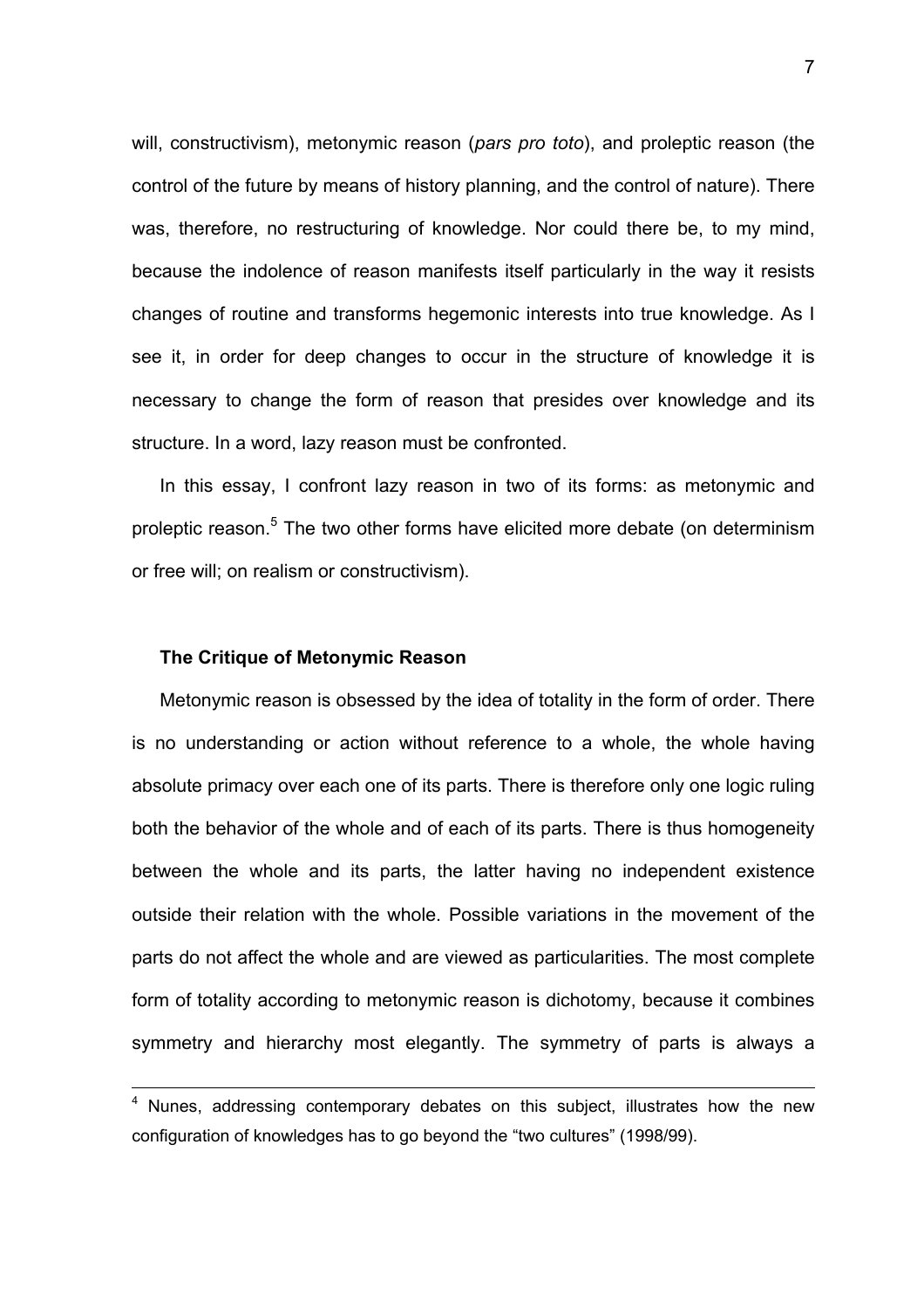will, constructivism), metonymic reason (*pars pro toto*), and proleptic reason (the control of the future by means of history planning, and the control of nature). There was, therefore, no restructuring of knowledge. Nor could there be, to my mind, because the indolence of reason manifests itself particularly in the way it resists changes of routine and transforms hegemonic interests into true knowledge. As I see it, in order for deep changes to occur in the structure of knowledge it is necessary to change the form of reason that presides over knowledge and its structure. In a word, lazy reason must be confronted.

In this essay, I confront lazy reason in two of its forms: as metonymic and proleptic reason.[5] The two other forms have elicited more debate (on determinism or free will; on realism or constructivism).

### The Critique of Metonymic Reason

Metonymic reason is obsessed by the idea of totality in the form of order. There is no understanding or action without reference to a whole, the whole having absolute primacy over each one of its parts. There is therefore only one logic ruling both the behavior of the whole and of each of its parts. There is thus homogeneity between the whole and its parts, the latter having no independent existence outside their relation with the whole. Possible variations in the movement of the parts do not affect the whole and are viewed as particularities. The most complete form of totality according to metonymic reason is dichotomy, because it combines symmetry and hierarchy most elegantly. The symmetry of parts is always a

---

[4] Nunes, addressing contemporary debates on this subject, illustrates how the new configuration of knowledges has to go beyond the "two cultures" (1998/99).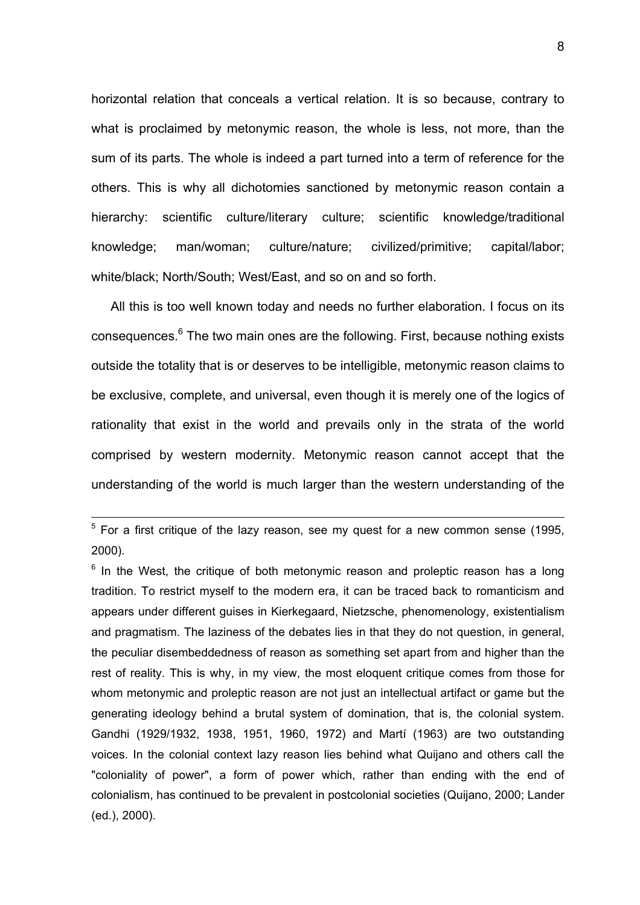horizontal relation that conceals a vertical relation. It is so because, contrary to what is proclaimed by metonymic reason, the whole is less, not more, than the sum of its parts. The whole is indeed a part turned into a term of reference for the others. This is why all dichotomies sanctioned by metonymic reason contain a hierarchy: scientific culture/literary culture; scientific knowledge/traditional knowledge; man/woman; culture/nature; civilized/primitive; capital/labor; white/black; North/South; West/East, and so on and so forth.

All this is too well known today and needs no further elaboration. I focus on its consequences.[6] The two main ones are the following. First, because nothing exists outside the totality that is or deserves to be intelligible, metonymic reason claims to be exclusive, complete, and universal, even though it is merely one of the logics of rationality that exist in the world and prevails only in the strata of the world comprised by western modernity. Metonymic reason cannot accept that the understanding of the world is much larger than the western understanding of the

---

[5] For a first critique of the lazy reason, see my quest for a new common sense (1995, 2000).

[6] In the West, the critique of both metonymic reason and proleptic reason has a long tradition. To restrict myself to the modern era, it can be traced back to romanticism and appears under different guises in Kierkegaard, Nietzsche, phenomenology, existentialism and pragmatism. The laziness of the debates lies in that they do not question, in general, the peculiar disembeddedness of reason as something set apart from and higher than the rest of reality. This is why, in my view, the most eloquent critique comes from those for whom metonymic and proleptic reason are not just an intellectual artifact or game but the generating ideology behind a brutal system of domination, that is, the colonial system. Gandhi (1929/1932, 1938, 1951, 1960, 1972) and Martí (1963) are two outstanding voices. In the colonial context lazy reason lies behind what Quijano and others call the "coloniality of power", a form of power which, rather than ending with the end of colonialism, has continued to be prevalent in postcolonial societies (Quijano, 2000; Lander (ed.), 2000).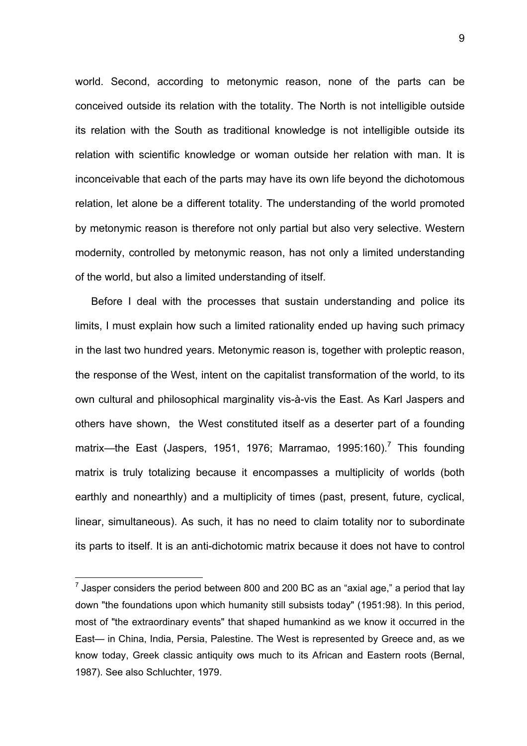world. Second, according to metonymic reason, none of the parts can be conceived outside its relation with the totality. The North is not intelligible outside its relation with the South as traditional knowledge is not intelligible outside its relation with scientific knowledge or woman outside her relation with man. It is inconceivable that each of the parts may have its own life beyond the dichotomous relation, let alone be a different totality. The understanding of the world promoted by metonymic reason is therefore not only partial but also very selective. Western modernity, controlled by metonymic reason, has not only a limited understanding of the world, but also a limited understanding of itself.

Before I deal with the processes that sustain understanding and police its limits, I must explain how such a limited rationality ended up having such primacy in the last two hundred years. Metonymic reason is, together with proleptic reason, the response of the West, intent on the capitalist transformation of the world, to its own cultural and philosophical marginality vis-à-vis the East. As Karl Jaspers and others have shown, the West constituted itself as a deserter part of a founding matrix—the East (Jaspers, 1951, 1976; Marramao, 1995:160).[7] This founding matrix is truly totalizing because it encompasses a multiplicity of worlds (both earthly and nonearthly) and a multiplicity of times (past, present, future, cyclical, linear, simultaneous). As such, it has no need to claim totality nor to subordinate its parts to itself. It is an anti-dichotomic matrix because it does not have to control

---

[7] Jasper considers the period between 800 and 200 BC as an "axial age," a period that lay down "the foundations upon which humanity still subsists today" (1951:98). In this period, most of "the extraordinary events" that shaped humankind as we know it occurred in the East— in China, India, Persia, Palestine. The West is represented by Greece and, as we know today, Greek classic antiquity ows much to its African and Eastern roots (Bernal, 1987). See also Schluchter, 1979.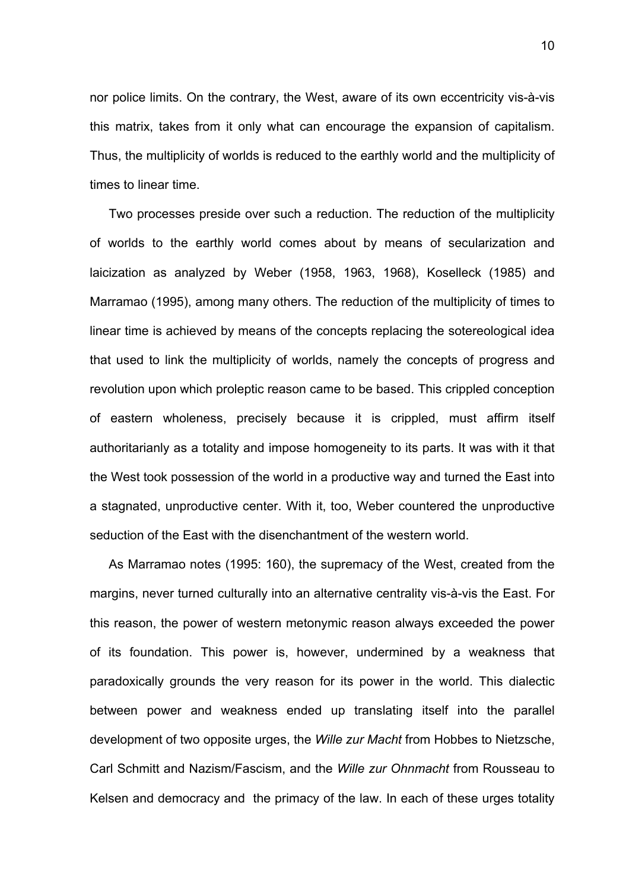nor police limits. On the contrary, the West, aware of its own eccentricity vis-à-vis this matrix, takes from it only what can encourage the expansion of capitalism. Thus, the multiplicity of worlds is reduced to the earthly world and the multiplicity of times to linear time.

Two processes preside over such a reduction. The reduction of the multiplicity of worlds to the earthly world comes about by means of secularization and laicization as analyzed by Weber (1958, 1963, 1968), Koselleck (1985) and Marramao (1995), among many others. The reduction of the multiplicity of times to linear time is achieved by means of the concepts replacing the sotereological idea that used to link the multiplicity of worlds, namely the concepts of progress and revolution upon which proleptic reason came to be based. This crippled conception of eastern wholeness, precisely because it is crippled, must affirm itself authoritarianly as a totality and impose homogeneity to its parts. It was with it that the West took possession of the world in a productive way and turned the East into a stagnated, unproductive center. With it, too, Weber countered the unproductive seduction of the East with the disenchantment of the western world.

As Marramao notes (1995: 160), the supremacy of the West, created from the margins, never turned culturally into an alternative centrality vis-à-vis the East. For this reason, the power of western metonymic reason always exceeded the power of its foundation. This power is, however, undermined by a weakness that paradoxically grounds the very reason for its power in the world. This dialectic between power and weakness ended up translating itself into the parallel development of two opposite urges, the *Wille zur Macht* from Hobbes to Nietzsche, Carl Schmitt and Nazism/Fascism, and the *Wille zur Ohnmacht* from Rousseau to Kelsen and democracy and the primacy of the law. In each of these urges totality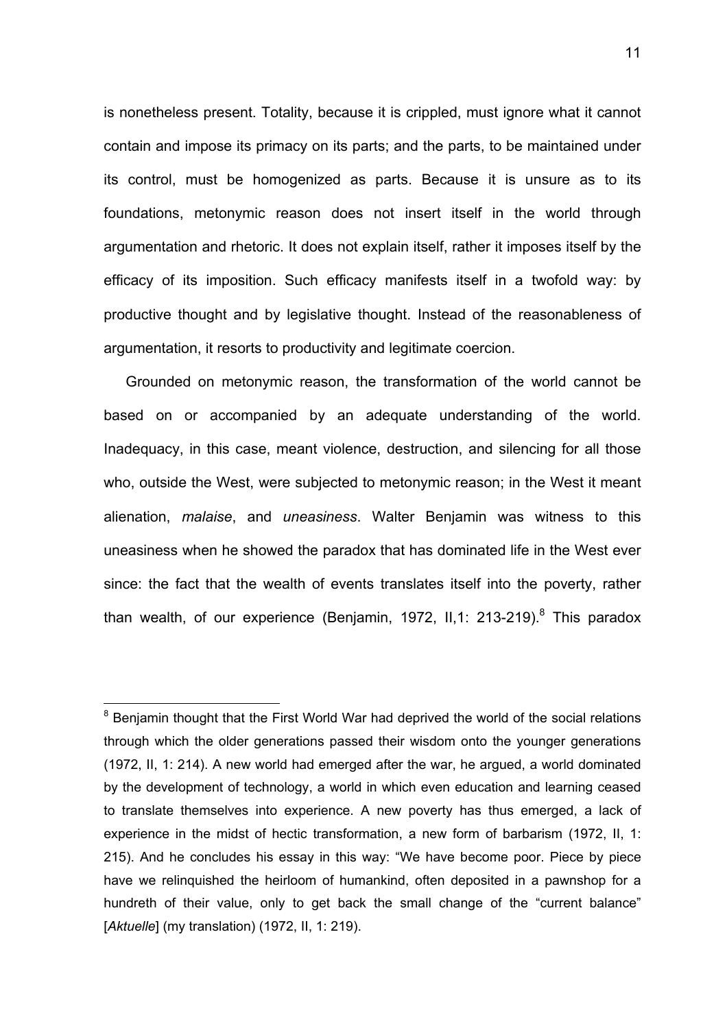is nonetheless present. Totality, because it is crippled, must ignore what it cannot contain and impose its primacy on its parts; and the parts, to be maintained under its control, must be homogenized as parts. Because it is unsure as to its foundations, metonymic reason does not insert itself in the world through argumentation and rhetoric. It does not explain itself, rather it imposes itself by the efficacy of its imposition. Such efficacy manifests itself in a twofold way: by productive thought and by legislative thought. Instead of the reasonableness of argumentation, it resorts to productivity and legitimate coercion.

Grounded on metonymic reason, the transformation of the world cannot be based on or accompanied by an adequate understanding of the world. Inadequacy, in this case, meant violence, destruction, and silencing for all those who, outside the West, were subjected to metonymic reason; in the West it meant alienation, *malaise*, and *uneasiness*. Walter Benjamin was witness to this uneasiness when he showed the paradox that has dominated life in the West ever since: the fact that the wealth of events translates itself into the poverty, rather than wealth, of our experience (Benjamin, 1972, II,1: 213-219).[8] This paradox

[8] Benjamin thought that the First World War had deprived the world of the social relations through which the older generations passed their wisdom onto the younger generations (1972, II, 1: 214). A new world had emerged after the war, he argued, a world dominated by the development of technology, a world in which even education and learning ceased to translate themselves into experience. A new poverty has thus emerged, a lack of experience in the midst of hectic transformation, a new form of barbarism (1972, II, 1: 215). And he concludes his essay in this way: "We have become poor. Piece by piece have we relinquished the heirloom of humankind, often deposited in a pawnshop for a hundreth of their value, only to get back the small change of the "current balance" [*Aktuelle*] (my translation) (1972, II, 1: 219).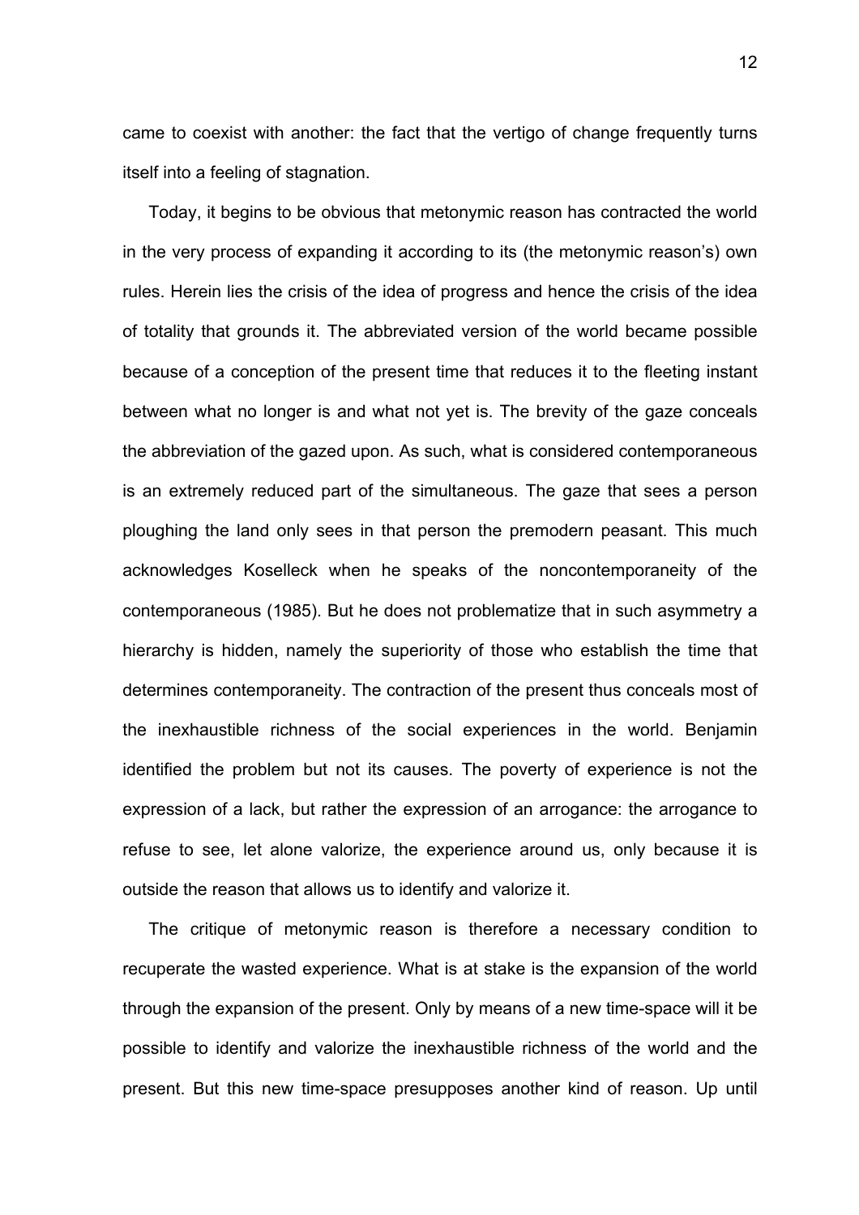came to coexist with another: the fact that the vertigo of change frequently turns itself into a feeling of stagnation.

Today, it begins to be obvious that metonymic reason has contracted the world in the very process of expanding it according to its (the metonymic reason's) own rules. Herein lies the crisis of the idea of progress and hence the crisis of the idea of totality that grounds it. The abbreviated version of the world became possible because of a conception of the present time that reduces it to the fleeting instant between what no longer is and what not yet is. The brevity of the gaze conceals the abbreviation of the gazed upon. As such, what is considered contemporaneous is an extremely reduced part of the simultaneous. The gaze that sees a person ploughing the land only sees in that person the premodern peasant. This much acknowledges Koselleck when he speaks of the noncontemporaneity of the contemporaneous (1985). But he does not problematize that in such asymmetry a hierarchy is hidden, namely the superiority of those who establish the time that determines contemporaneity. The contraction of the present thus conceals most of the inexhaustible richness of the social experiences in the world. Benjamin identified the problem but not its causes. The poverty of experience is not the expression of a lack, but rather the expression of an arrogance: the arrogance to refuse to see, let alone valorize, the experience around us, only because it is outside the reason that allows us to identify and valorize it.

The critique of metonymic reason is therefore a necessary condition to recuperate the wasted experience. What is at stake is the expansion of the world through the expansion of the present. Only by means of a new time-space will it be possible to identify and valorize the inexhaustible richness of the world and the present. But this new time-space presupposes another kind of reason. Up until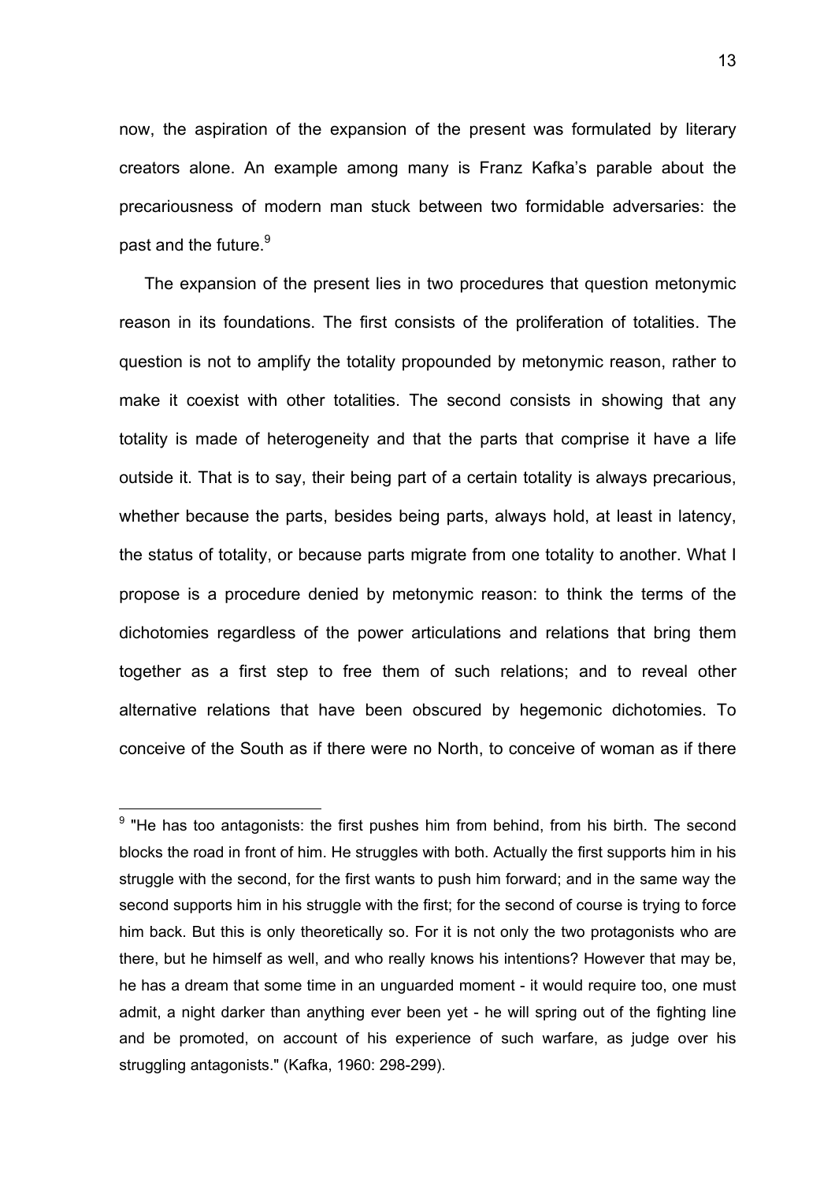now, the aspiration of the expansion of the present was formulated by literary creators alone. An example among many is Franz Kafka's parable about the precariousness of modern man stuck between two formidable adversaries: the past and the future.[9]

The expansion of the present lies in two procedures that question metonymic reason in its foundations. The first consists of the proliferation of totalities. The question is not to amplify the totality propounded by metonymic reason, rather to make it coexist with other totalities. The second consists in showing that any totality is made of heterogeneity and that the parts that comprise it have a life outside it. That is to say, their being part of a certain totality is always precarious, whether because the parts, besides being parts, always hold, at least in latency, the status of totality, or because parts migrate from one totality to another. What I propose is a procedure denied by metonymic reason: to think the terms of the dichotomies regardless of the power articulations and relations that bring them together as a first step to free them of such relations; and to reveal other alternative relations that have been obscured by hegemonic dichotomies. To conceive of the South as if there were no North, to conceive of woman as if there

---

[9] "He has too antagonists: the first pushes him from behind, from his birth. The second blocks the road in front of him. He struggles with both. Actually the first supports him in his struggle with the second, for the first wants to push him forward; and in the same way the second supports him in his struggle with the first; for the second of course is trying to force him back. But this is only theoretically so. For it is not only the two protagonists who are there, but he himself as well, and who really knows his intentions? However that may be, he has a dream that some time in an unguarded moment - it would require too, one must admit, a night darker than anything ever been yet - he will spring out of the fighting line and be promoted, on account of his experience of such warfare, as judge over his struggling antagonists." (Kafka, 1960: 298-299).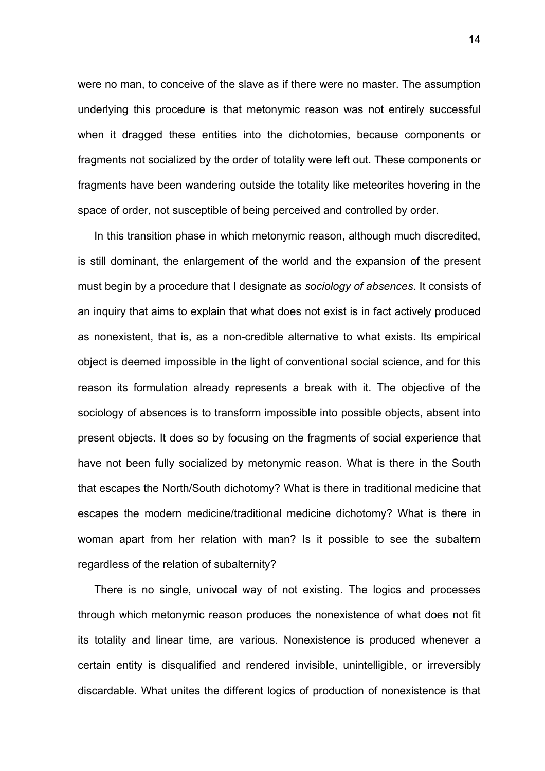were no man, to conceive of the slave as if there were no master. The assumption underlying this procedure is that metonymic reason was not entirely successful when it dragged these entities into the dichotomies, because components or fragments not socialized by the order of totality were left out. These components or fragments have been wandering outside the totality like meteorites hovering in the space of order, not susceptible of being perceived and controlled by order.

In this transition phase in which metonymic reason, although much discredited, is still dominant, the enlargement of the world and the expansion of the present must begin by a procedure that I designate as *sociology of absences*. It consists of an inquiry that aims to explain that what does not exist is in fact actively produced as nonexistent, that is, as a non-credible alternative to what exists. Its empirical object is deemed impossible in the light of conventional social science, and for this reason its formulation already represents a break with it. The objective of the sociology of absences is to transform impossible into possible objects, absent into present objects. It does so by focusing on the fragments of social experience that have not been fully socialized by metonymic reason. What is there in the South that escapes the North/South dichotomy? What is there in traditional medicine that escapes the modern medicine/traditional medicine dichotomy? What is there in woman apart from her relation with man? Is it possible to see the subaltern regardless of the relation of subalternity?

There is no single, univocal way of not existing. The logics and processes through which metonymic reason produces the nonexistence of what does not fit its totality and linear time, are various. Nonexistence is produced whenever a certain entity is disqualified and rendered invisible, unintelligible, or irreversibly discardable. What unites the different logics of production of nonexistence is that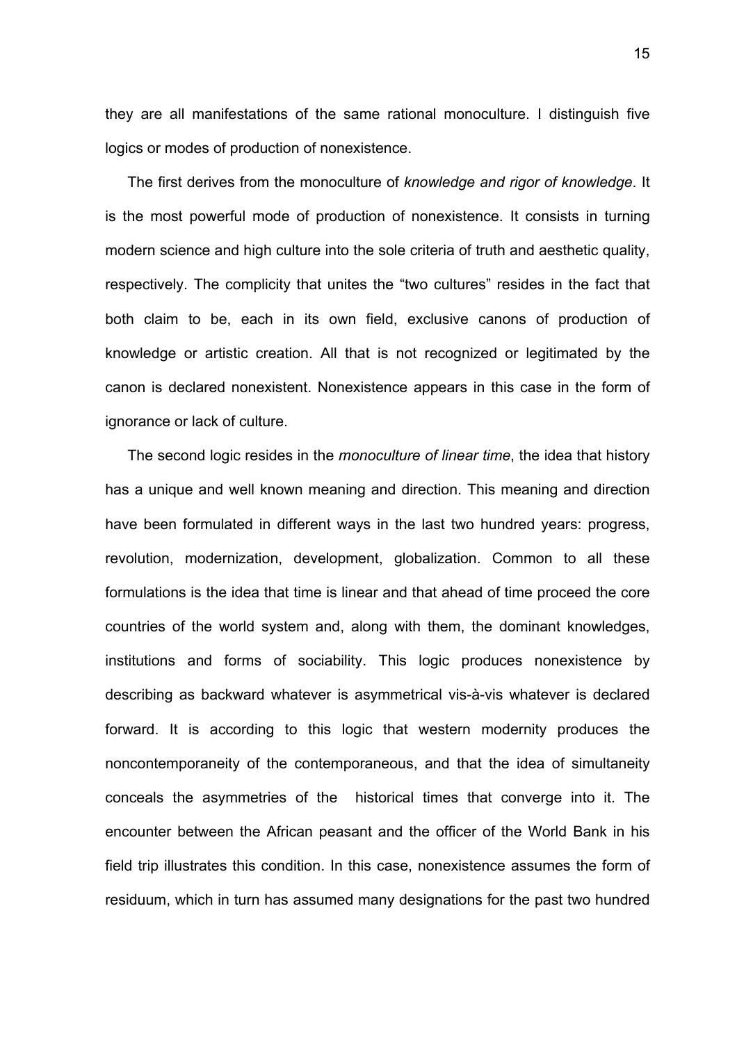they are all manifestations of the same rational monoculture. I distinguish five logics or modes of production of nonexistence.

The first derives from the monoculture of *knowledge and rigor of knowledge*. It is the most powerful mode of production of nonexistence. It consists in turning modern science and high culture into the sole criteria of truth and aesthetic quality, respectively. The complicity that unites the "two cultures" resides in the fact that both claim to be, each in its own field, exclusive canons of production of knowledge or artistic creation. All that is not recognized or legitimated by the canon is declared nonexistent. Nonexistence appears in this case in the form of ignorance or lack of culture.

The second logic resides in the *monoculture of linear time*, the idea that history has a unique and well known meaning and direction. This meaning and direction have been formulated in different ways in the last two hundred years: progress, revolution, modernization, development, globalization. Common to all these formulations is the idea that time is linear and that ahead of time proceed the core countries of the world system and, along with them, the dominant knowledges, institutions and forms of sociability. This logic produces nonexistence by describing as backward whatever is asymmetrical vis-à-vis whatever is declared forward. It is according to this logic that western modernity produces the noncontemporaneity of the contemporaneous, and that the idea of simultaneity conceals the asymmetries of the historical times that converge into it. The encounter between the African peasant and the officer of the World Bank in his field trip illustrates this condition. In this case, nonexistence assumes the form of residuum, which in turn has assumed many designations for the past two hundred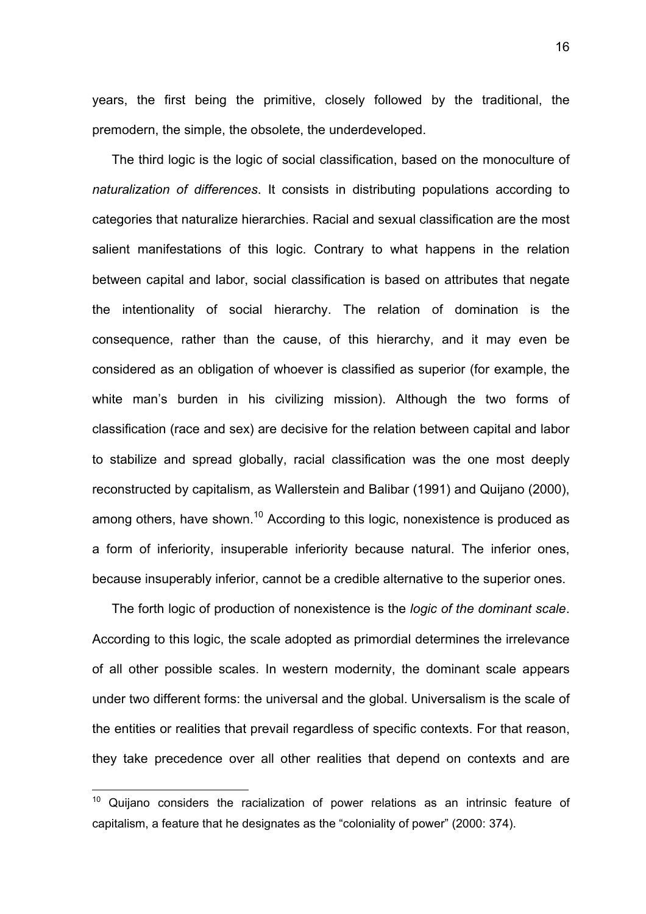years, the first being the primitive, closely followed by the traditional, the premodern, the simple, the obsolete, the underdeveloped.

The third logic is the logic of social classification, based on the monoculture of *naturalization of differences*. It consists in distributing populations according to categories that naturalize hierarchies. Racial and sexual classification are the most salient manifestations of this logic. Contrary to what happens in the relation between capital and labor, social classification is based on attributes that negate the intentionality of social hierarchy. The relation of domination is the consequence, rather than the cause, of this hierarchy, and it may even be considered as an obligation of whoever is classified as superior (for example, the white man's burden in his civilizing mission). Although the two forms of classification (race and sex) are decisive for the relation between capital and labor to stabilize and spread globally, racial classification was the one most deeply reconstructed by capitalism, as Wallerstein and Balibar (1991) and Quijano (2000), among others, have shown.[10] According to this logic, nonexistence is produced as a form of inferiority, insuperable inferiority because natural. The inferior ones, because insuperably inferior, cannot be a credible alternative to the superior ones.

The forth logic of production of nonexistence is the *logic of the dominant scale*. According to this logic, the scale adopted as primordial determines the irrelevance of all other possible scales. In western modernity, the dominant scale appears under two different forms: the universal and the global. Universalism is the scale of the entities or realities that prevail regardless of specific contexts. For that reason, they take precedence over all other realities that depend on contexts and are

[10] Quijano considers the racialization of power relations as an intrinsic feature of capitalism, a feature that he designates as the "coloniality of power" (2000: 374).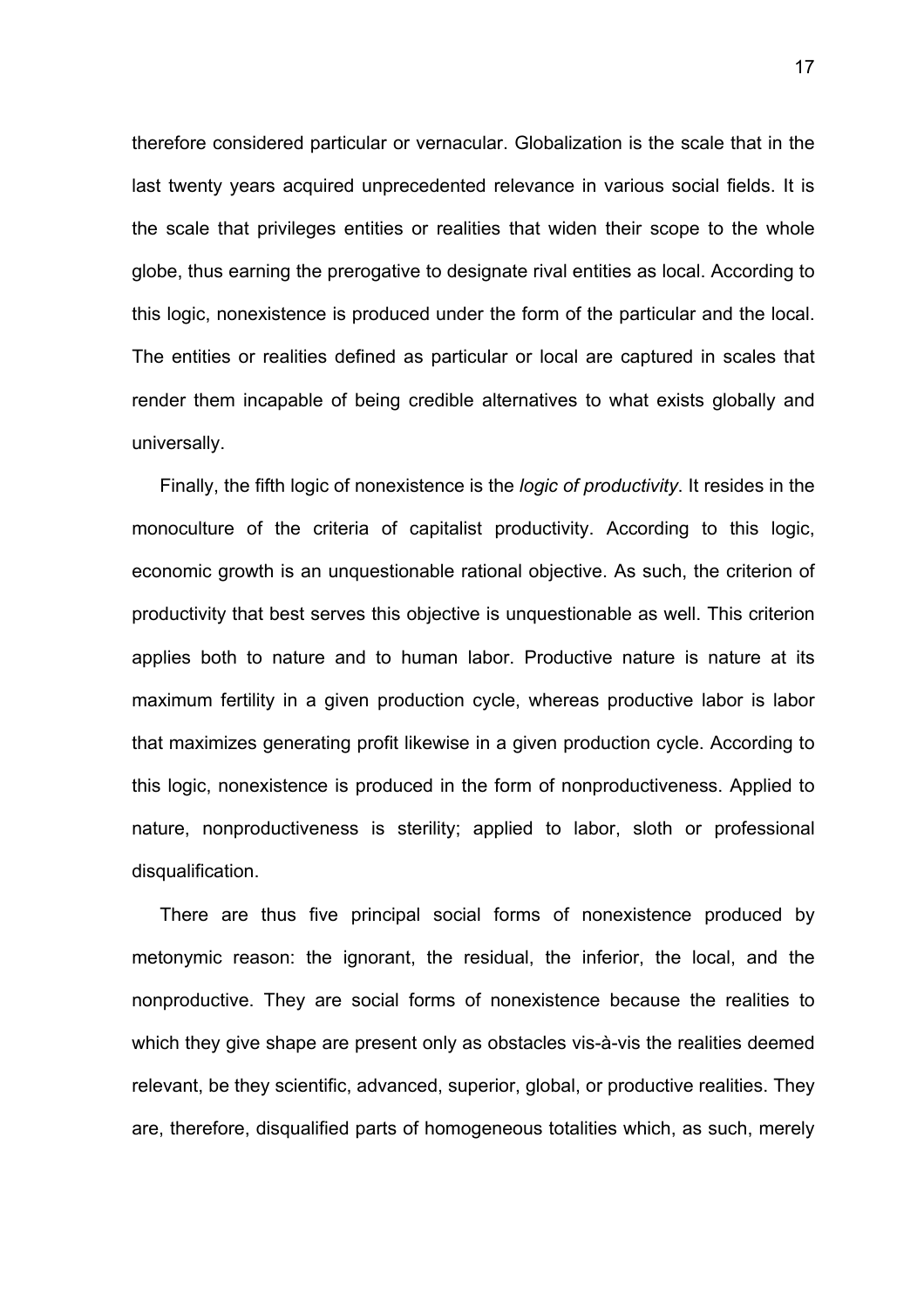therefore considered particular or vernacular. Globalization is the scale that in the last twenty years acquired unprecedented relevance in various social fields. It is the scale that privileges entities or realities that widen their scope to the whole globe, thus earning the prerogative to designate rival entities as local. According to this logic, nonexistence is produced under the form of the particular and the local. The entities or realities defined as particular or local are captured in scales that render them incapable of being credible alternatives to what exists globally and universally.

Finally, the fifth logic of nonexistence is the *logic of productivity*. It resides in the monoculture of the criteria of capitalist productivity. According to this logic, economic growth is an unquestionable rational objective. As such, the criterion of productivity that best serves this objective is unquestionable as well. This criterion applies both to nature and to human labor. Productive nature is nature at its maximum fertility in a given production cycle, whereas productive labor is labor that maximizes generating profit likewise in a given production cycle. According to this logic, nonexistence is produced in the form of nonproductiveness. Applied to nature, nonproductiveness is sterility; applied to labor, sloth or professional disqualification.

There are thus five principal social forms of nonexistence produced by metonymic reason: the ignorant, the residual, the inferior, the local, and the nonproductive. They are social forms of nonexistence because the realities to which they give shape are present only as obstacles vis-à-vis the realities deemed relevant, be they scientific, advanced, superior, global, or productive realities. They are, therefore, disqualified parts of homogeneous totalities which, as such, merely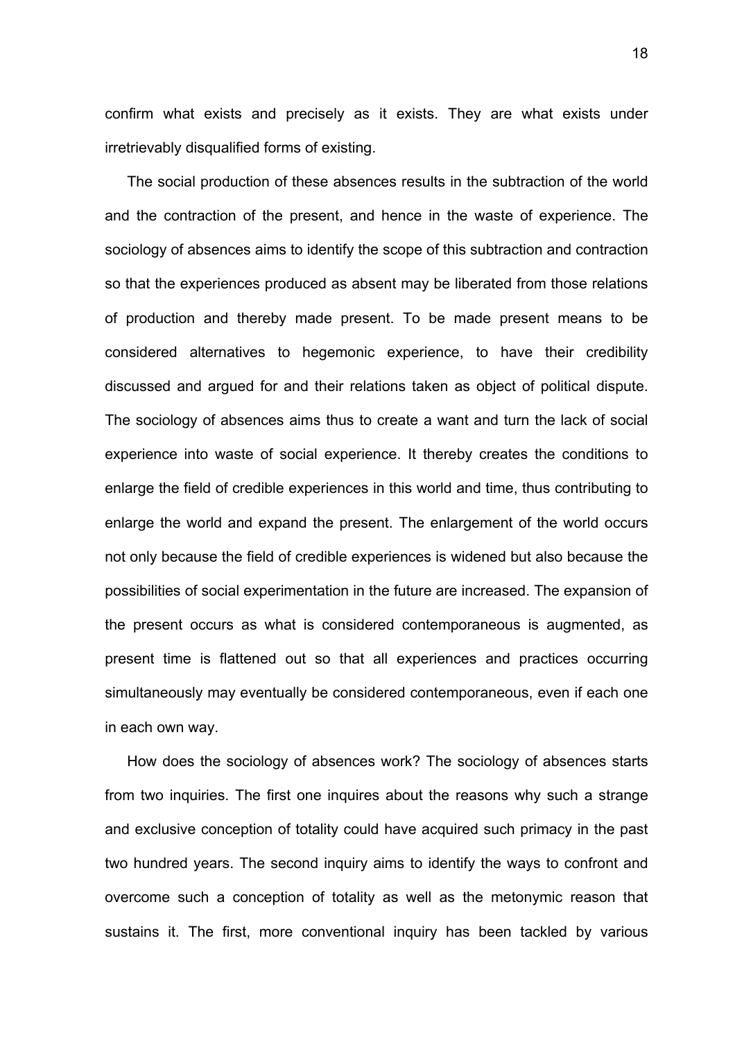confirm what exists and precisely as it exists. They are what exists under irretrievably disqualified forms of existing.

The social production of these absences results in the subtraction of the world and the contraction of the present, and hence in the waste of experience. The sociology of absences aims to identify the scope of this subtraction and contraction so that the experiences produced as absent may be liberated from those relations of production and thereby made present. To be made present means to be considered alternatives to hegemonic experience, to have their credibility discussed and argued for and their relations taken as object of political dispute. The sociology of absences aims thus to create a want and turn the lack of social experience into waste of social experience. It thereby creates the conditions to enlarge the field of credible experiences in this world and time, thus contributing to enlarge the world and expand the present. The enlargement of the world occurs not only because the field of credible experiences is widened but also because the possibilities of social experimentation in the future are increased. The expansion of the present occurs as what is considered contemporaneous is augmented, as present time is flattened out so that all experiences and practices occurring simultaneously may eventually be considered contemporaneous, even if each one in each own way.

How does the sociology of absences work? The sociology of absences starts from two inquiries. The first one inquires about the reasons why such a strange and exclusive conception of totality could have acquired such primacy in the past two hundred years. The second inquiry aims to identify the ways to confront and overcome such a conception of totality as well as the metonymic reason that sustains it. The first, more conventional inquiry has been tackled by various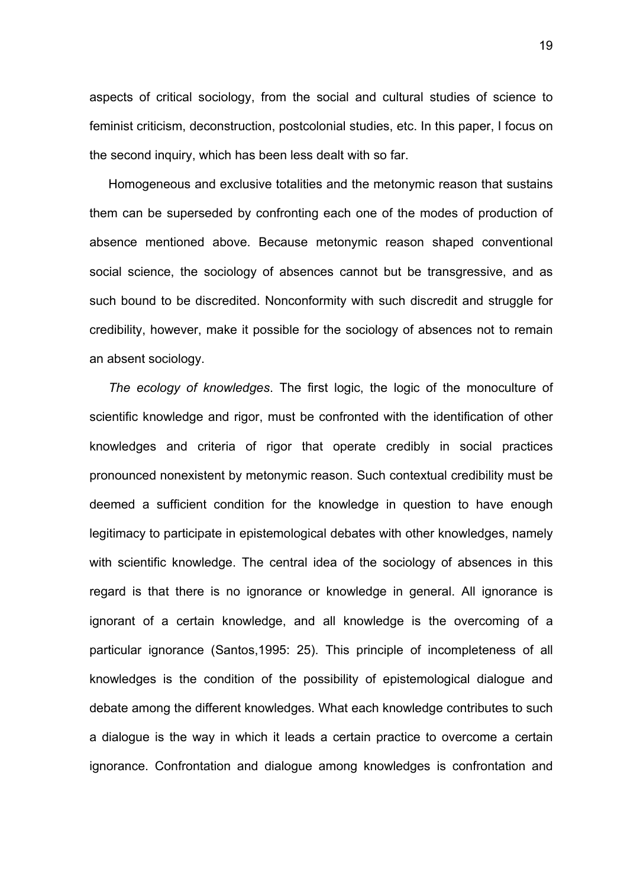aspects of critical sociology, from the social and cultural studies of science to feminist criticism, deconstruction, postcolonial studies, etc. In this paper, I focus on the second inquiry, which has been less dealt with so far.

Homogeneous and exclusive totalities and the metonymic reason that sustains them can be superseded by confronting each one of the modes of production of absence mentioned above. Because metonymic reason shaped conventional social science, the sociology of absences cannot but be transgressive, and as such bound to be discredited. Nonconformity with such discredit and struggle for credibility, however, make it possible for the sociology of absences not to remain an absent sociology.

*The ecology of knowledges*. The first logic, the logic of the monoculture of scientific knowledge and rigor, must be confronted with the identification of other knowledges and criteria of rigor that operate credibly in social practices pronounced nonexistent by metonymic reason. Such contextual credibility must be deemed a sufficient condition for the knowledge in question to have enough legitimacy to participate in epistemological debates with other knowledges, namely with scientific knowledge. The central idea of the sociology of absences in this regard is that there is no ignorance or knowledge in general. All ignorance is ignorant of a certain knowledge, and all knowledge is the overcoming of a particular ignorance (Santos,1995: 25). This principle of incompleteness of all knowledges is the condition of the possibility of epistemological dialogue and debate among the different knowledges. What each knowledge contributes to such a dialogue is the way in which it leads a certain practice to overcome a certain ignorance. Confrontation and dialogue among knowledges is confrontation and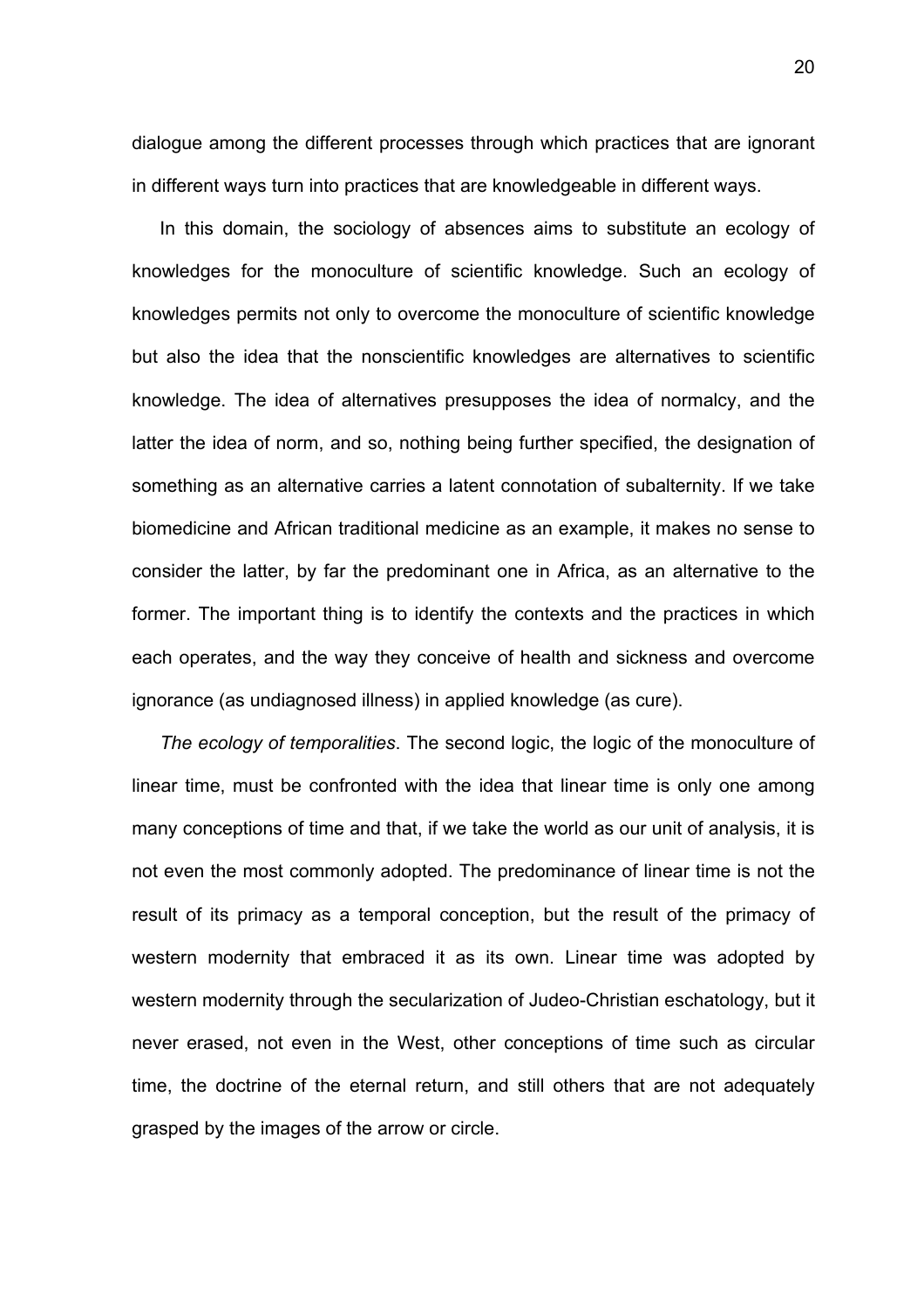dialogue among the different processes through which practices that are ignorant in different ways turn into practices that are knowledgeable in different ways.

In this domain, the sociology of absences aims to substitute an ecology of knowledges for the monoculture of scientific knowledge. Such an ecology of knowledges permits not only to overcome the monoculture of scientific knowledge but also the idea that the nonscientific knowledges are alternatives to scientific knowledge. The idea of alternatives presupposes the idea of normalcy, and the latter the idea of norm, and so, nothing being further specified, the designation of something as an alternative carries a latent connotation of subalternity. If we take biomedicine and African traditional medicine as an example, it makes no sense to consider the latter, by far the predominant one in Africa, as an alternative to the former. The important thing is to identify the contexts and the practices in which each operates, and the way they conceive of health and sickness and overcome ignorance (as undiagnosed illness) in applied knowledge (as cure).

*The ecology of temporalities*. The second logic, the logic of the monoculture of linear time, must be confronted with the idea that linear time is only one among many conceptions of time and that, if we take the world as our unit of analysis, it is not even the most commonly adopted. The predominance of linear time is not the result of its primacy as a temporal conception, but the result of the primacy of western modernity that embraced it as its own. Linear time was adopted by western modernity through the secularization of Judeo-Christian eschatology, but it never erased, not even in the West, other conceptions of time such as circular time, the doctrine of the eternal return, and still others that are not adequately grasped by the images of the arrow or circle.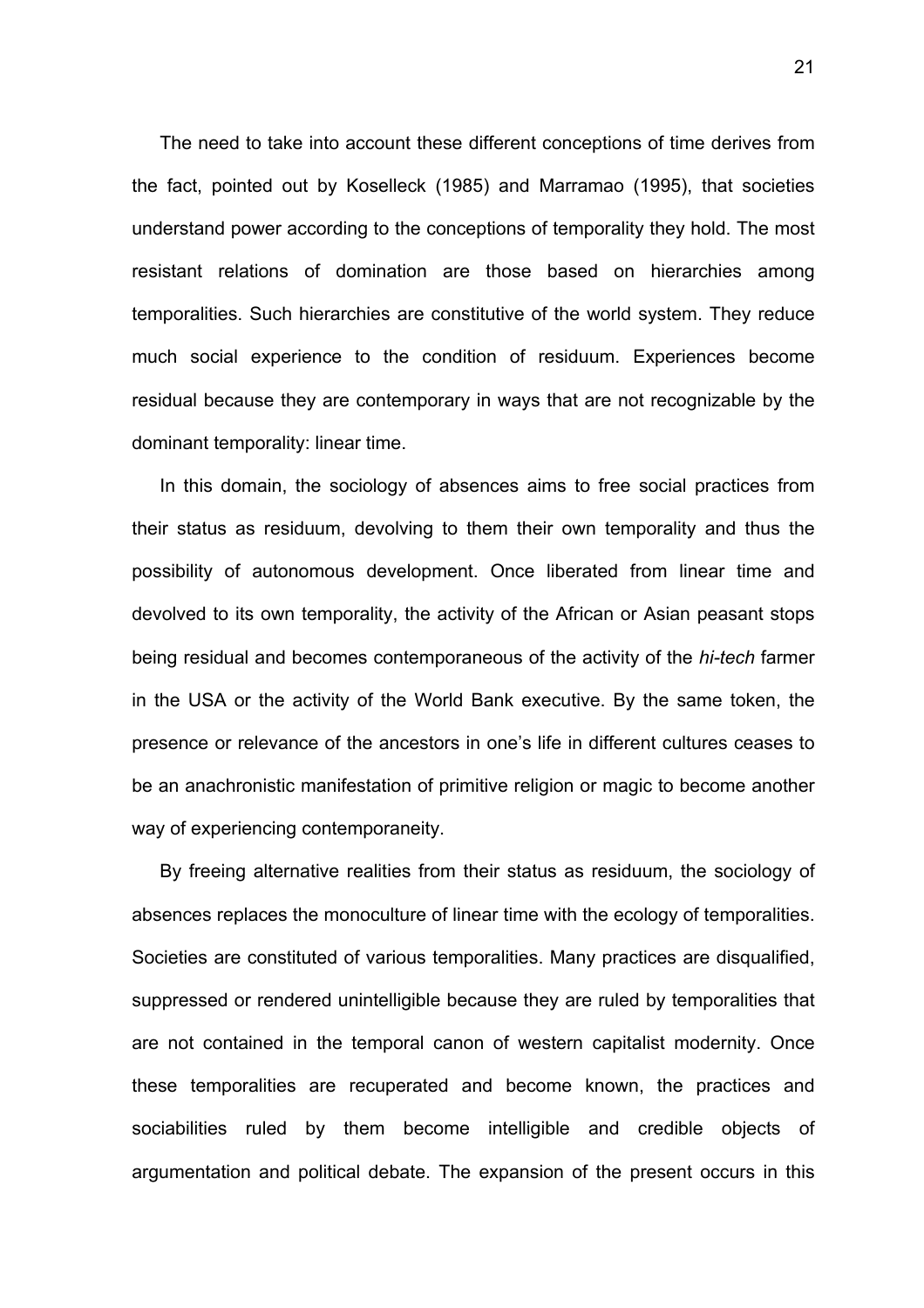The need to take into account these different conceptions of time derives from the fact, pointed out by Koselleck (1985) and Marramao (1995), that societies understand power according to the conceptions of temporality they hold. The most resistant relations of domination are those based on hierarchies among temporalities. Such hierarchies are constitutive of the world system. They reduce much social experience to the condition of residuum. Experiences become residual because they are contemporary in ways that are not recognizable by the dominant temporality: linear time.

In this domain, the sociology of absences aims to free social practices from their status as residuum, devolving to them their own temporality and thus the possibility of autonomous development. Once liberated from linear time and devolved to its own temporality, the activity of the African or Asian peasant stops being residual and becomes contemporaneous of the activity of the *hi-tech* farmer in the USA or the activity of the World Bank executive. By the same token, the presence or relevance of the ancestors in one's life in different cultures ceases to be an anachronistic manifestation of primitive religion or magic to become another way of experiencing contemporaneity.

By freeing alternative realities from their status as residuum, the sociology of absences replaces the monoculture of linear time with the ecology of temporalities. Societies are constituted of various temporalities. Many practices are disqualified, suppressed or rendered unintelligible because they are ruled by temporalities that are not contained in the temporal canon of western capitalist modernity. Once these temporalities are recuperated and become known, the practices and sociabilities ruled by them become intelligible and credible objects of argumentation and political debate. The expansion of the present occurs in this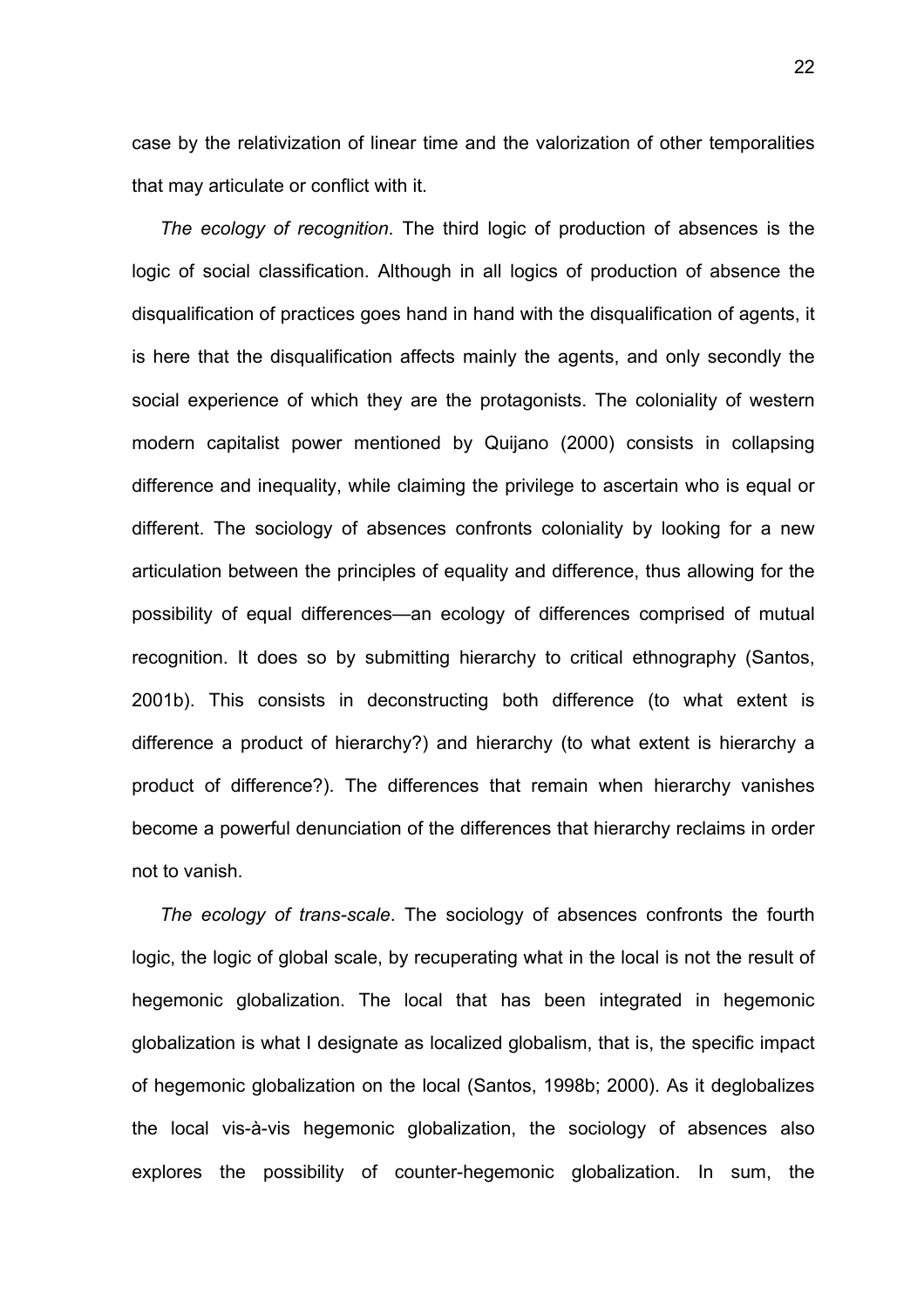case by the relativization of linear time and the valorization of other temporalities that may articulate or conflict with it.

*The ecology of recognition*. The third logic of production of absences is the logic of social classification. Although in all logics of production of absence the disqualification of practices goes hand in hand with the disqualification of agents, it is here that the disqualification affects mainly the agents, and only secondly the social experience of which they are the protagonists. The coloniality of western modern capitalist power mentioned by Quijano (2000) consists in collapsing difference and inequality, while claiming the privilege to ascertain who is equal or different. The sociology of absences confronts coloniality by looking for a new articulation between the principles of equality and difference, thus allowing for the possibility of equal differences—an ecology of differences comprised of mutual recognition. It does so by submitting hierarchy to critical ethnography (Santos, 2001b). This consists in deconstructing both difference (to what extent is difference a product of hierarchy?) and hierarchy (to what extent is hierarchy a product of difference?). The differences that remain when hierarchy vanishes become a powerful denunciation of the differences that hierarchy reclaims in order not to vanish.

*The ecology of trans-scale*. The sociology of absences confronts the fourth logic, the logic of global scale, by recuperating what in the local is not the result of hegemonic globalization. The local that has been integrated in hegemonic globalization is what I designate as localized globalism, that is, the specific impact of hegemonic globalization on the local (Santos, 1998b; 2000). As it deglobalizes the local vis-à-vis hegemonic globalization, the sociology of absences also explores the possibility of counter-hegemonic globalization. In sum, the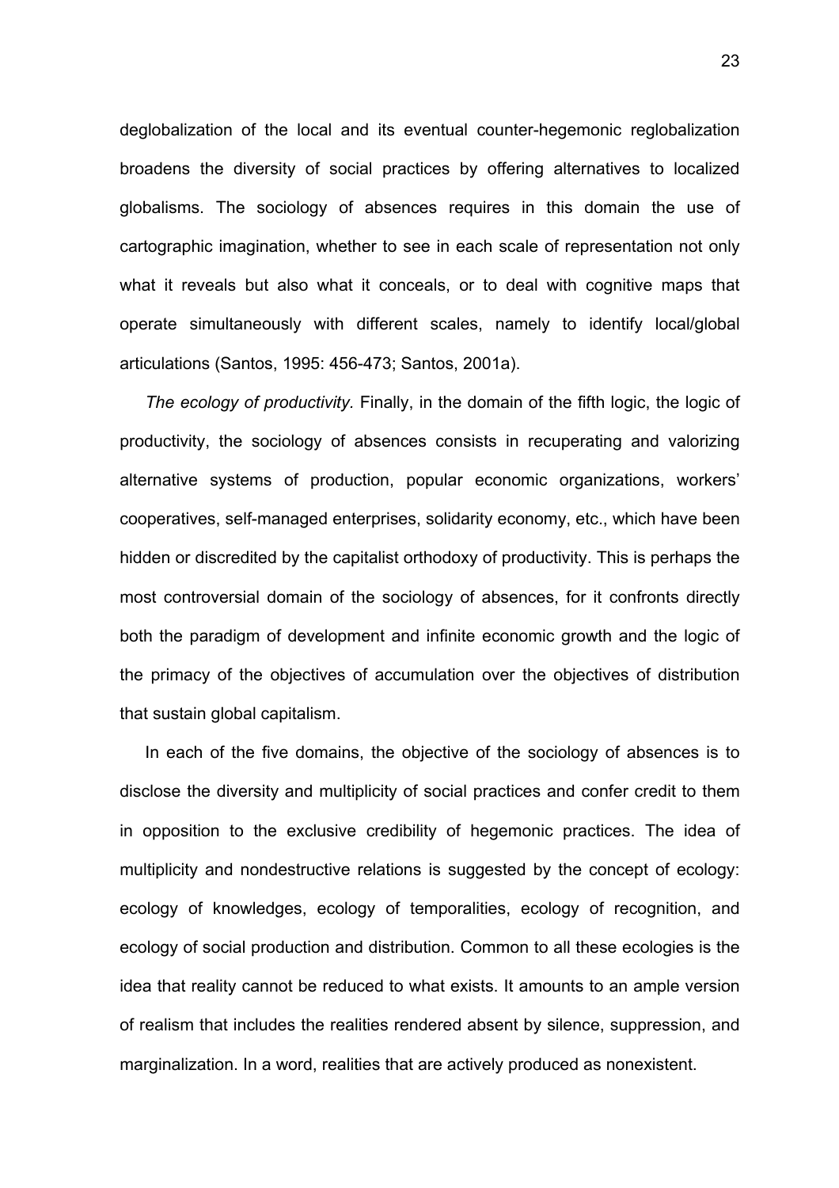deglobalization of the local and its eventual counter-hegemonic reglobalization broadens the diversity of social practices by offering alternatives to localized globalisms. The sociology of absences requires in this domain the use of cartographic imagination, whether to see in each scale of representation not only what it reveals but also what it conceals, or to deal with cognitive maps that operate simultaneously with different scales, namely to identify local/global articulations (Santos, 1995: 456-473; Santos, 2001a).

*The ecology of productivity*. Finally, in the domain of the fifth logic, the logic of productivity, the sociology of absences consists in recuperating and valorizing alternative systems of production, popular economic organizations, workers' cooperatives, self-managed enterprises, solidarity economy, etc., which have been hidden or discredited by the capitalist orthodoxy of productivity. This is perhaps the most controversial domain of the sociology of absences, for it confronts directly both the paradigm of development and infinite economic growth and the logic of the primacy of the objectives of accumulation over the objectives of distribution that sustain global capitalism.

In each of the five domains, the objective of the sociology of absences is to disclose the diversity and multiplicity of social practices and confer credit to them in opposition to the exclusive credibility of hegemonic practices. The idea of multiplicity and nondestructive relations is suggested by the concept of ecology: ecology of knowledges, ecology of temporalities, ecology of recognition, and ecology of social production and distribution. Common to all these ecologies is the idea that reality cannot be reduced to what exists. It amounts to an ample version of realism that includes the realities rendered absent by silence, suppression, and marginalization. In a word, realities that are actively produced as nonexistent.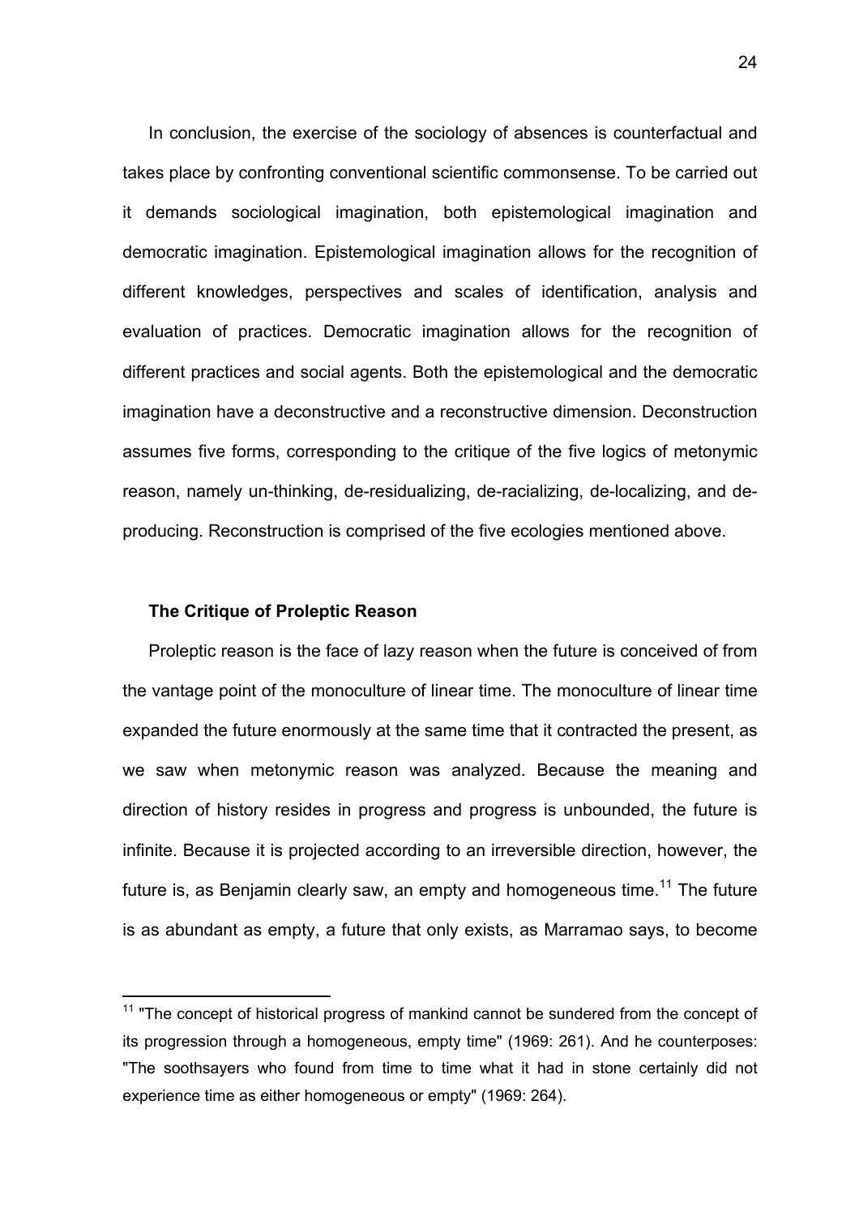In conclusion, the exercise of the sociology of absences is counterfactual and takes place by confronting conventional scientific commonsense. To be carried out it demands sociological imagination, both epistemological imagination and democratic imagination. Epistemological imagination allows for the recognition of different knowledges, perspectives and scales of identification, analysis and evaluation of practices. Democratic imagination allows for the recognition of different practices and social agents. Both the epistemological and the democratic imagination have a deconstructive and a reconstructive dimension. Deconstruction assumes five forms, corresponding to the critique of the five logics of metonymic reason, namely un-thinking, de-residualizing, de-racializing, de-localizing, and de-producing. Reconstruction is comprised of the five ecologies mentioned above.

### The Critique of Proleptic Reason

Proleptic reason is the face of lazy reason when the future is conceived of from the vantage point of the monoculture of linear time. The monoculture of linear time expanded the future enormously at the same time that it contracted the present, as we saw when metonymic reason was analyzed. Because the meaning and direction of history resides in progress and progress is unbounded, the future is infinite. Because it is projected according to an irreversible direction, however, the future is, as Benjamin clearly saw, an empty and homogeneous time.[11] The future is as abundant as empty, a future that only exists, as Marramao says, to become

---

[11] "The concept of historical progress of mankind cannot be sundered from the concept of its progression through a homogeneous, empty time" (1969: 261). And he counterposes: "The soothsayers who found from time to time what it had in stone certainly did not experience time as either homogeneous or empty" (1969: 264).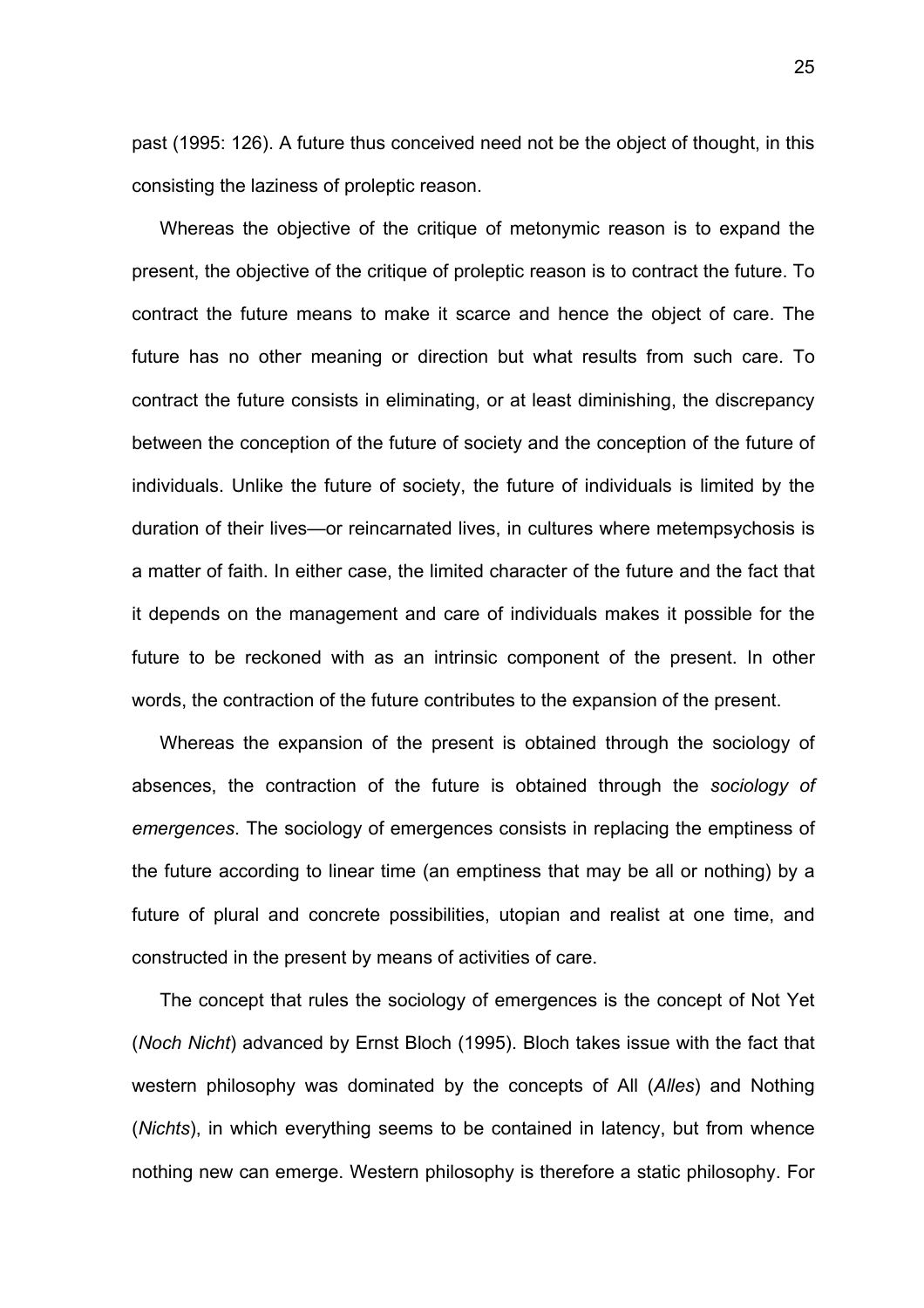past (1995: 126). A future thus conceived need not be the object of thought, in this consisting the laziness of proleptic reason.

Whereas the objective of the critique of metonymic reason is to expand the present, the objective of the critique of proleptic reason is to contract the future. To contract the future means to make it scarce and hence the object of care. The future has no other meaning or direction but what results from such care. To contract the future consists in eliminating, or at least diminishing, the discrepancy between the conception of the future of society and the conception of the future of individuals. Unlike the future of society, the future of individuals is limited by the duration of their lives—or reincarnated lives, in cultures where metempsychosis is a matter of faith. In either case, the limited character of the future and the fact that it depends on the management and care of individuals makes it possible for the future to be reckoned with as an intrinsic component of the present. In other words, the contraction of the future contributes to the expansion of the present.

Whereas the expansion of the present is obtained through the sociology of absences, the contraction of the future is obtained through the *sociology of emergences*. The sociology of emergences consists in replacing the emptiness of the future according to linear time (an emptiness that may be all or nothing) by a future of plural and concrete possibilities, utopian and realist at one time, and constructed in the present by means of activities of care.

The concept that rules the sociology of emergences is the concept of Not Yet (*Noch Nicht*) advanced by Ernst Bloch (1995). Bloch takes issue with the fact that western philosophy was dominated by the concepts of All (*Alles*) and Nothing (*Nichts*), in which everything seems to be contained in latency, but from whence nothing new can emerge. Western philosophy is therefore a static philosophy. For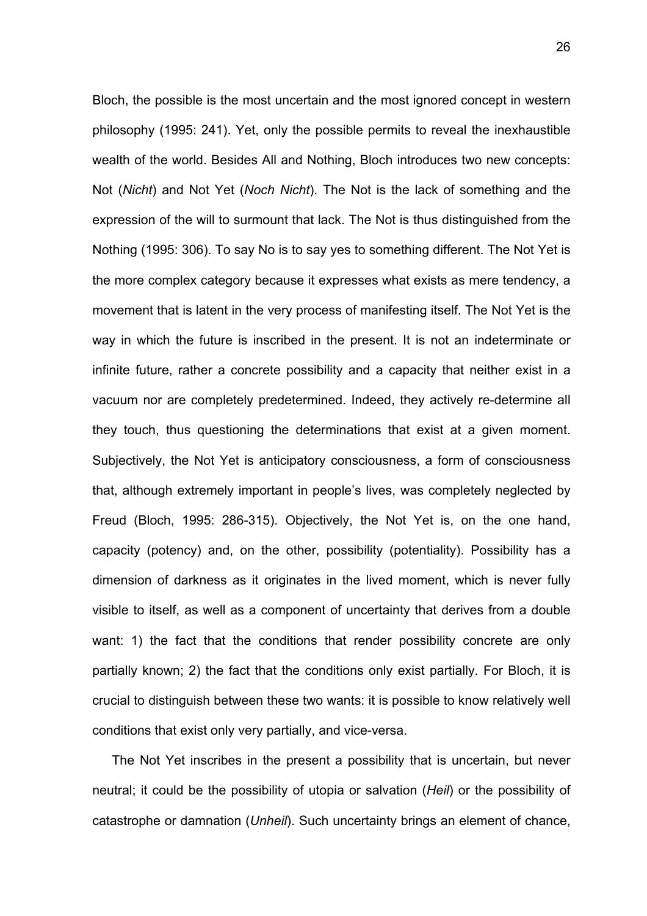Bloch, the possible is the most uncertain and the most ignored concept in western philosophy (1995: 241). Yet, only the possible permits to reveal the inexhaustible wealth of the world. Besides All and Nothing, Bloch introduces two new concepts: Not (*Nicht*) and Not Yet (*Noch Nicht*). The Not is the lack of something and the expression of the will to surmount that lack. The Not is thus distinguished from the Nothing (1995: 306). To say No is to say yes to something different. The Not Yet is the more complex category because it expresses what exists as mere tendency, a movement that is latent in the very process of manifesting itself. The Not Yet is the way in which the future is inscribed in the present. It is not an indeterminate or infinite future, rather a concrete possibility and a capacity that neither exist in a vacuum nor are completely predetermined. Indeed, they actively re-determine all they touch, thus questioning the determinations that exist at a given moment. Subjectively, the Not Yet is anticipatory consciousness, a form of consciousness that, although extremely important in people's lives, was completely neglected by Freud (Bloch, 1995: 286-315). Objectively, the Not Yet is, on the one hand, capacity (potency) and, on the other, possibility (potentiality). Possibility has a dimension of darkness as it originates in the lived moment, which is never fully visible to itself, as well as a component of uncertainty that derives from a double want: 1) the fact that the conditions that render possibility concrete are only partially known; 2) the fact that the conditions only exist partially. For Bloch, it is crucial to distinguish between these two wants: it is possible to know relatively well conditions that exist only very partially, and vice-versa.

The Not Yet inscribes in the present a possibility that is uncertain, but never neutral; it could be the possibility of utopia or salvation (*Heil*) or the possibility of catastrophe or damnation (*Unheil*). Such uncertainty brings an element of chance,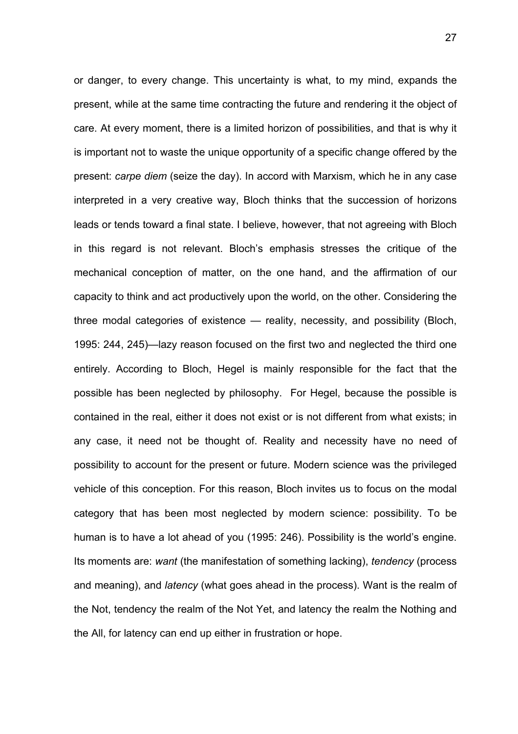or danger, to every change. This uncertainty is what, to my mind, expands the present, while at the same time contracting the future and rendering it the object of care. At every moment, there is a limited horizon of possibilities, and that is why it is important not to waste the unique opportunity of a specific change offered by the present: *carpe diem* (seize the day). In accord with Marxism, which he in any case interpreted in a very creative way, Bloch thinks that the succession of horizons leads or tends toward a final state. I believe, however, that not agreeing with Bloch in this regard is not relevant. Bloch's emphasis stresses the critique of the mechanical conception of matter, on the one hand, and the affirmation of our capacity to think and act productively upon the world, on the other. Considering the three modal categories of existence — reality, necessity, and possibility (Bloch, 1995: 244, 245)—lazy reason focused on the first two and neglected the third one entirely. According to Bloch, Hegel is mainly responsible for the fact that the possible has been neglected by philosophy. For Hegel, because the possible is contained in the real, either it does not exist or is not different from what exists; in any case, it need not be thought of. Reality and necessity have no need of possibility to account for the present or future. Modern science was the privileged vehicle of this conception. For this reason, Bloch invites us to focus on the modal category that has been most neglected by modern science: possibility. To be human is to have a lot ahead of you (1995: 246). Possibility is the world's engine. Its moments are: *want* (the manifestation of something lacking), *tendency* (process and meaning), and *latency* (what goes ahead in the process). Want is the realm of the Not, tendency the realm of the Not Yet, and latency the realm the Nothing and the All, for latency can end up either in frustration or hope.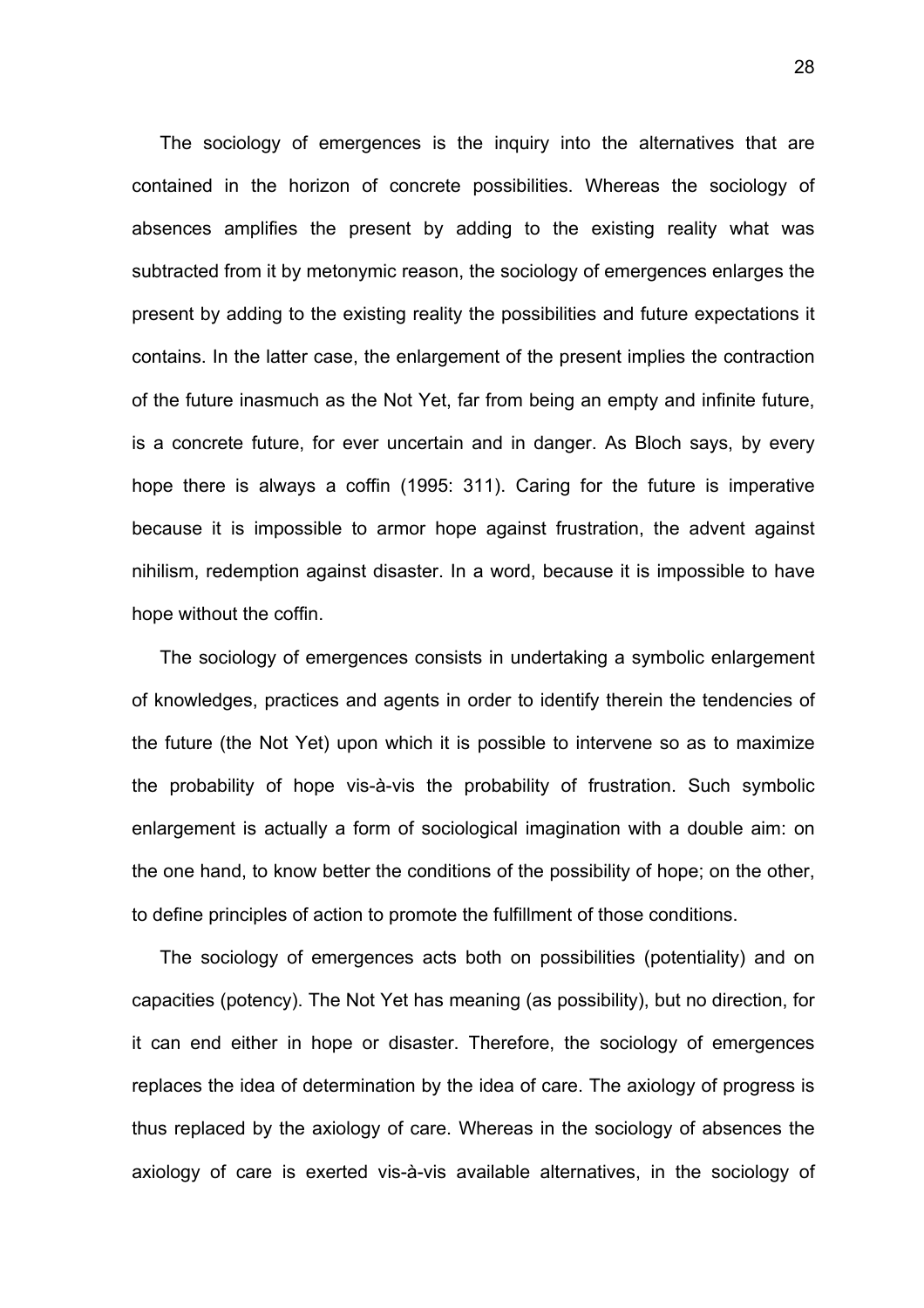The sociology of emergences is the inquiry into the alternatives that are contained in the horizon of concrete possibilities. Whereas the sociology of absences amplifies the present by adding to the existing reality what was subtracted from it by metonymic reason, the sociology of emergences enlarges the present by adding to the existing reality the possibilities and future expectations it contains. In the latter case, the enlargement of the present implies the contraction of the future inasmuch as the Not Yet, far from being an empty and infinite future, is a concrete future, for ever uncertain and in danger. As Bloch says, by every hope there is always a coffin (1995: 311). Caring for the future is imperative because it is impossible to armor hope against frustration, the advent against nihilism, redemption against disaster. In a word, because it is impossible to have hope without the coffin.

The sociology of emergences consists in undertaking a symbolic enlargement of knowledges, practices and agents in order to identify therein the tendencies of the future (the Not Yet) upon which it is possible to intervene so as to maximize the probability of hope vis-à-vis the probability of frustration. Such symbolic enlargement is actually a form of sociological imagination with a double aim: on the one hand, to know better the conditions of the possibility of hope; on the other, to define principles of action to promote the fulfillment of those conditions.

The sociology of emergences acts both on possibilities (potentiality) and on capacities (potency). The Not Yet has meaning (as possibility), but no direction, for it can end either in hope or disaster. Therefore, the sociology of emergences replaces the idea of determination by the idea of care. The axiology of progress is thus replaced by the axiology of care. Whereas in the sociology of absences the axiology of care is exerted vis-à-vis available alternatives, in the sociology of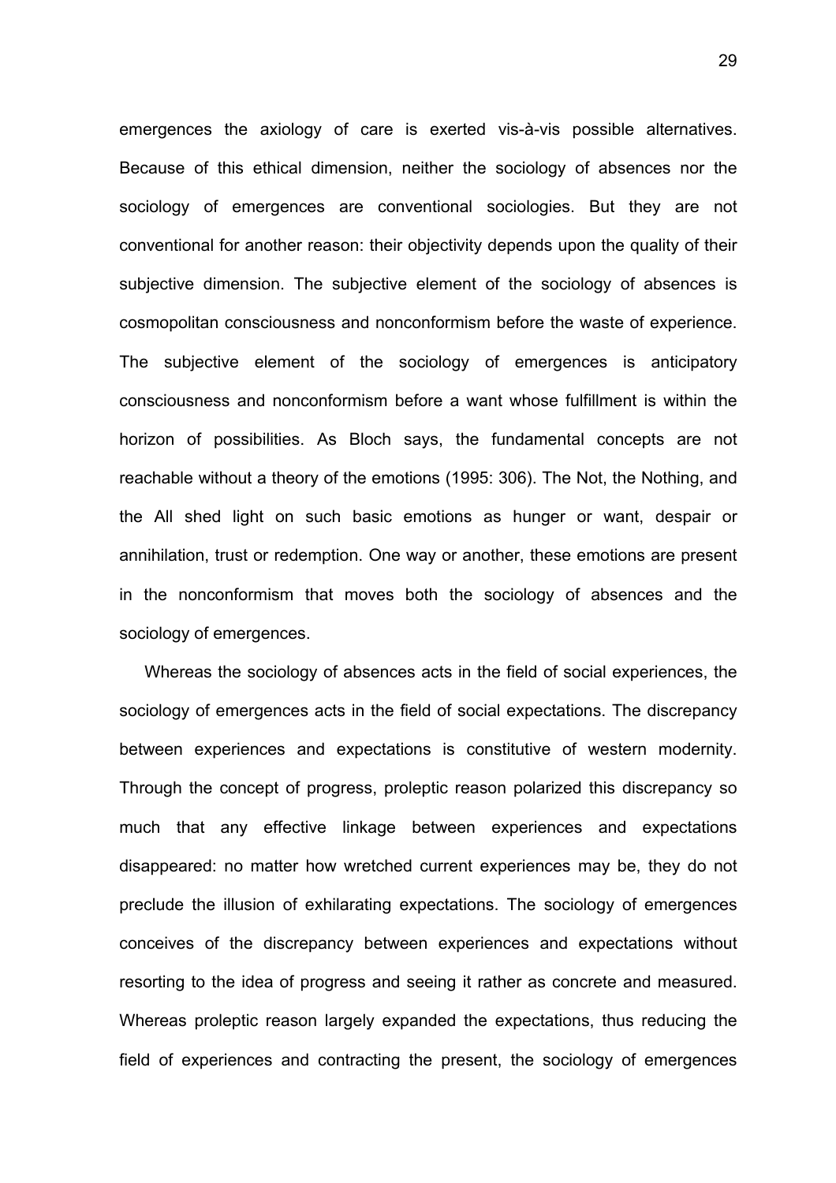emergences the axiology of care is exerted vis-à-vis possible alternatives. Because of this ethical dimension, neither the sociology of absences nor the sociology of emergences are conventional sociologies. But they are not conventional for another reason: their objectivity depends upon the quality of their subjective dimension. The subjective element of the sociology of absences is cosmopolitan consciousness and nonconformism before the waste of experience. The subjective element of the sociology of emergences is anticipatory consciousness and nonconformism before a want whose fulfillment is within the horizon of possibilities. As Bloch says, the fundamental concepts are not reachable without a theory of the emotions (1995: 306). The Not, the Nothing, and the All shed light on such basic emotions as hunger or want, despair or annihilation, trust or redemption. One way or another, these emotions are present in the nonconformism that moves both the sociology of absences and the sociology of emergences.

Whereas the sociology of absences acts in the field of social experiences, the sociology of emergences acts in the field of social expectations. The discrepancy between experiences and expectations is constitutive of western modernity. Through the concept of progress, proleptic reason polarized this discrepancy so much that any effective linkage between experiences and expectations disappeared: no matter how wretched current experiences may be, they do not preclude the illusion of exhilarating expectations. The sociology of emergences conceives of the discrepancy between experiences and expectations without resorting to the idea of progress and seeing it rather as concrete and measured. Whereas proleptic reason largely expanded the expectations, thus reducing the field of experiences and contracting the present, the sociology of emergences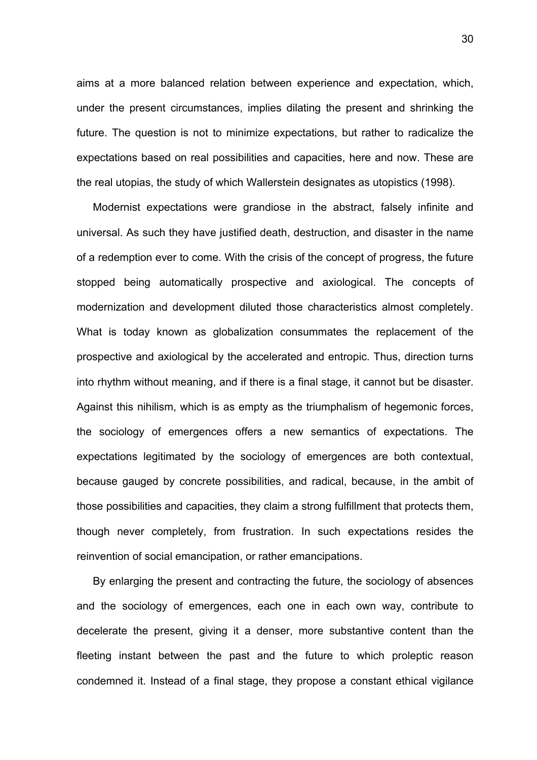aims at a more balanced relation between experience and expectation, which, under the present circumstances, implies dilating the present and shrinking the future. The question is not to minimize expectations, but rather to radicalize the expectations based on real possibilities and capacities, here and now. These are the real utopias, the study of which Wallerstein designates as utopistics (1998).

Modernist expectations were grandiose in the abstract, falsely infinite and universal. As such they have justified death, destruction, and disaster in the name of a redemption ever to come. With the crisis of the concept of progress, the future stopped being automatically prospective and axiological. The concepts of modernization and development diluted those characteristics almost completely. What is today known as globalization consummates the replacement of the prospective and axiological by the accelerated and entropic. Thus, direction turns into rhythm without meaning, and if there is a final stage, it cannot but be disaster. Against this nihilism, which is as empty as the triumphalism of hegemonic forces, the sociology of emergences offers a new semantics of expectations. The expectations legitimated by the sociology of emergences are both contextual, because gauged by concrete possibilities, and radical, because, in the ambit of those possibilities and capacities, they claim a strong fulfillment that protects them, though never completely, from frustration. In such expectations resides the reinvention of social emancipation, or rather emancipations.

By enlarging the present and contracting the future, the sociology of absences and the sociology of emergences, each one in each own way, contribute to decelerate the present, giving it a denser, more substantive content than the fleeting instant between the past and the future to which proleptic reason condemned it. Instead of a final stage, they propose a constant ethical vigilance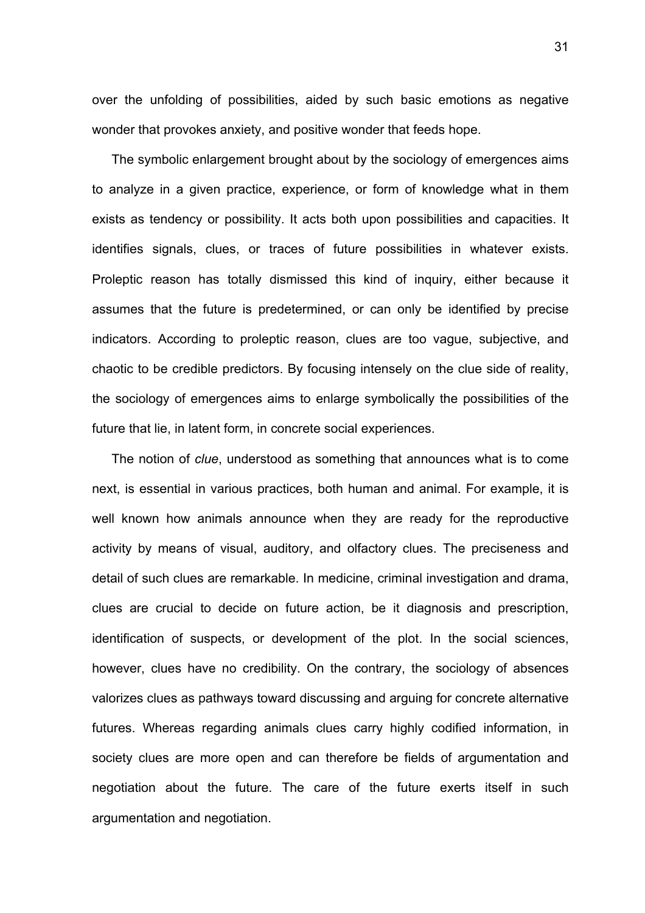over the unfolding of possibilities, aided by such basic emotions as negative wonder that provokes anxiety, and positive wonder that feeds hope.

The symbolic enlargement brought about by the sociology of emergences aims to analyze in a given practice, experience, or form of knowledge what in them exists as tendency or possibility. It acts both upon possibilities and capacities. It identifies signals, clues, or traces of future possibilities in whatever exists. Proleptic reason has totally dismissed this kind of inquiry, either because it assumes that the future is predetermined, or can only be identified by precise indicators. According to proleptic reason, clues are too vague, subjective, and chaotic to be credible predictors. By focusing intensely on the clue side of reality, the sociology of emergences aims to enlarge symbolically the possibilities of the future that lie, in latent form, in concrete social experiences.

The notion of *clue*, understood as something that announces what is to come next, is essential in various practices, both human and animal. For example, it is well known how animals announce when they are ready for the reproductive activity by means of visual, auditory, and olfactory clues. The preciseness and detail of such clues are remarkable. In medicine, criminal investigation and drama, clues are crucial to decide on future action, be it diagnosis and prescription, identification of suspects, or development of the plot. In the social sciences, however, clues have no credibility. On the contrary, the sociology of absences valorizes clues as pathways toward discussing and arguing for concrete alternative futures. Whereas regarding animals clues carry highly codified information, in society clues are more open and can therefore be fields of argumentation and negotiation about the future. The care of the future exerts itself in such argumentation and negotiation.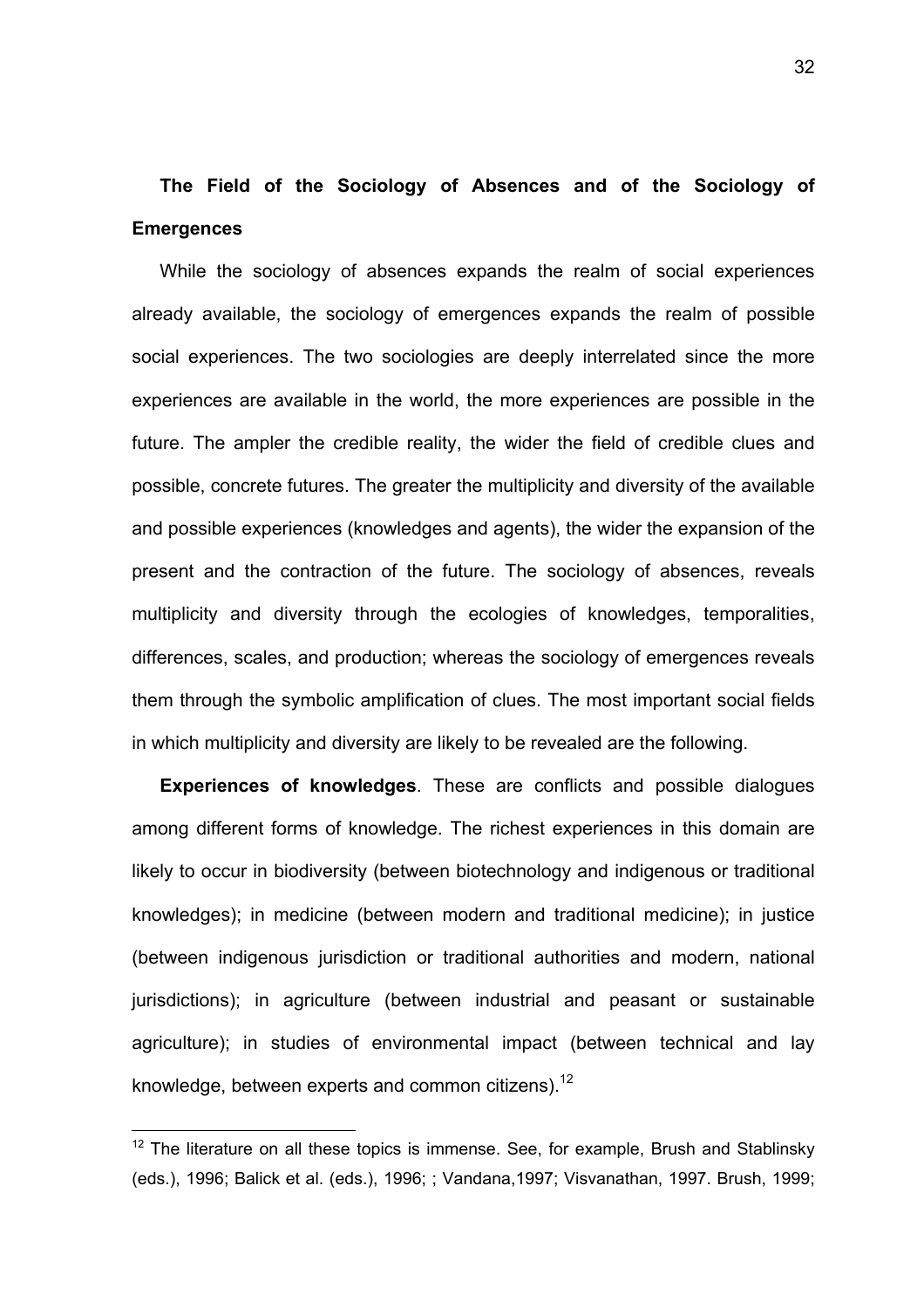## The Field of the Sociology of Absences and of the Sociology of Emergences

While the sociology of absences expands the realm of social experiences already available, the sociology of emergences expands the realm of possible social experiences. The two sociologies are deeply interrelated since the more experiences are available in the world, the more experiences are possible in the future. The ampler the credible reality, the wider the field of credible clues and possible, concrete futures. The greater the multiplicity and diversity of the available and possible experiences (knowledges and agents), the wider the expansion of the present and the contraction of the future. The sociology of absences, reveals multiplicity and diversity through the ecologies of knowledges, temporalities, differences, scales, and production; whereas the sociology of emergences reveals them through the symbolic amplification of clues. The most important social fields in which multiplicity and diversity are likely to be revealed are the following.

**Experiences of knowledges**. These are conflicts and possible dialogues among different forms of knowledge. The richest experiences in this domain are likely to occur in biodiversity (between biotechnology and indigenous or traditional knowledges); in medicine (between modern and traditional medicine); in justice (between indigenous jurisdiction or traditional authorities and modern, national jurisdictions); in agriculture (between industrial and peasant or sustainable agriculture); in studies of environmental impact (between technical and lay knowledge, between experts and common citizens).[12]

---

[12] The literature on all these topics is immense. See, for example, Brush and Stablinsky (eds.), 1996; Balick et al. (eds.), 1996; ; Vandana,1997; Visvanathan, 1997. Brush, 1999;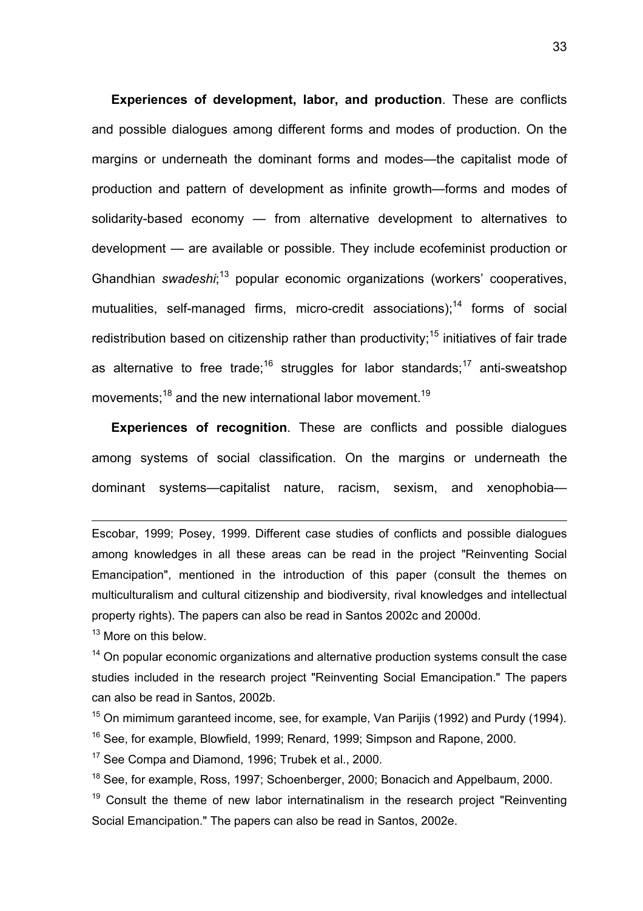**Experiences of development, labor, and production**. These are conflicts and possible dialogues among different forms and modes of production. On the margins or underneath the dominant forms and modes—the capitalist mode of production and pattern of development as infinite growth—forms and modes of solidarity-based economy — from alternative development to alternatives to development — are available or possible. They include ecofeminist production or Ghandhian *swadeshi*;[13] popular economic organizations (workers' cooperatives, mutualities, self-managed firms, micro-credit associations);[14] forms of social redistribution based on citizenship rather than productivity;[15] initiatives of fair trade as alternative to free trade;[16] struggles for labor standards;[17] anti-sweatshop movements;[18] and the new international labor movement.[19]

**Experiences of recognition**. These are conflicts and possible dialogues among systems of social classification. On the margins or underneath the dominant systems—capitalist nature, racism, sexism, and xenophobia—

---

Escobar, 1999; Posey, 1999. Different case studies of conflicts and possible dialogues among knowledges in all these areas can be read in the project "Reinventing Social Emancipation", mentioned in the introduction of this paper (consult the themes on multiculturalism and cultural citizenship and biodiversity, rival knowledges and intellectual property rights). The papers can also be read in Santos 2002c and 2000d.

[13] More on this below.

[14] On popular economic organizations and alternative production systems consult the case studies included in the research project "Reinventing Social Emancipation." The papers can also be read in Santos, 2002b.

[15] On mimimum garanteed income, see, for example, Van Parijis (1992) and Purdy (1994).

[16] See, for example, Blowfield, 1999; Renard, 1999; Simpson and Rapone, 2000.

[17] See Compa and Diamond, 1996; Trubek et al., 2000.

[18] See, for example, Ross, 1997; Schoenberger, 2000; Bonacich and Appelbaum, 2000.

[19] Consult the theme of new labor internatinalism in the research project "Reinventing Social Emancipation." The papers can also be read in Santos, 2002e.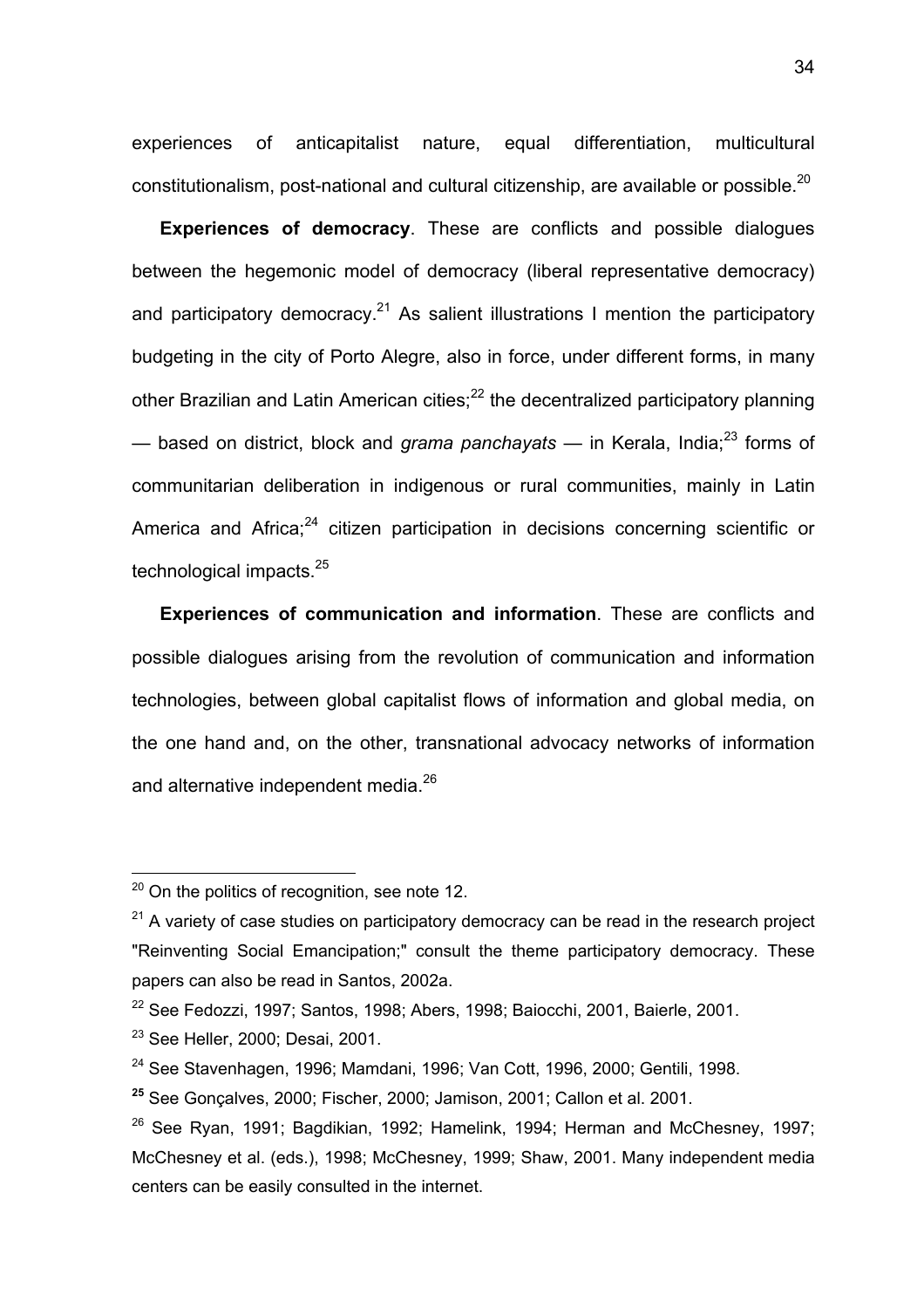experiences of anticapitalist nature, equal differentiation, multicultural constitutionalism, post-national and cultural citizenship, are available or possible.[20]

**Experiences of democracy**. These are conflicts and possible dialogues between the hegemonic model of democracy (liberal representative democracy) and participatory democracy.[21] As salient illustrations I mention the participatory budgeting in the city of Porto Alegre, also in force, under different forms, in many other Brazilian and Latin American cities;[22] the decentralized participatory planning — based on district, block and *grama panchayats* — in Kerala, India;[23] forms of communitarian deliberation in indigenous or rural communities, mainly in Latin America and Africa;[24] citizen participation in decisions concerning scientific or technological impacts.[25]

**Experiences of communication and information**. These are conflicts and possible dialogues arising from the revolution of communication and information technologies, between global capitalist flows of information and global media, on the one hand and, on the other, transnational advocacy networks of information and alternative independent media.[26]

---

[20] On the politics of recognition, see note 12.

[21] A variety of case studies on participatory democracy can be read in the research project "Reinventing Social Emancipation;" consult the theme participatory democracy. These papers can also be read in Santos, 2002a.

[22] See Fedozzi, 1997; Santos, 1998; Abers, 1998; Baiocchi, 2001, Baierle, 2001.

[23] See Heller, 2000; Desai, 2001.

[24] See Stavenhagen, 1996; Mamdani, 1996; Van Cott, 1996, 2000; Gentili, 1998.

**[25]** See Gonçalves, 2000; Fischer, 2000; Jamison, 2001; Callon et al. 2001.

[26] See Ryan, 1991; Bagdikian, 1992; Hamelink, 1994; Herman and McChesney, 1997; McChesney et al. (eds.), 1998; McChesney, 1999; Shaw, 2001. Many independent media centers can be easily consulted in the internet.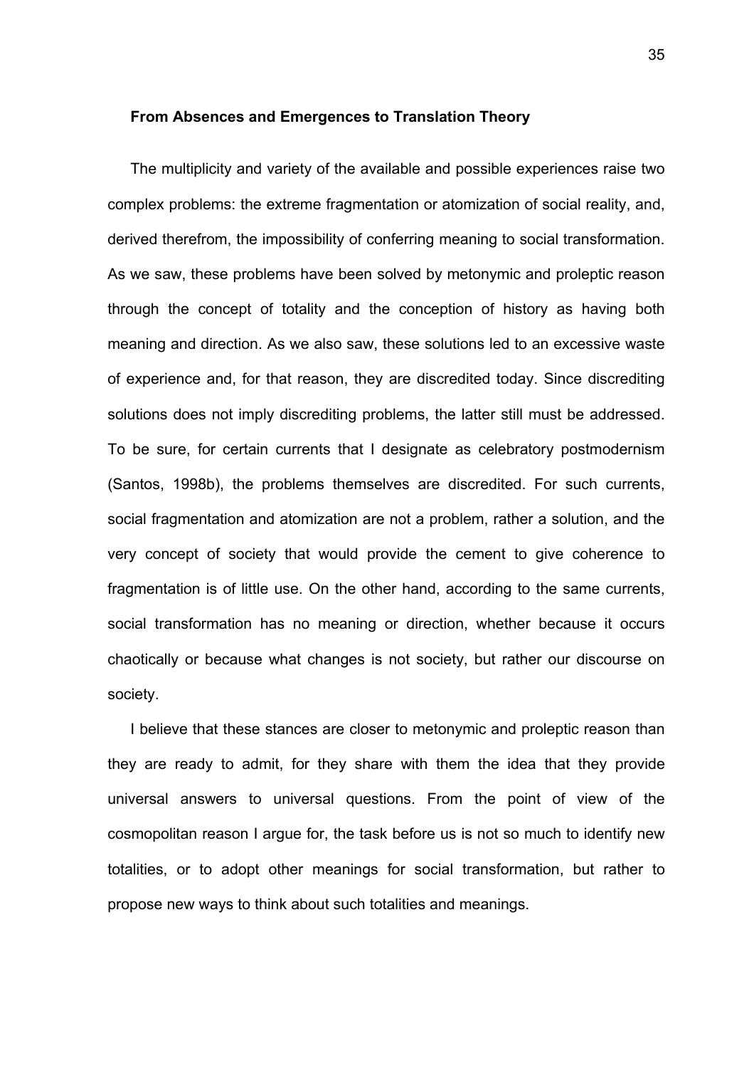### From Absences and Emergences to Translation Theory

The multiplicity and variety of the available and possible experiences raise two complex problems: the extreme fragmentation or atomization of social reality, and, derived therefrom, the impossibility of conferring meaning to social transformation. As we saw, these problems have been solved by metonymic and proleptic reason through the concept of totality and the conception of history as having both meaning and direction. As we also saw, these solutions led to an excessive waste of experience and, for that reason, they are discredited today. Since discrediting solutions does not imply discrediting problems, the latter still must be addressed. To be sure, for certain currents that I designate as celebratory postmodernism (Santos, 1998b), the problems themselves are discredited. For such currents, social fragmentation and atomization are not a problem, rather a solution, and the very concept of society that would provide the cement to give coherence to fragmentation is of little use. On the other hand, according to the same currents, social transformation has no meaning or direction, whether because it occurs chaotically or because what changes is not society, but rather our discourse on society.

I believe that these stances are closer to metonymic and proleptic reason than they are ready to admit, for they share with them the idea that they provide universal answers to universal questions. From the point of view of the cosmopolitan reason I argue for, the task before us is not so much to identify new totalities, or to adopt other meanings for social transformation, but rather to propose new ways to think about such totalities and meanings.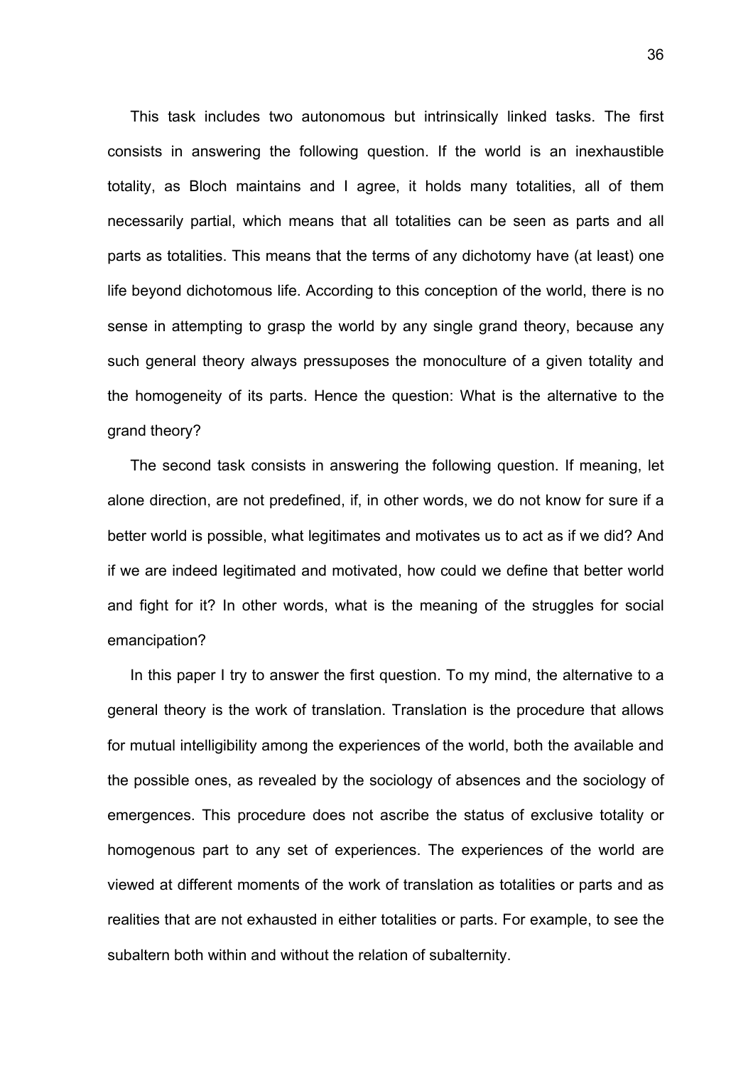This task includes two autonomous but intrinsically linked tasks. The first consists in answering the following question. If the world is an inexhaustible totality, as Bloch maintains and I agree, it holds many totalities, all of them necessarily partial, which means that all totalities can be seen as parts and all parts as totalities. This means that the terms of any dichotomy have (at least) one life beyond dichotomous life. According to this conception of the world, there is no sense in attempting to grasp the world by any single grand theory, because any such general theory always pressuposes the monoculture of a given totality and the homogeneity of its parts. Hence the question: What is the alternative to the grand theory?

The second task consists in answering the following question. If meaning, let alone direction, are not predefined, if, in other words, we do not know for sure if a better world is possible, what legitimates and motivates us to act as if we did? And if we are indeed legitimated and motivated, how could we define that better world and fight for it? In other words, what is the meaning of the struggles for social emancipation?

In this paper I try to answer the first question. To my mind, the alternative to a general theory is the work of translation. Translation is the procedure that allows for mutual intelligibility among the experiences of the world, both the available and the possible ones, as revealed by the sociology of absences and the sociology of emergences. This procedure does not ascribe the status of exclusive totality or homogenous part to any set of experiences. The experiences of the world are viewed at different moments of the work of translation as totalities or parts and as realities that are not exhausted in either totalities or parts. For example, to see the subaltern both within and without the relation of subalternity.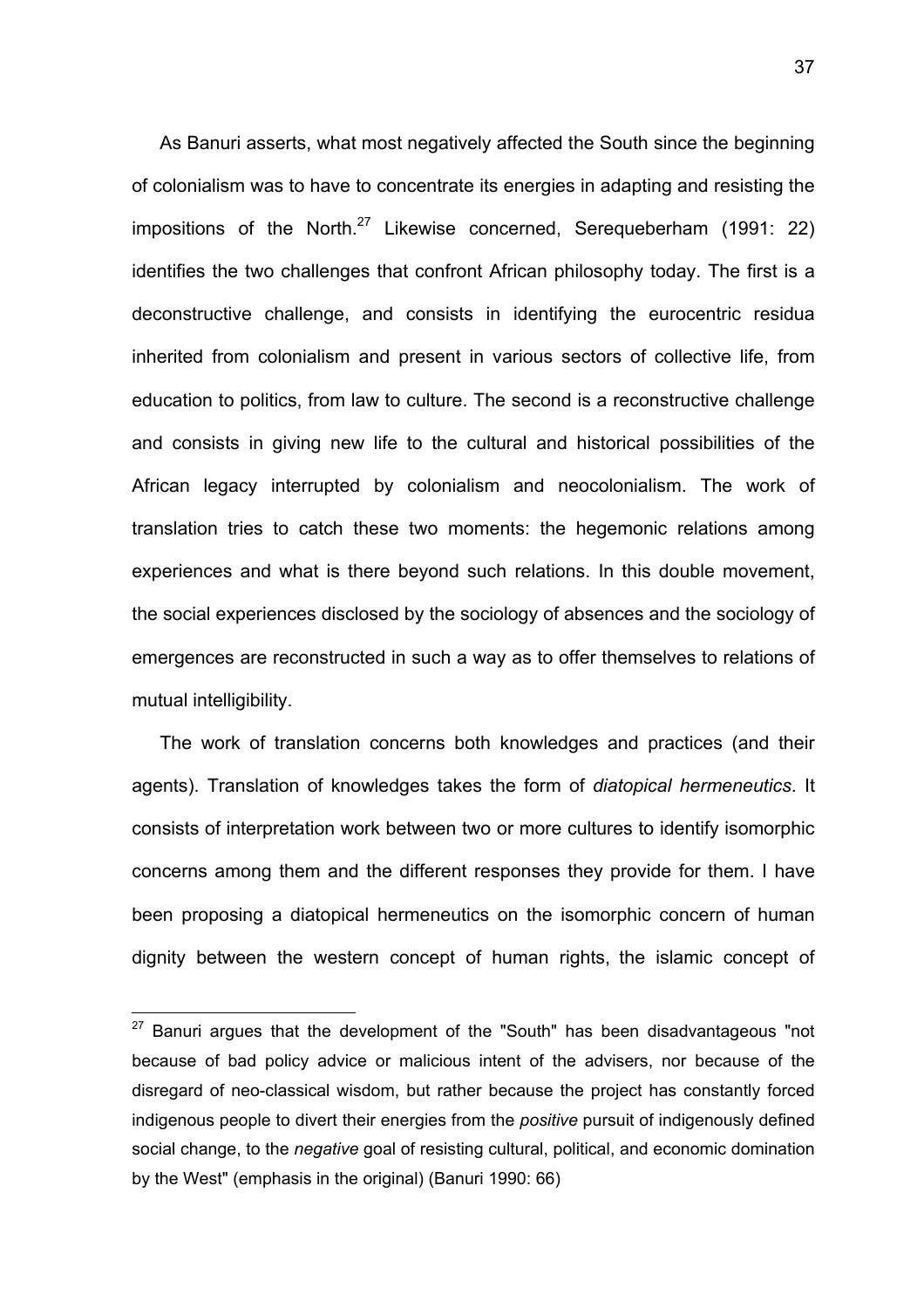As Banuri asserts, what most negatively affected the South since the beginning of colonialism was to have to concentrate its energies in adapting and resisting the impositions of the North.[27] Likewise concerned, Serequeberham (1991: 22) identifies the two challenges that confront African philosophy today. The first is a deconstructive challenge, and consists in identifying the eurocentric residua inherited from colonialism and present in various sectors of collective life, from education to politics, from law to culture. The second is a reconstructive challenge and consists in giving new life to the cultural and historical possibilities of the African legacy interrupted by colonialism and neocolonialism. The work of translation tries to catch these two moments: the hegemonic relations among experiences and what is there beyond such relations. In this double movement, the social experiences disclosed by the sociology of absences and the sociology of emergences are reconstructed in such a way as to offer themselves to relations of mutual intelligibility.

The work of translation concerns both knowledges and practices (and their agents). Translation of knowledges takes the form of *diatopical hermeneutics*. It consists of interpretation work between two or more cultures to identify isomorphic concerns among them and the different responses they provide for them. I have been proposing a diatopical hermeneutics on the isomorphic concern of human dignity between the western concept of human rights, the islamic concept of

---

[27] Banuri argues that the development of the "South" has been disadvantageous "not because of bad policy advice or malicious intent of the advisers, nor because of the disregard of neo-classical wisdom, but rather because the project has constantly forced indigenous people to divert their energies from the *positive* pursuit of indigenously defined social change, to the *negative* goal of resisting cultural, political, and economic domination by the West" (emphasis in the original) (Banuri 1990: 66)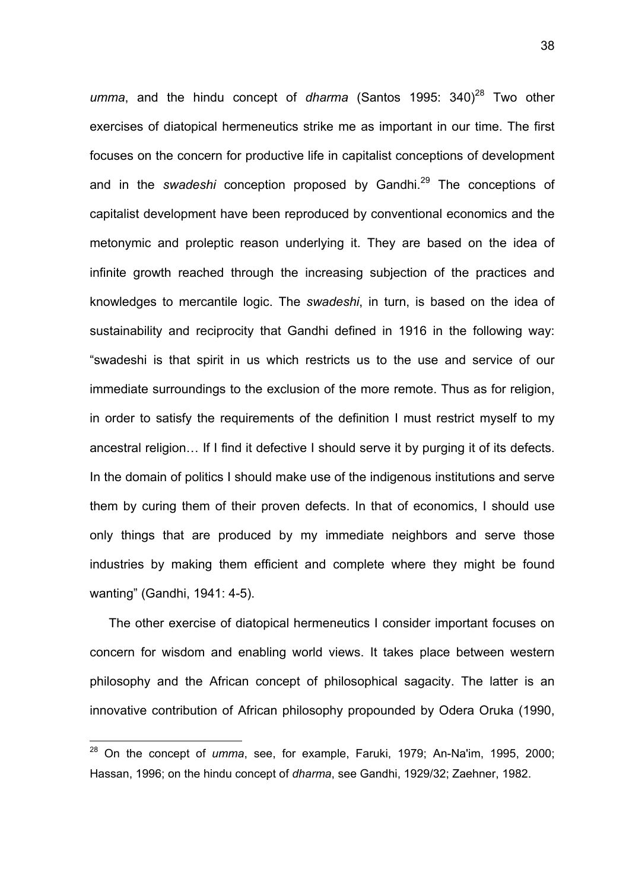*umma*, and the hindu concept of *dharma* (Santos 1995: 340)[28] Two other exercises of diatopical hermeneutics strike me as important in our time. The first focuses on the concern for productive life in capitalist conceptions of development and in the *swadeshi* conception proposed by Gandhi.[29] The conceptions of capitalist development have been reproduced by conventional economics and the metonymic and proleptic reason underlying it. They are based on the idea of infinite growth reached through the increasing subjection of the practices and knowledges to mercantile logic. The *swadeshi*, in turn, is based on the idea of sustainability and reciprocity that Gandhi defined in 1916 in the following way: "swadeshi is that spirit in us which restricts us to the use and service of our immediate surroundings to the exclusion of the more remote. Thus as for religion, in order to satisfy the requirements of the definition I must restrict myself to my ancestral religion… If I find it defective I should serve it by purging it of its defects. In the domain of politics I should make use of the indigenous institutions and serve them by curing them of their proven defects. In that of economics, I should use only things that are produced by my immediate neighbors and serve those industries by making them efficient and complete where they might be found wanting" (Gandhi, 1941: 4-5).

The other exercise of diatopical hermeneutics I consider important focuses on concern for wisdom and enabling world views. It takes place between western philosophy and the African concept of philosophical sagacity. The latter is an innovative contribution of African philosophy propounded by Odera Oruka (1990,

[28] On the concept of *umma*, see, for example, Faruki, 1979; An-Na'im, 1995, 2000; Hassan, 1996; on the hindu concept of *dharma*, see Gandhi, 1929/32; Zaehner, 1982.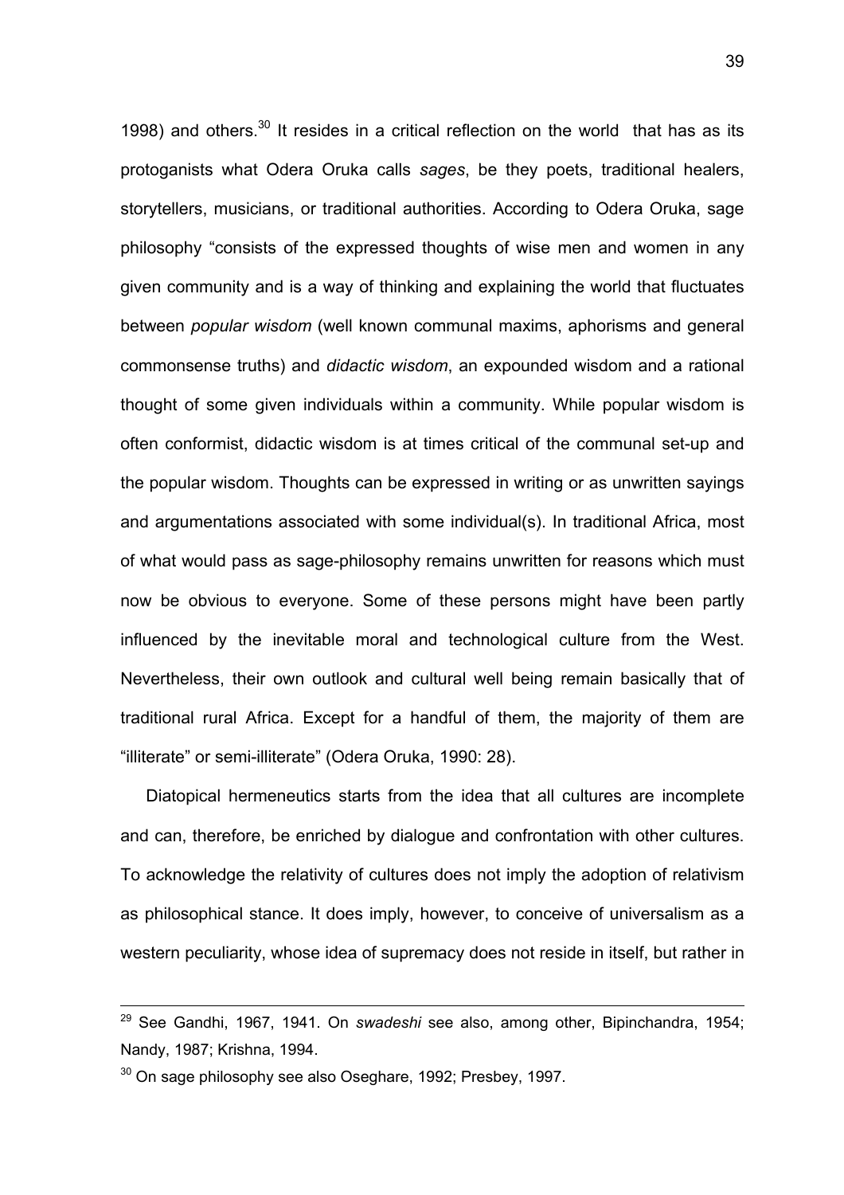1998) and others.[30] It resides in a critical reflection on the world  that has as its protoganists what Odera Oruka calls *sages*, be they poets, traditional healers, storytellers, musicians, or traditional authorities. According to Odera Oruka, sage philosophy "consists of the expressed thoughts of wise men and women in any given community and is a way of thinking and explaining the world that fluctuates between *popular wisdom* (well known communal maxims, aphorisms and general commonsense truths) and *didactic wisdom*, an expounded wisdom and a rational thought of some given individuals within a community. While popular wisdom is often conformist, didactic wisdom is at times critical of the communal set-up and the popular wisdom. Thoughts can be expressed in writing or as unwritten sayings and argumentations associated with some individual(s). In traditional Africa, most of what would pass as sage-philosophy remains unwritten for reasons which must now be obvious to everyone. Some of these persons might have been partly influenced by the inevitable moral and technological culture from the West. Nevertheless, their own outlook and cultural well being remain basically that of traditional rural Africa. Except for a handful of them, the majority of them are "illiterate" or semi-illiterate" (Odera Oruka, 1990: 28).

Diatopical hermeneutics starts from the idea that all cultures are incomplete and can, therefore, be enriched by dialogue and confrontation with other cultures. To acknowledge the relativity of cultures does not imply the adoption of relativism as philosophical stance. It does imply, however, to conceive of universalism as a western peculiarity, whose idea of supremacy does not reside in itself, but rather in

---

[29] See Gandhi, 1967, 1941. On *swadeshi* see also, among other, Bipinchandra, 1954; Nandy, 1987; Krishna, 1994.

[30] On sage philosophy see also Oseghare, 1992; Presbey, 1997.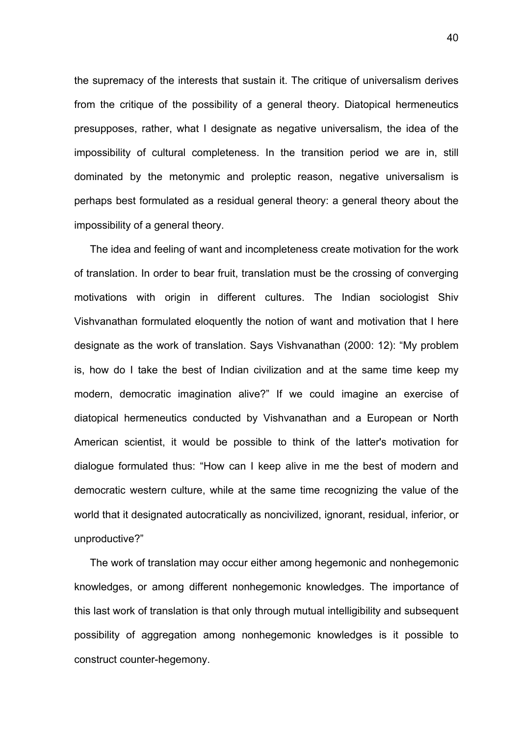the supremacy of the interests that sustain it. The critique of universalism derives from the critique of the possibility of a general theory. Diatopical hermeneutics presupposes, rather, what I designate as negative universalism, the idea of the impossibility of cultural completeness. In the transition period we are in, still dominated by the metonymic and proleptic reason, negative universalism is perhaps best formulated as a residual general theory: a general theory about the impossibility of a general theory.

The idea and feeling of want and incompleteness create motivation for the work of translation. In order to bear fruit, translation must be the crossing of converging motivations with origin in different cultures. The Indian sociologist Shiv Vishvanathan formulated eloquently the notion of want and motivation that I here designate as the work of translation. Says Vishvanathan (2000: 12): “My problem is, how do I take the best of Indian civilization and at the same time keep my modern, democratic imagination alive?” If we could imagine an exercise of diatopical hermeneutics conducted by Vishvanathan and a European or North American scientist, it would be possible to think of the latter's motivation for dialogue formulated thus: “How can I keep alive in me the best of modern and democratic western culture, while at the same time recognizing the value of the world that it designated autocratically as noncivilized, ignorant, residual, inferior, or unproductive?”

The work of translation may occur either among hegemonic and nonhegemonic knowledges, or among different nonhegemonic knowledges. The importance of this last work of translation is that only through mutual intelligibility and subsequent possibility of aggregation among nonhegemonic knowledges is it possible to construct counter-hegemony.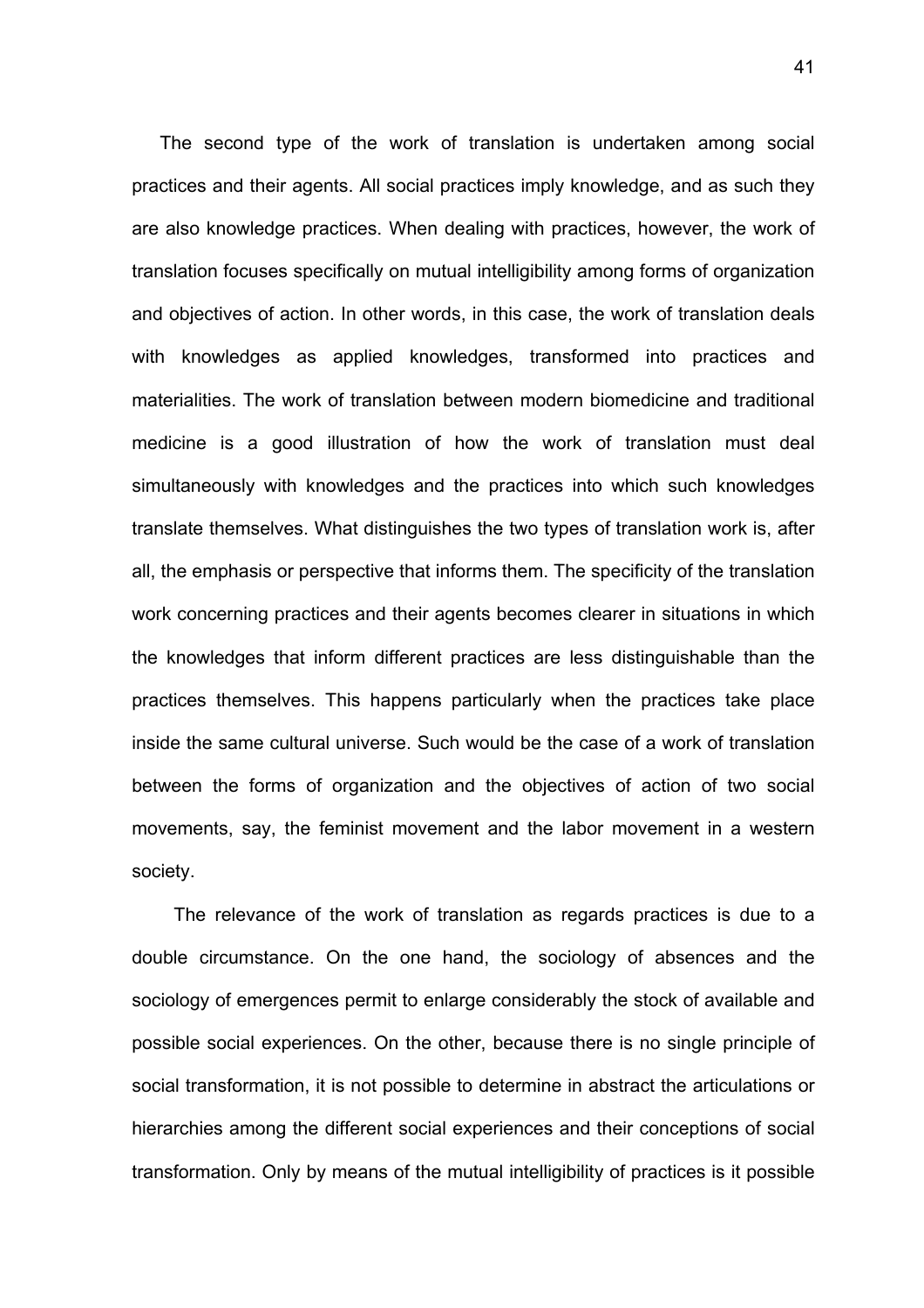The second type of the work of translation is undertaken among social practices and their agents. All social practices imply knowledge, and as such they are also knowledge practices. When dealing with practices, however, the work of translation focuses specifically on mutual intelligibility among forms of organization and objectives of action. In other words, in this case, the work of translation deals with knowledges as applied knowledges, transformed into practices and materialities. The work of translation between modern biomedicine and traditional medicine is a good illustration of how the work of translation must deal simultaneously with knowledges and the practices into which such knowledges translate themselves. What distinguishes the two types of translation work is, after all, the emphasis or perspective that informs them. The specificity of the translation work concerning practices and their agents becomes clearer in situations in which the knowledges that inform different practices are less distinguishable than the practices themselves. This happens particularly when the practices take place inside the same cultural universe. Such would be the case of a work of translation between the forms of organization and the objectives of action of two social movements, say, the feminist movement and the labor movement in a western society.

The relevance of the work of translation as regards practices is due to a double circumstance. On the one hand, the sociology of absences and the sociology of emergences permit to enlarge considerably the stock of available and possible social experiences. On the other, because there is no single principle of social transformation, it is not possible to determine in abstract the articulations or hierarchies among the different social experiences and their conceptions of social transformation. Only by means of the mutual intelligibility of practices is it possible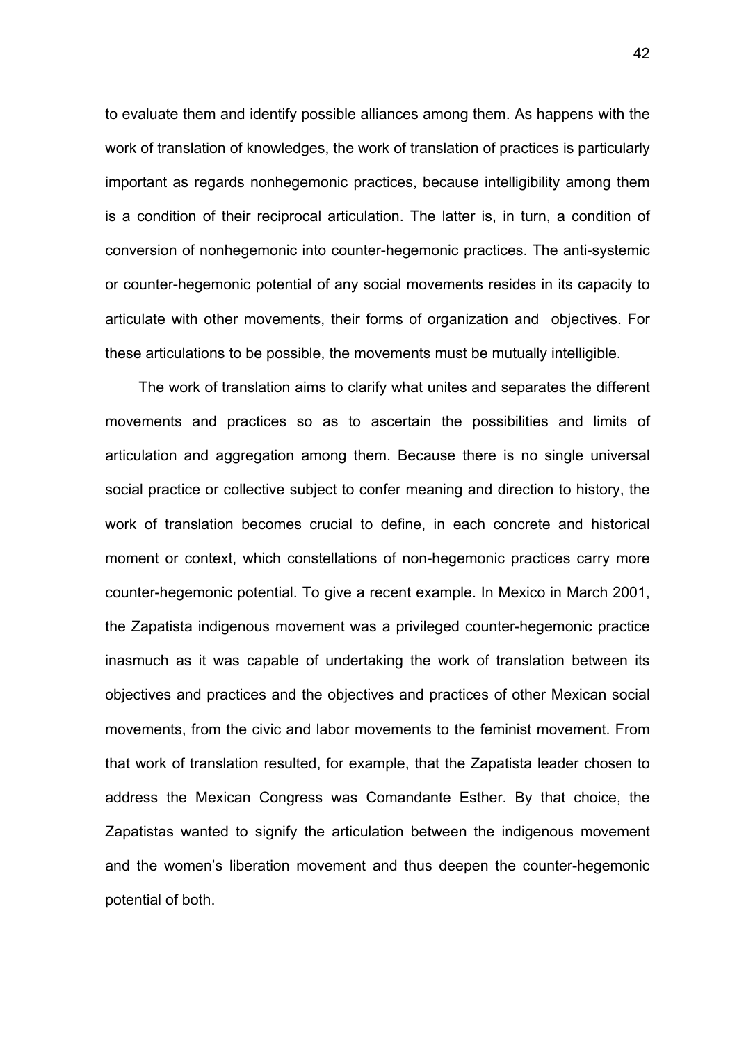to evaluate them and identify possible alliances among them. As happens with the work of translation of knowledges, the work of translation of practices is particularly important as regards nonhegemonic practices, because intelligibility among them is a condition of their reciprocal articulation. The latter is, in turn, a condition of conversion of nonhegemonic into counter-hegemonic practices. The anti-systemic or counter-hegemonic potential of any social movements resides in its capacity to articulate with other movements, their forms of organization and objectives. For these articulations to be possible, the movements must be mutually intelligible.

The work of translation aims to clarify what unites and separates the different movements and practices so as to ascertain the possibilities and limits of articulation and aggregation among them. Because there is no single universal social practice or collective subject to confer meaning and direction to history, the work of translation becomes crucial to define, in each concrete and historical moment or context, which constellations of non-hegemonic practices carry more counter-hegemonic potential. To give a recent example. In Mexico in March 2001, the Zapatista indigenous movement was a privileged counter-hegemonic practice inasmuch as it was capable of undertaking the work of translation between its objectives and practices and the objectives and practices of other Mexican social movements, from the civic and labor movements to the feminist movement. From that work of translation resulted, for example, that the Zapatista leader chosen to address the Mexican Congress was Comandante Esther. By that choice, the Zapatistas wanted to signify the articulation between the indigenous movement and the women's liberation movement and thus deepen the counter-hegemonic potential of both.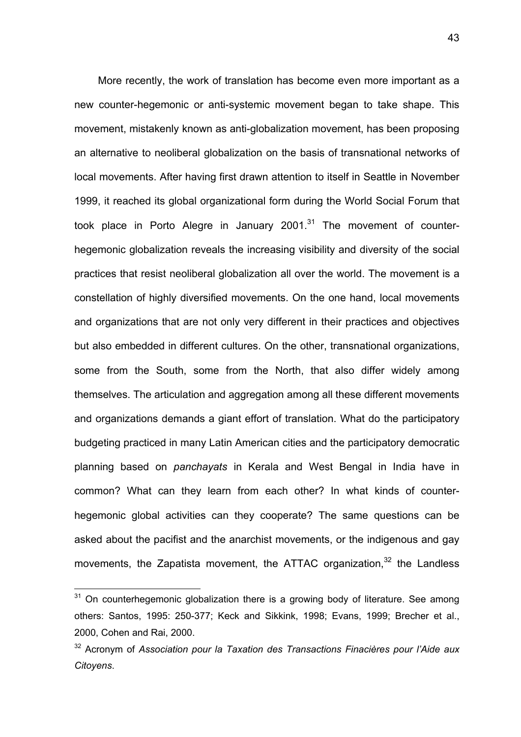More recently, the work of translation has become even more important as a new counter-hegemonic or anti-systemic movement began to take shape. This movement, mistakenly known as anti-globalization movement, has been proposing an alternative to neoliberal globalization on the basis of transnational networks of local movements. After having first drawn attention to itself in Seattle in November 1999, it reached its global organizational form during the World Social Forum that took place in Porto Alegre in January 2001.[31] The movement of counter-hegemonic globalization reveals the increasing visibility and diversity of the social practices that resist neoliberal globalization all over the world. The movement is a constellation of highly diversified movements. On the one hand, local movements and organizations that are not only very different in their practices and objectives but also embedded in different cultures. On the other, transnational organizations, some from the South, some from the North, that also differ widely among themselves. The articulation and aggregation among all these different movements and organizations demands a giant effort of translation. What do the participatory budgeting practiced in many Latin American cities and the participatory democratic planning based on *panchayats* in Kerala and West Bengal in India have in common? What can they learn from each other? In what kinds of counter-hegemonic global activities can they cooperate? The same questions can be asked about the pacifist and the anarchist movements, or the indigenous and gay movements, the Zapatista movement, the ATTAC organization,[32] the Landless

[31] On counterhegemonic globalization there is a growing body of literature. See among others: Santos, 1995: 250-377; Keck and Sikkink, 1998; Evans, 1999; Brecher et al., 2000, Cohen and Rai, 2000.

[32] Acronym of *Association pour la Taxation des Transactions Finacières pour l'Aide aux Citoyens*.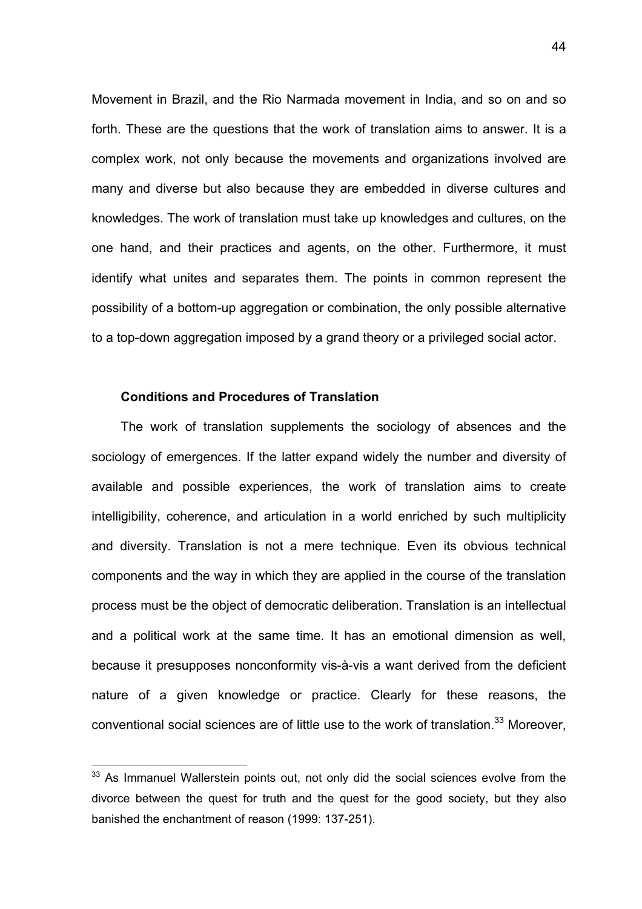Movement in Brazil, and the Rio Narmada movement in India, and so on and so forth. These are the questions that the work of translation aims to answer. It is a complex work, not only because the movements and organizations involved are many and diverse but also because they are embedded in diverse cultures and knowledges. The work of translation must take up knowledges and cultures, on the one hand, and their practices and agents, on the other. Furthermore, it must identify what unites and separates them. The points in common represent the possibility of a bottom-up aggregation or combination, the only possible alternative to a top-down aggregation imposed by a grand theory or a privileged social actor.

### Conditions and Procedures of Translation

The work of translation supplements the sociology of absences and the sociology of emergences. If the latter expand widely the number and diversity of available and possible experiences, the work of translation aims to create intelligibility, coherence, and articulation in a world enriched by such multiplicity and diversity. Translation is not a mere technique. Even its obvious technical components and the way in which they are applied in the course of the translation process must be the object of democratic deliberation. Translation is an intellectual and a political work at the same time. It has an emotional dimension as well, because it presupposes nonconformity vis-à-vis a want derived from the deficient nature of a given knowledge or practice. Clearly for these reasons, the conventional social sciences are of little use to the work of translation.[33] Moreover,

[33] As Immanuel Wallerstein points out, not only did the social sciences evolve from the divorce between the quest for truth and the quest for the good society, but they also banished the enchantment of reason (1999: 137-251).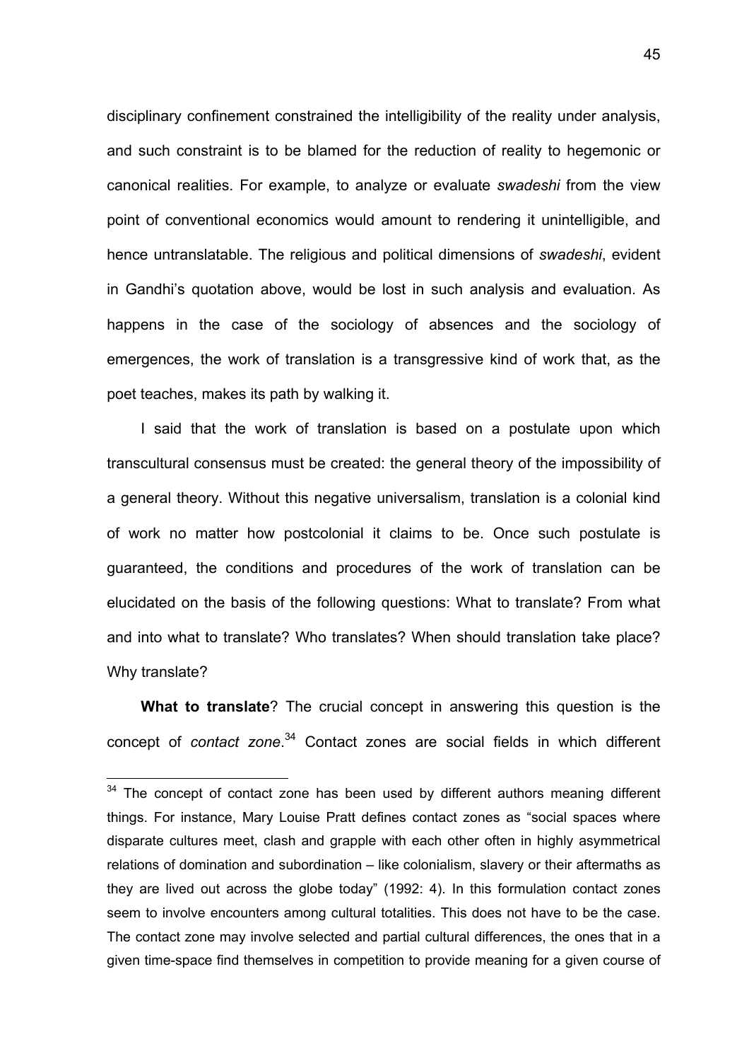disciplinary confinement constrained the intelligibility of the reality under analysis, and such constraint is to be blamed for the reduction of reality to hegemonic or canonical realities. For example, to analyze or evaluate *swadeshi* from the view point of conventional economics would amount to rendering it unintelligible, and hence untranslatable. The religious and political dimensions of *swadeshi*, evident in Gandhi's quotation above, would be lost in such analysis and evaluation. As happens in the case of the sociology of absences and the sociology of emergences, the work of translation is a transgressive kind of work that, as the poet teaches, makes its path by walking it.

I said that the work of translation is based on a postulate upon which transcultural consensus must be created: the general theory of the impossibility of a general theory. Without this negative universalism, translation is a colonial kind of work no matter how postcolonial it claims to be. Once such postulate is guaranteed, the conditions and procedures of the work of translation can be elucidated on the basis of the following questions: What to translate? From what and into what to translate? Who translates? When should translation take place? Why translate?

**What to translate**? The crucial concept in answering this question is the concept of *contact zone*.[34] Contact zones are social fields in which different

[34] The concept of contact zone has been used by different authors meaning different things. For instance, Mary Louise Pratt defines contact zones as "social spaces where disparate cultures meet, clash and grapple with each other often in highly asymmetrical relations of domination and subordination – like colonialism, slavery or their aftermaths as they are lived out across the globe today" (1992: 4). In this formulation contact zones seem to involve encounters among cultural totalities. This does not have to be the case. The contact zone may involve selected and partial cultural differences, the ones that in a given time-space find themselves in competition to provide meaning for a given course of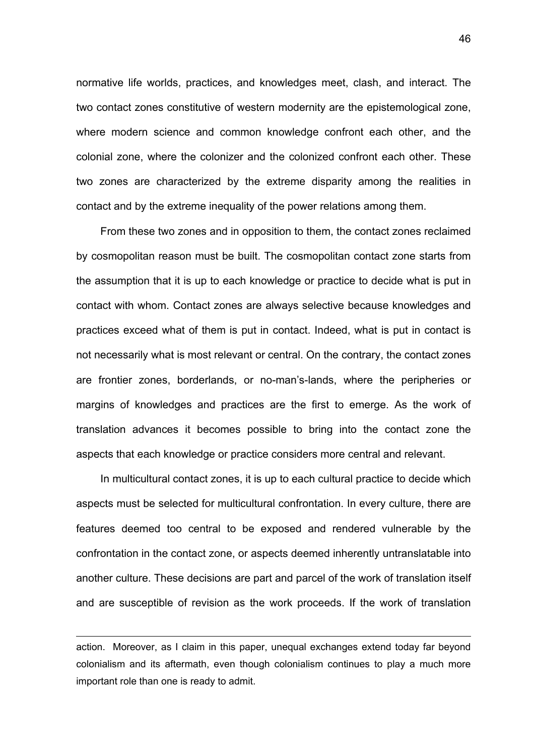normative life worlds, practices, and knowledges meet, clash, and interact. The two contact zones constitutive of western modernity are the epistemological zone, where modern science and common knowledge confront each other, and the colonial zone, where the colonizer and the colonized confront each other. These two zones are characterized by the extreme disparity among the realities in contact and by the extreme inequality of the power relations among them.

From these two zones and in opposition to them, the contact zones reclaimed by cosmopolitan reason must be built. The cosmopolitan contact zone starts from the assumption that it is up to each knowledge or practice to decide what is put in contact with whom. Contact zones are always selective because knowledges and practices exceed what of them is put in contact. Indeed, what is put in contact is not necessarily what is most relevant or central. On the contrary, the contact zones are frontier zones, borderlands, or no-man's-lands, where the peripheries or margins of knowledges and practices are the first to emerge. As the work of translation advances it becomes possible to bring into the contact zone the aspects that each knowledge or practice considers more central and relevant.

In multicultural contact zones, it is up to each cultural practice to decide which aspects must be selected for multicultural confrontation. In every culture, there are features deemed too central to be exposed and rendered vulnerable by the confrontation in the contact zone, or aspects deemed inherently untranslatable into another culture. These decisions are part and parcel of the work of translation itself and are susceptible of revision as the work proceeds. If the work of translation

---

action. Moreover, as I claim in this paper, unequal exchanges extend today far beyond colonialism and its aftermath, even though colonialism continues to play a much more important role than one is ready to admit.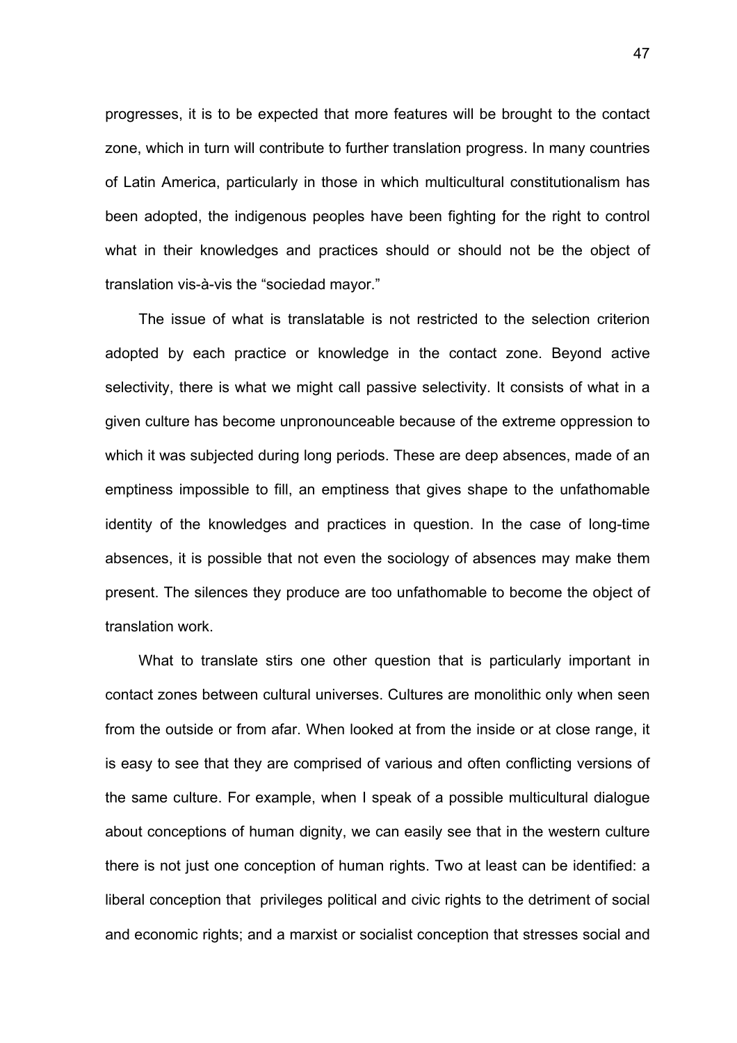progresses, it is to be expected that more features will be brought to the contact zone, which in turn will contribute to further translation progress. In many countries of Latin America, particularly in those in which multicultural constitutionalism has been adopted, the indigenous peoples have been fighting for the right to control what in their knowledges and practices should or should not be the object of translation vis-à-vis the "sociedad mayor."

The issue of what is translatable is not restricted to the selection criterion adopted by each practice or knowledge in the contact zone. Beyond active selectivity, there is what we might call passive selectivity. It consists of what in a given culture has become unpronounceable because of the extreme oppression to which it was subjected during long periods. These are deep absences, made of an emptiness impossible to fill, an emptiness that gives shape to the unfathomable identity of the knowledges and practices in question. In the case of long-time absences, it is possible that not even the sociology of absences may make them present. The silences they produce are too unfathomable to become the object of translation work.

What to translate stirs one other question that is particularly important in contact zones between cultural universes. Cultures are monolithic only when seen from the outside or from afar. When looked at from the inside or at close range, it is easy to see that they are comprised of various and often conflicting versions of the same culture. For example, when I speak of a possible multicultural dialogue about conceptions of human dignity, we can easily see that in the western culture there is not just one conception of human rights. Two at least can be identified: a liberal conception that privileges political and civic rights to the detriment of social and economic rights; and a marxist or socialist conception that stresses social and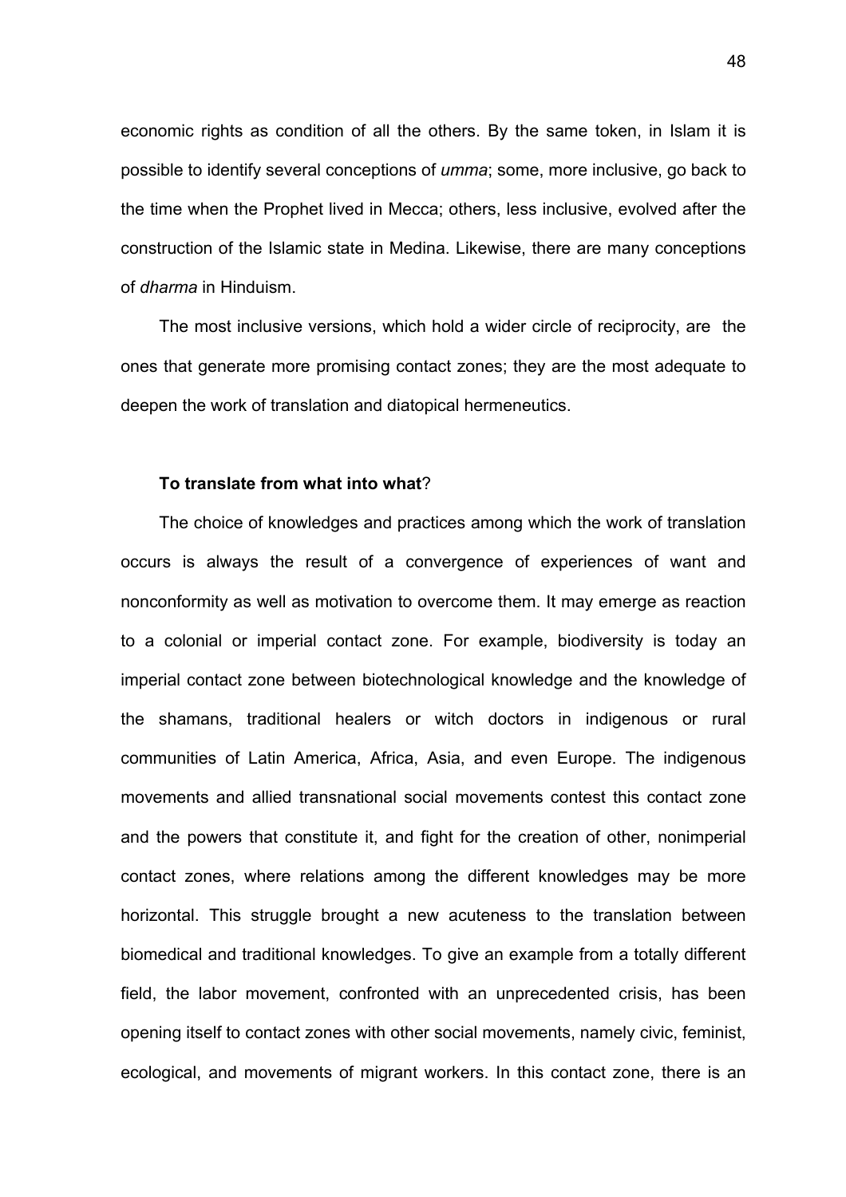economic rights as condition of all the others. By the same token, in Islam it is possible to identify several conceptions of *umma*; some, more inclusive, go back to the time when the Prophet lived in Mecca; others, less inclusive, evolved after the construction of the Islamic state in Medina. Likewise, there are many conceptions of *dharma* in Hinduism.

The most inclusive versions, which hold a wider circle of reciprocity, are the ones that generate more promising contact zones; they are the most adequate to deepen the work of translation and diatopical hermeneutics.

**To translate from what into what**?

The choice of knowledges and practices among which the work of translation occurs is always the result of a convergence of experiences of want and nonconformity as well as motivation to overcome them. It may emerge as reaction to a colonial or imperial contact zone. For example, biodiversity is today an imperial contact zone between biotechnological knowledge and the knowledge of the shamans, traditional healers or witch doctors in indigenous or rural communities of Latin America, Africa, Asia, and even Europe. The indigenous movements and allied transnational social movements contest this contact zone and the powers that constitute it, and fight for the creation of other, nonimperial contact zones, where relations among the different knowledges may be more horizontal. This struggle brought a new acuteness to the translation between biomedical and traditional knowledges. To give an example from a totally different field, the labor movement, confronted with an unprecedented crisis, has been opening itself to contact zones with other social movements, namely civic, feminist, ecological, and movements of migrant workers. In this contact zone, there is an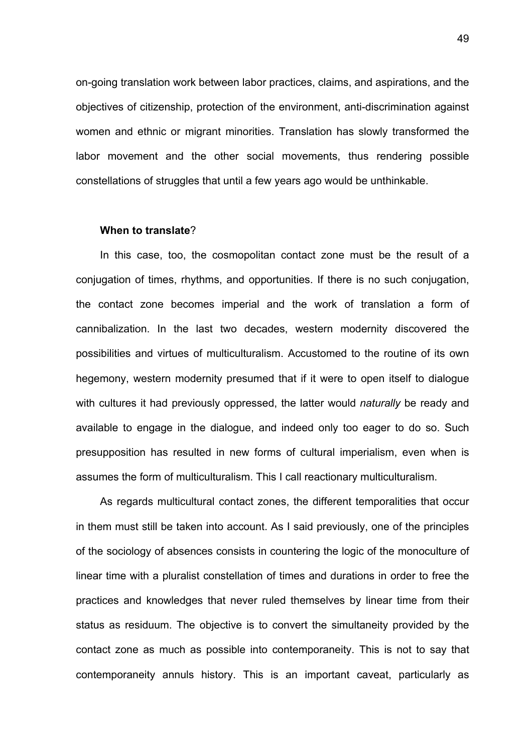on-going translation work between labor practices, claims, and aspirations, and the objectives of citizenship, protection of the environment, anti-discrimination against women and ethnic or migrant minorities. Translation has slowly transformed the labor movement and the other social movements, thus rendering possible constellations of struggles that until a few years ago would be unthinkable.

**When to translate**?

In this case, too, the cosmopolitan contact zone must be the result of a conjugation of times, rhythms, and opportunities. If there is no such conjugation, the contact zone becomes imperial and the work of translation a form of cannibalization. In the last two decades, western modernity discovered the possibilities and virtues of multiculturalism. Accustomed to the routine of its own hegemony, western modernity presumed that if it were to open itself to dialogue with cultures it had previously oppressed, the latter would *naturally* be ready and available to engage in the dialogue, and indeed only too eager to do so. Such presupposition has resulted in new forms of cultural imperialism, even when is assumes the form of multiculturalism. This I call reactionary multiculturalism.

As regards multicultural contact zones, the different temporalities that occur in them must still be taken into account. As I said previously, one of the principles of the sociology of absences consists in countering the logic of the monoculture of linear time with a pluralist constellation of times and durations in order to free the practices and knowledges that never ruled themselves by linear time from their status as residuum. The objective is to convert the simultaneity provided by the contact zone as much as possible into contemporaneity. This is not to say that contemporaneity annuls history. This is an important caveat, particularly as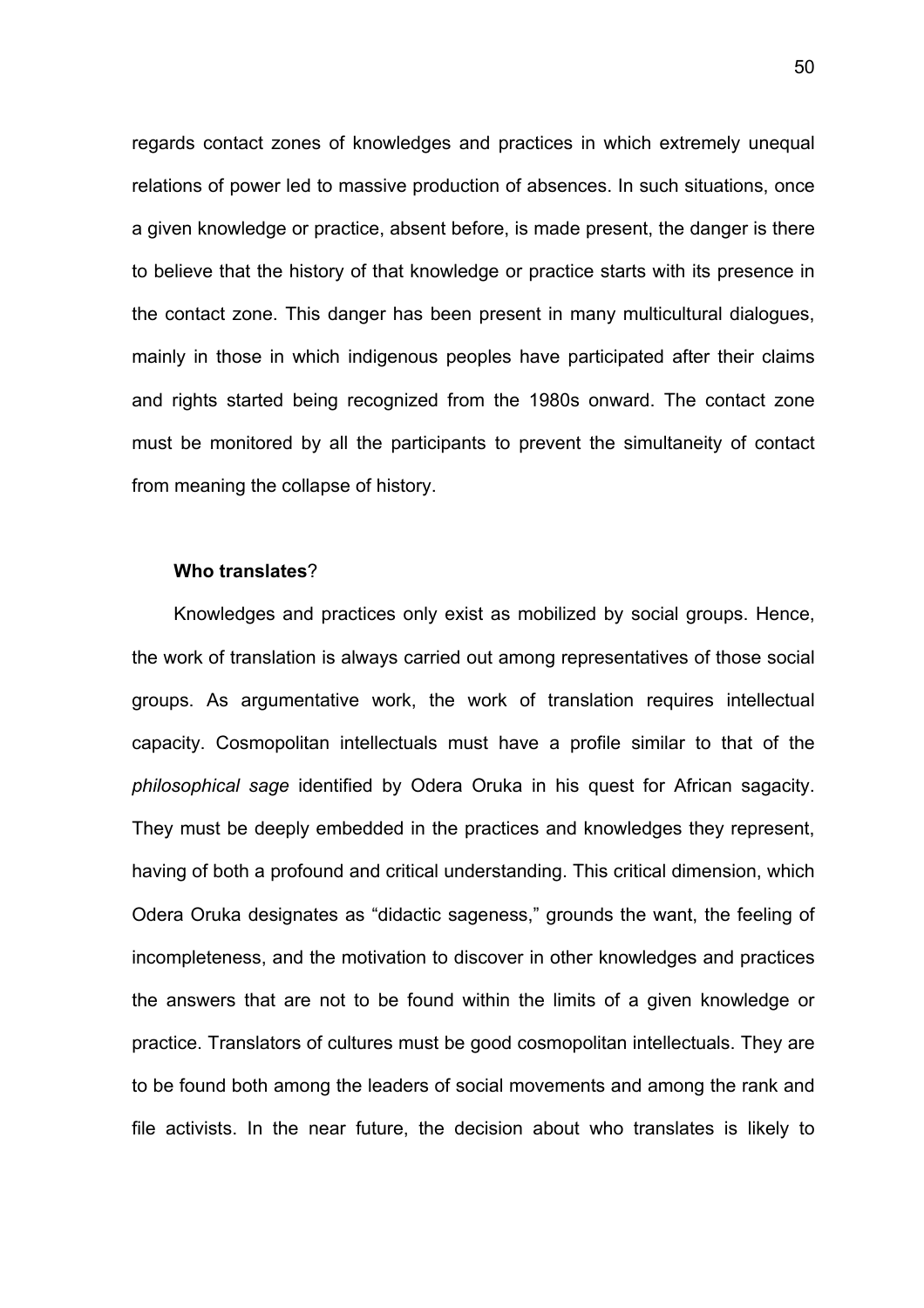regards contact zones of knowledges and practices in which extremely unequal relations of power led to massive production of absences. In such situations, once a given knowledge or practice, absent before, is made present, the danger is there to believe that the history of that knowledge or practice starts with its presence in the contact zone. This danger has been present in many multicultural dialogues, mainly in those in which indigenous peoples have participated after their claims and rights started being recognized from the 1980s onward. The contact zone must be monitored by all the participants to prevent the simultaneity of contact from meaning the collapse of history.

**Who translates**?

Knowledges and practices only exist as mobilized by social groups. Hence, the work of translation is always carried out among representatives of those social groups. As argumentative work, the work of translation requires intellectual capacity. Cosmopolitan intellectuals must have a profile similar to that of the *philosophical sage* identified by Odera Oruka in his quest for African sagacity. They must be deeply embedded in the practices and knowledges they represent, having of both a profound and critical understanding. This critical dimension, which Odera Oruka designates as "didactic sageness," grounds the want, the feeling of incompleteness, and the motivation to discover in other knowledges and practices the answers that are not to be found within the limits of a given knowledge or practice. Translators of cultures must be good cosmopolitan intellectuals. They are to be found both among the leaders of social movements and among the rank and file activists. In the near future, the decision about who translates is likely to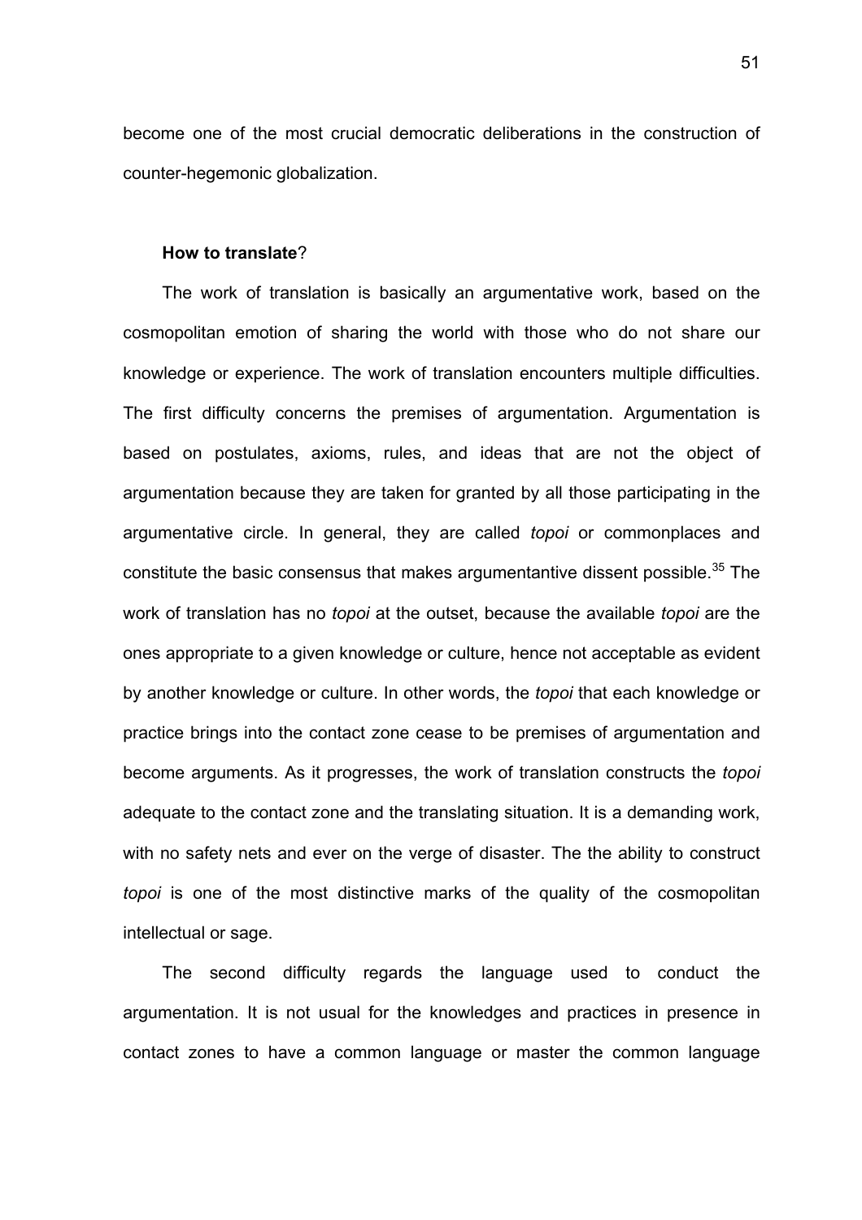become one of the most crucial democratic deliberations in the construction of counter-hegemonic globalization.

**How to translate**?

The work of translation is basically an argumentative work, based on the cosmopolitan emotion of sharing the world with those who do not share our knowledge or experience. The work of translation encounters multiple difficulties. The first difficulty concerns the premises of argumentation. Argumentation is based on postulates, axioms, rules, and ideas that are not the object of argumentation because they are taken for granted by all those participating in the argumentative circle. In general, they are called *topoi* or commonplaces and constitute the basic consensus that makes argumentantive dissent possible.[35] The work of translation has no *topoi* at the outset, because the available *topoi* are the ones appropriate to a given knowledge or culture, hence not acceptable as evident by another knowledge or culture. In other words, the *topoi* that each knowledge or practice brings into the contact zone cease to be premises of argumentation and become arguments. As it progresses, the work of translation constructs the *topoi* adequate to the contact zone and the translating situation. It is a demanding work, with no safety nets and ever on the verge of disaster. The the ability to construct *topoi* is one of the most distinctive marks of the quality of the cosmopolitan intellectual or sage.

The second difficulty regards the language used to conduct the argumentation. It is not usual for the knowledges and practices in presence in contact zones to have a common language or master the common language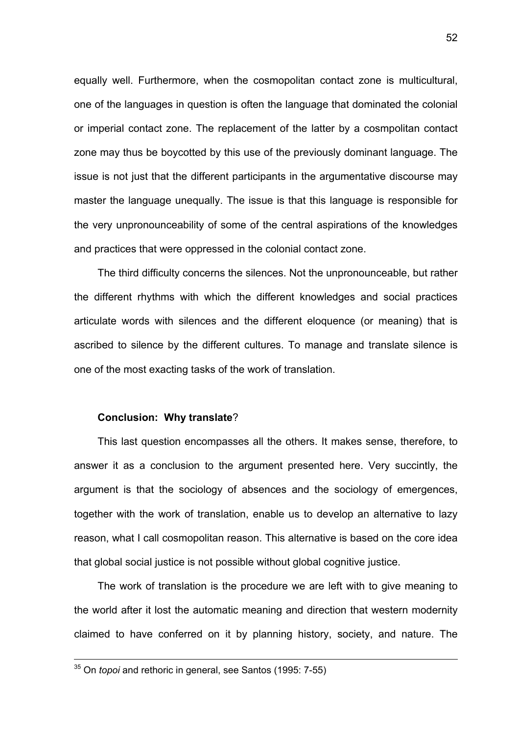equally well. Furthermore, when the cosmopolitan contact zone is multicultural, one of the languages in question is often the language that dominated the colonial or imperial contact zone. The replacement of the latter by a cosmpolitan contact zone may thus be boycotted by this use of the previously dominant language. The issue is not just that the different participants in the argumentative discourse may master the language unequally. The issue is that this language is responsible for the very unpronounceability of some of the central aspirations of the knowledges and practices that were oppressed in the colonial contact zone.

The third difficulty concerns the silences. Not the unpronounceable, but rather the different rhythms with which the different knowledges and social practices articulate words with silences and the different eloquence (or meaning) that is ascribed to silence by the different cultures. To manage and translate silence is one of the most exacting tasks of the work of translation.

**Conclusion: Why translate**?

This last question encompasses all the others. It makes sense, therefore, to answer it as a conclusion to the argument presented here. Very succintly, the argument is that the sociology of absences and the sociology of emergences, together with the work of translation, enable us to develop an alternative to lazy reason, what I call cosmopolitan reason. This alternative is based on the core idea that global social justice is not possible without global cognitive justice.

The work of translation is the procedure we are left with to give meaning to the world after it lost the automatic meaning and direction that western modernity claimed to have conferred on it by planning history, society, and nature. The

---

[35] On *topoi* and rethoric in general, see Santos (1995: 7-55)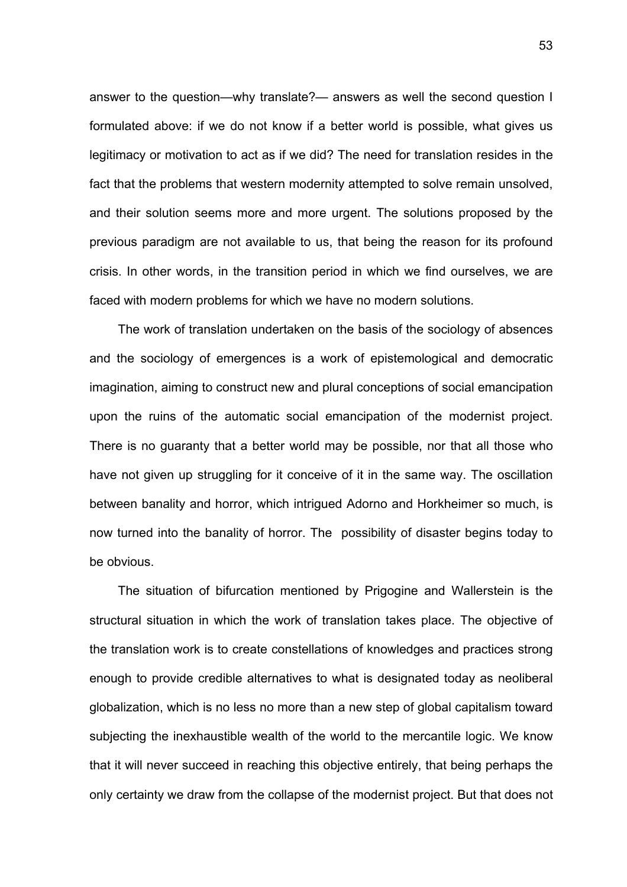answer to the question—why translate?— answers as well the second question I formulated above: if we do not know if a better world is possible, what gives us legitimacy or motivation to act as if we did? The need for translation resides in the fact that the problems that western modernity attempted to solve remain unsolved, and their solution seems more and more urgent. The solutions proposed by the previous paradigm are not available to us, that being the reason for its profound crisis. In other words, in the transition period in which we find ourselves, we are faced with modern problems for which we have no modern solutions.

The work of translation undertaken on the basis of the sociology of absences and the sociology of emergences is a work of epistemological and democratic imagination, aiming to construct new and plural conceptions of social emancipation upon the ruins of the automatic social emancipation of the modernist project. There is no guaranty that a better world may be possible, nor that all those who have not given up struggling for it conceive of it in the same way. The oscillation between banality and horror, which intrigued Adorno and Horkheimer so much, is now turned into the banality of horror. The possibility of disaster begins today to be obvious.

The situation of bifurcation mentioned by Prigogine and Wallerstein is the structural situation in which the work of translation takes place. The objective of the translation work is to create constellations of knowledges and practices strong enough to provide credible alternatives to what is designated today as neoliberal globalization, which is no less no more than a new step of global capitalism toward subjecting the inexhaustible wealth of the world to the mercantile logic. We know that it will never succeed in reaching this objective entirely, that being perhaps the only certainty we draw from the collapse of the modernist project. But that does not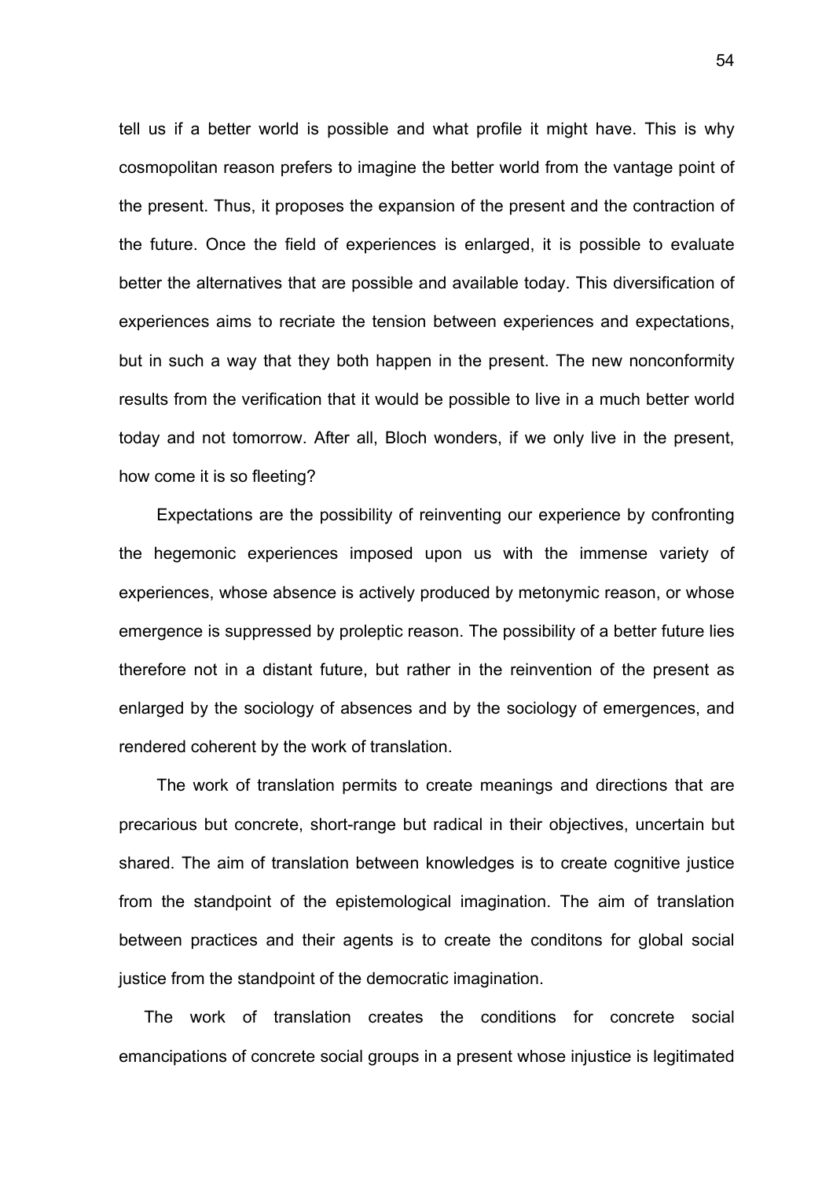tell us if a better world is possible and what profile it might have. This is why cosmopolitan reason prefers to imagine the better world from the vantage point of the present. Thus, it proposes the expansion of the present and the contraction of the future. Once the field of experiences is enlarged, it is possible to evaluate better the alternatives that are possible and available today. This diversification of experiences aims to recriate the tension between experiences and expectations, but in such a way that they both happen in the present. The new nonconformity results from the verification that it would be possible to live in a much better world today and not tomorrow. After all, Bloch wonders, if we only live in the present, how come it is so fleeting?

Expectations are the possibility of reinventing our experience by confronting the hegemonic experiences imposed upon us with the immense variety of experiences, whose absence is actively produced by metonymic reason, or whose emergence is suppressed by proleptic reason. The possibility of a better future lies therefore not in a distant future, but rather in the reinvention of the present as enlarged by the sociology of absences and by the sociology of emergences, and rendered coherent by the work of translation.

The work of translation permits to create meanings and directions that are precarious but concrete, short-range but radical in their objectives, uncertain but shared. The aim of translation between knowledges is to create cognitive justice from the standpoint of the epistemological imagination. The aim of translation between practices and their agents is to create the conditons for global social justice from the standpoint of the democratic imagination.

The work of translation creates the conditions for concrete social emancipations of concrete social groups in a present whose injustice is legitimated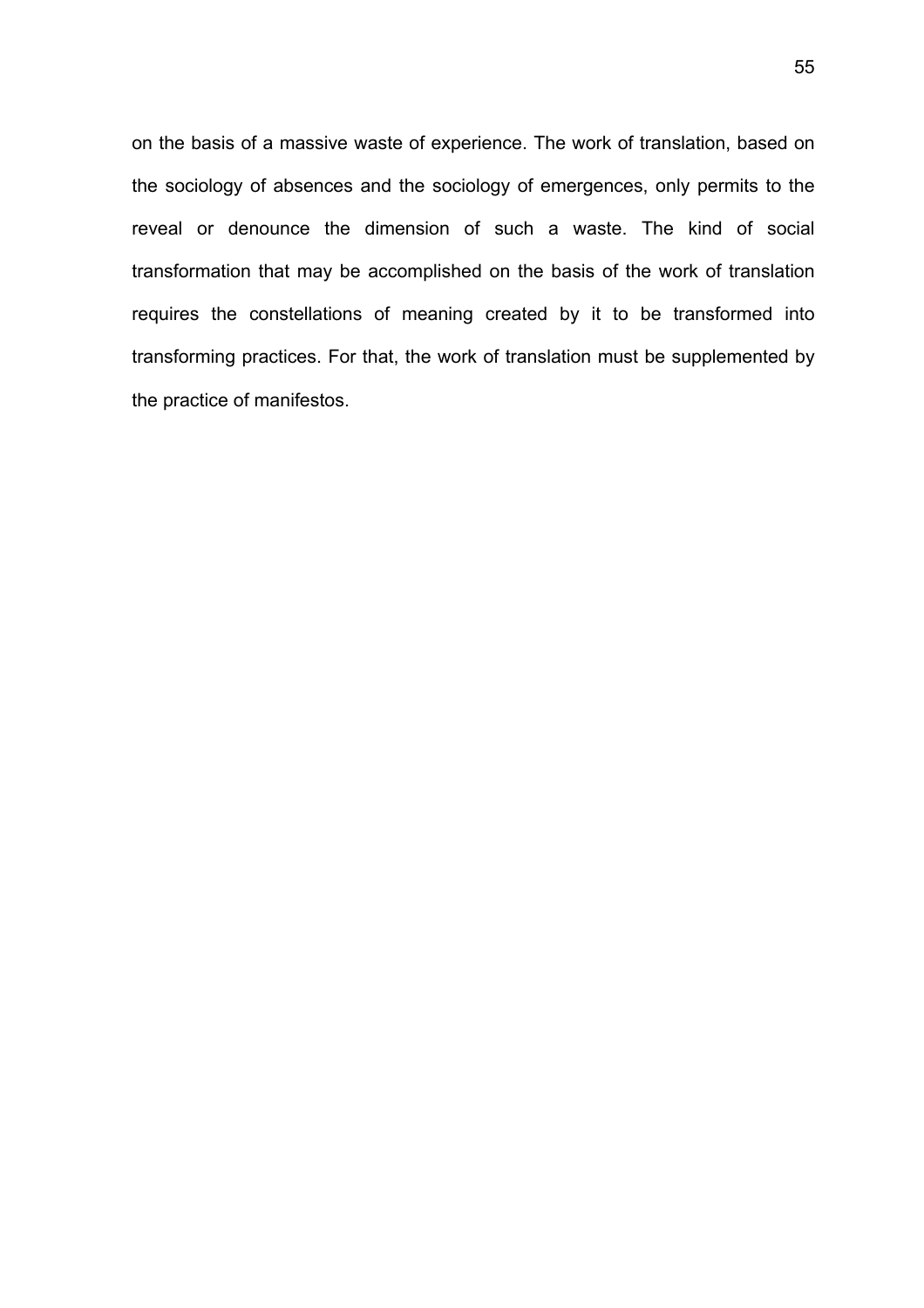on the basis of a massive waste of experience. The work of translation, based on the sociology of absences and the sociology of emergences, only permits to the reveal or denounce the dimension of such a waste. The kind of social transformation that may be accomplished on the basis of the work of translation requires the constellations of meaning created by it to be transformed into transforming practices. For that, the work of translation must be supplemented by the practice of manifestos.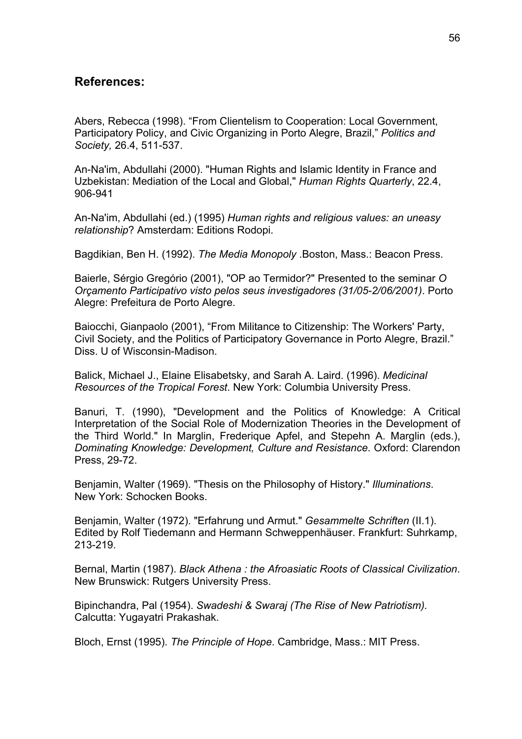## References:

Abers, Rebecca (1998). “From Clientelism to Cooperation: Local Government, Participatory Policy, and Civic Organizing in Porto Alegre, Brazil,” *Politics and Society,* 26.4, 511-537.

An-Na'im, Abdullahi (2000). "Human Rights and Islamic Identity in France and Uzbekistan: Mediation of the Local and Global," *Human Rights Quarterly*, 22.4, 906-941

An-Na'im, Abdullahi (ed.) (1995) *Human rights and religious values: an uneasy relationship*? Amsterdam: Editions Rodopi.

Bagdikian, Ben H. (1992). *The Media Monopoly* .Boston, Mass.: Beacon Press.

Baierle, Sérgio Gregório (2001), "OP ao Termidor?" Presented to the seminar *O Orçamento Participativo visto pelos seus investigadores (31/05-2/06/2001)*. Porto Alegre: Prefeitura de Porto Alegre.

Baiocchi, Gianpaolo (2001), “From Militance to Citizenship: The Workers' Party, Civil Society, and the Politics of Participatory Governance in Porto Alegre, Brazil.” Diss. U of Wisconsin-Madison.

Balick, Michael J., Elaine Elisabetsky, and Sarah A. Laird. (1996). *Medicinal Resources of the Tropical Forest*. New York: Columbia University Press.

Banuri, T. (1990), "Development and the Politics of Knowledge: A Critical Interpretation of the Social Role of Modernization Theories in the Development of the Third World." In Marglin, Frederique Apfel, and Stepehn A. Marglin (eds.), *Dominating Knowledge: Development, Culture and Resistance*. Oxford: Clarendon Press, 29-72.

Benjamin, Walter (1969). "Thesis on the Philosophy of History." *Illuminations*. New York: Schocken Books.

Benjamin, Walter (1972). "Erfahrung und Armut." *Gesammelte Schriften* (II.1). Edited by Rolf Tiedemann and Hermann Schweppenhäuser. Frankfurt: Suhrkamp, 213-219.

Bernal, Martin (1987). *Black Athena : the Afroasiatic Roots of Classical Civilization*. New Brunswick: Rutgers University Press.

Bipinchandra, Pal (1954). *Swadeshi & Swaraj (The Rise of New Patriotism).* Calcutta: Yugayatri Prakashak.

Bloch, Ernst (1995). *The Principle of Hope*. Cambridge, Mass.: MIT Press.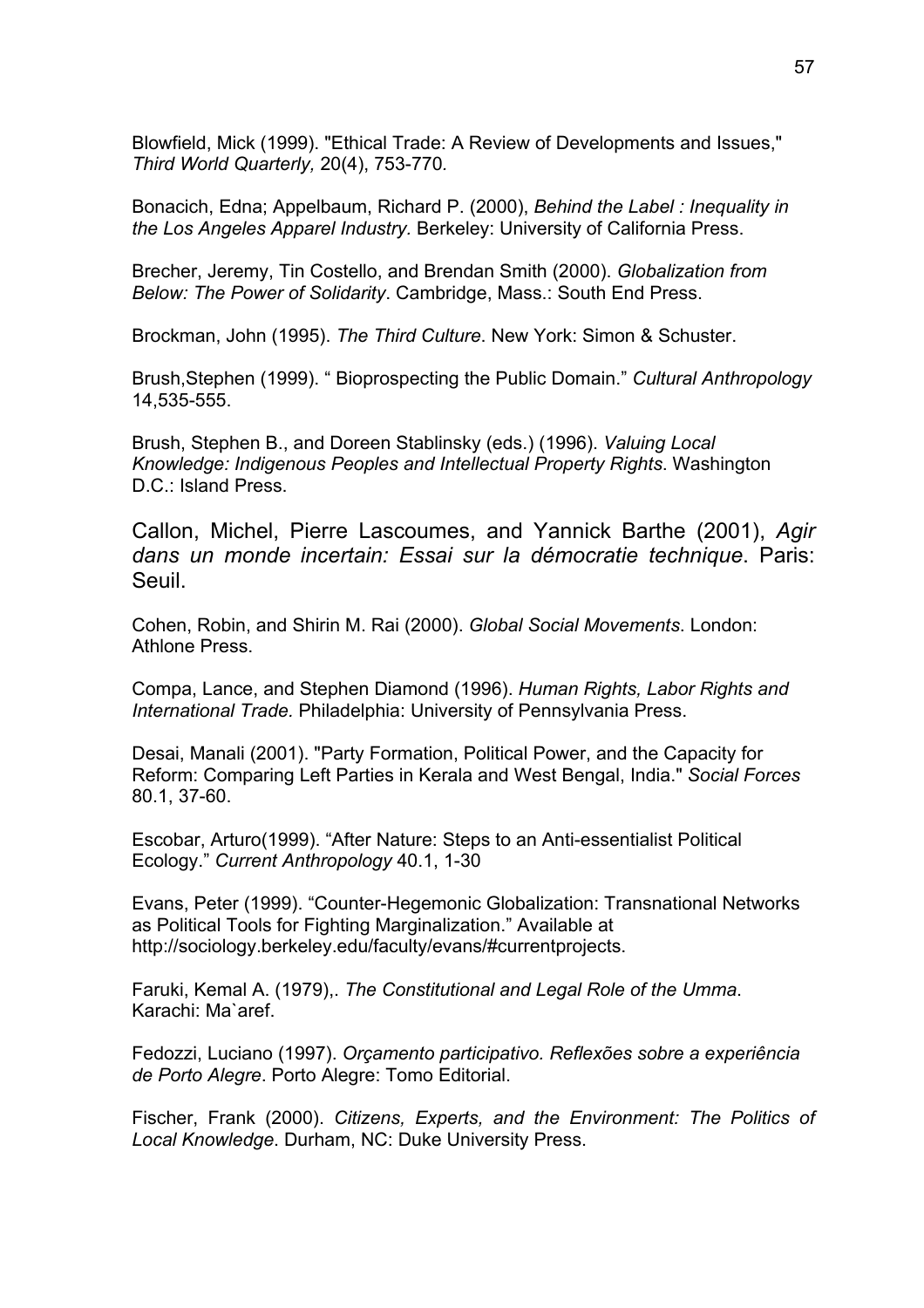Blowfield, Mick (1999). "Ethical Trade: A Review of Developments and Issues," *Third World Quarterly,* 20(4), 753-770.

Bonacich, Edna; Appelbaum, Richard P. (2000), *Behind the Label : Inequality in the Los Angeles Apparel Industry*. Berkeley: University of California Press.

Brecher, Jeremy, Tin Costello, and Brendan Smith (2000). *Globalization from Below: The Power of Solidarity*. Cambridge, Mass.: South End Press.

Brockman, John (1995). *The Third Culture*. New York: Simon & Schuster.

Brush,Stephen (1999). " Bioprospecting the Public Domain." *Cultural Anthropology* 14,535-555.

Brush, Stephen B., and Doreen Stablinsky (eds.) (1996). *Valuing Local Knowledge: Indigenous Peoples and Intellectual Property Rights*. Washington D.C.: Island Press.

Callon, Michel, Pierre Lascoumes, and Yannick Barthe (2001), *Agir dans un monde incertain: Essai sur la démocratie technique*. Paris: Seuil.

Cohen, Robin, and Shirin M. Rai (2000). *Global Social Movements*. London: Athlone Press.

Compa, Lance, and Stephen Diamond (1996). *Human Rights, Labor Rights and International Trade.* Philadelphia: University of Pennsylvania Press.

Desai, Manali (2001). "Party Formation, Political Power, and the Capacity for Reform: Comparing Left Parties in Kerala and West Bengal, India." *Social Forces* 80.1, 37-60.

Escobar, Arturo(1999). "After Nature: Steps to an Anti-essentialist Political Ecology." *Current Anthropology* 40.1, 1-30

Evans, Peter (1999). "Counter-Hegemonic Globalization: Transnational Networks as Political Tools for Fighting Marginalization." Available at http://sociology.berkeley.edu/faculty/evans/#currentprojects.

Faruki, Kemal A. (1979),. *The Constitutional and Legal Role of the Umma*. Karachi: Ma`aref.

Fedozzi, Luciano (1997). *Orçamento participativo. Reflexões sobre a experiência de Porto Alegre*. Porto Alegre: Tomo Editorial.

Fischer, Frank (2000). *Citizens, Experts, and the Environment: The Politics of Local Knowledge*. Durham, NC: Duke University Press.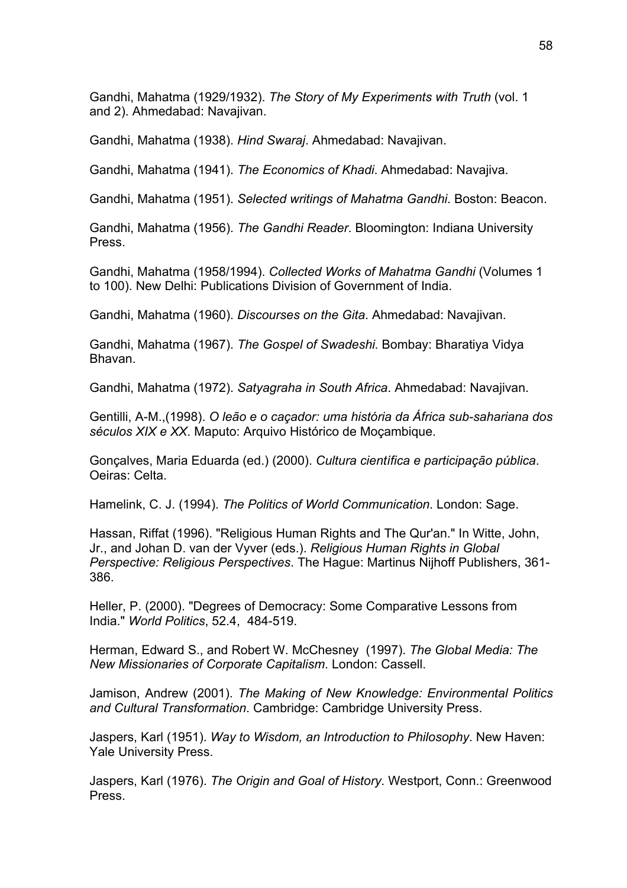Gandhi, Mahatma (1929/1932). *The Story of My Experiments with Truth* (vol. 1 and 2). Ahmedabad: Navajivan.

Gandhi, Mahatma (1938). *Hind Swaraj*. Ahmedabad: Navajivan.

Gandhi, Mahatma (1941). *The Economics of Khadi*. Ahmedabad: Navajiva.

Gandhi, Mahatma (1951). *Selected writings of Mahatma Gandhi*. Boston: Beacon.

Gandhi, Mahatma (1956). *The Gandhi Reader*. Bloomington: Indiana University Press.

Gandhi, Mahatma (1958/1994). *Collected Works of Mahatma Gandhi* (Volumes 1 to 100). New Delhi: Publications Division of Government of India.

Gandhi, Mahatma (1960). *Discourses on the Gita*. Ahmedabad: Navajivan.

Gandhi, Mahatma (1967). *The Gospel of Swadeshi*. Bombay: Bharatiya Vidya Bhavan.

Gandhi, Mahatma (1972). *Satyagraha in South Africa*. Ahmedabad: Navajivan.

Gentilli, A-M.,(1998). *O leão e o caçador: uma história da África sub-sahariana dos séculos XIX e XX*. Maputo: Arquivo Histórico de Moçambique.

Gonçalves, Maria Eduarda (ed.) (2000). *Cultura científica e participação pública*. Oeiras: Celta.

Hamelink, C. J. (1994). *The Politics of World Communication*. London: Sage.

Hassan, Riffat (1996). "Religious Human Rights and The Qur'an." In Witte, John, Jr., and Johan D. van der Vyver (eds.). *Religious Human Rights in Global Perspective: Religious Perspectives*. The Hague: Martinus Nijhoff Publishers, 361-386.

Heller, P. (2000). "Degrees of Democracy: Some Comparative Lessons from India." *World Politics*, 52.4, 484-519.

Herman, Edward S., and Robert W. McChesney (1997). *The Global Media: The New Missionaries of Corporate Capitalism*. London: Cassell.

Jamison, Andrew (2001). *The Making of New Knowledge: Environmental Politics and Cultural Transformation*. Cambridge: Cambridge University Press.

Jaspers, Karl (1951). *Way to Wisdom, an Introduction to Philosophy*. New Haven: Yale University Press.

Jaspers, Karl (1976). *The Origin and Goal of History*. Westport, Conn.: Greenwood Press.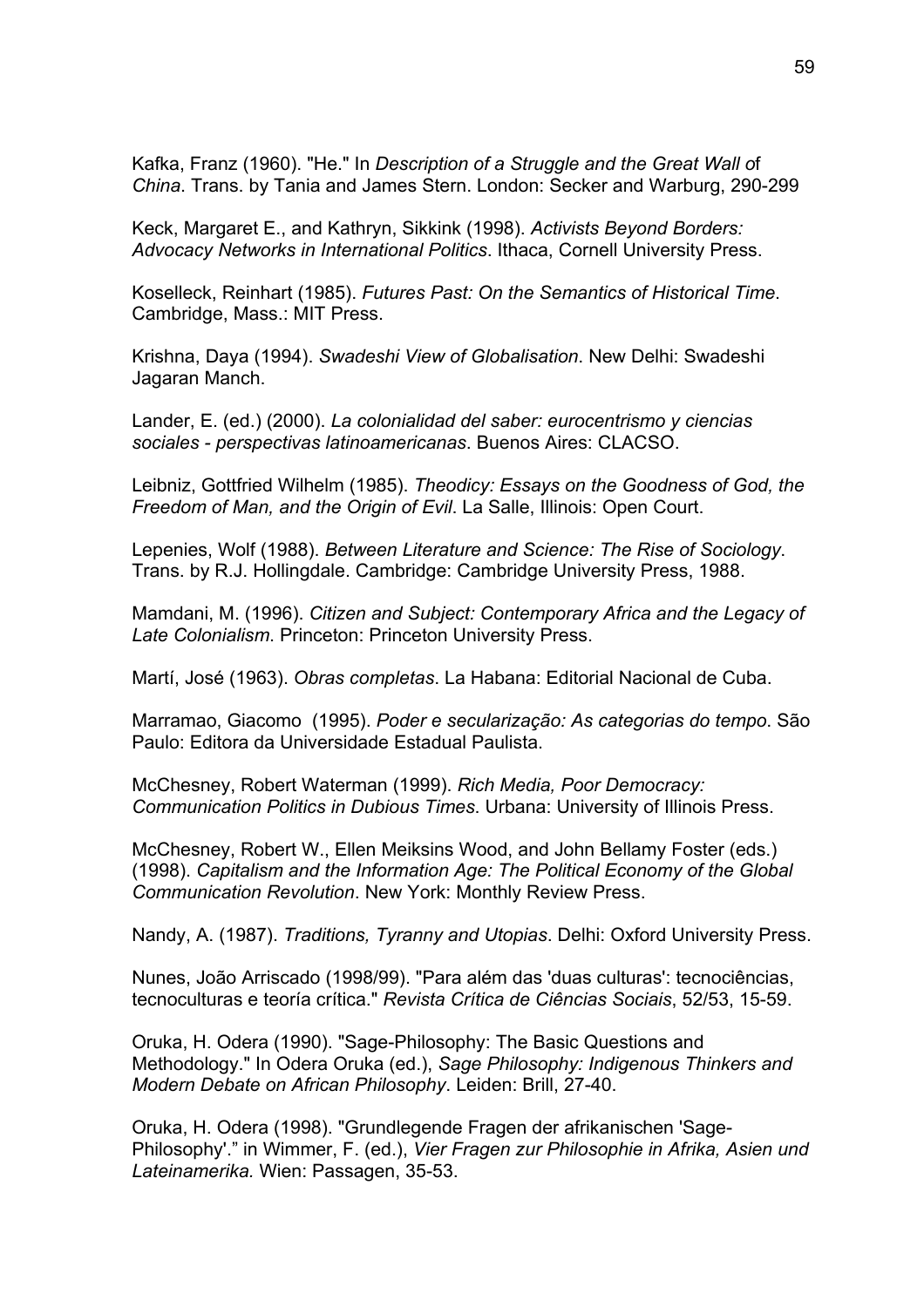Kafka, Franz (1960). "He." In *Description of a Struggle and the Great Wall o*f *China*. Trans. by Tania and James Stern. London: Secker and Warburg, 290-299

Keck, Margaret E., and Kathryn, Sikkink (1998). *Activists Beyond Borders: Advocacy Networks in International Politics*. Ithaca, Cornell University Press.

Koselleck, Reinhart (1985). *Futures Past: On the Semantics of Historical Time*. Cambridge, Mass.: MIT Press.

Krishna, Daya (1994). *Swadeshi View of Globalisation*. New Delhi: Swadeshi Jagaran Manch.

Lander, E. (ed.) (2000). *La colonialidad del saber: eurocentrismo y ciencias sociales - perspectivas latinoamericanas*. Buenos Aires: CLACSO.

Leibniz, Gottfried Wilhelm (1985). *Theodicy: Essays on the Goodness of God, the Freedom of Man, and the Origin of Evil*. La Salle, Illinois: Open Court.

Lepenies, Wolf (1988). *Between Literature and Science: The Rise of Sociology*. Trans. by R.J. Hollingdale. Cambridge: Cambridge University Press, 1988.

Mamdani, M. (1996). *Citizen and Subject: Contemporary Africa and the Legacy of Late Colonialism*. Princeton: Princeton University Press.

Martí, José (1963). *Obras completas*. La Habana: Editorial Nacional de Cuba.

Marramao, Giacomo (1995). *Poder e secularização: As categorias do tempo*. São Paulo: Editora da Universidade Estadual Paulista.

McChesney, Robert Waterman (1999). *Rich Media, Poor Democracy: Communication Politics in Dubious Times*. Urbana: University of Illinois Press.

McChesney, Robert W., Ellen Meiksins Wood, and John Bellamy Foster (eds.) (1998). *Capitalism and the Information Age: The Political Economy of the Global Communication Revolution*. New York: Monthly Review Press.

Nandy, A. (1987). *Traditions, Tyranny and Utopias*. Delhi: Oxford University Press.

Nunes, João Arriscado (1998/99). "Para além das 'duas culturas': tecnociências, tecnoculturas e teoría crítica." *Revista Crítica de Ciências Sociais*, 52/53, 15-59.

Oruka, H. Odera (1990). "Sage-Philosophy: The Basic Questions and Methodology." In Odera Oruka (ed.), *Sage Philosophy: Indigenous Thinkers and Modern Debate on African Philosophy*. Leiden: Brill, 27-40.

Oruka, H. Odera (1998). "Grundlegende Fragen der afrikanischen 'Sage-Philosophy'." in Wimmer, F. (ed.), *Vier Fragen zur Philosophie in Afrika, Asien und Lateinamerika*. Wien: Passagen, 35-53.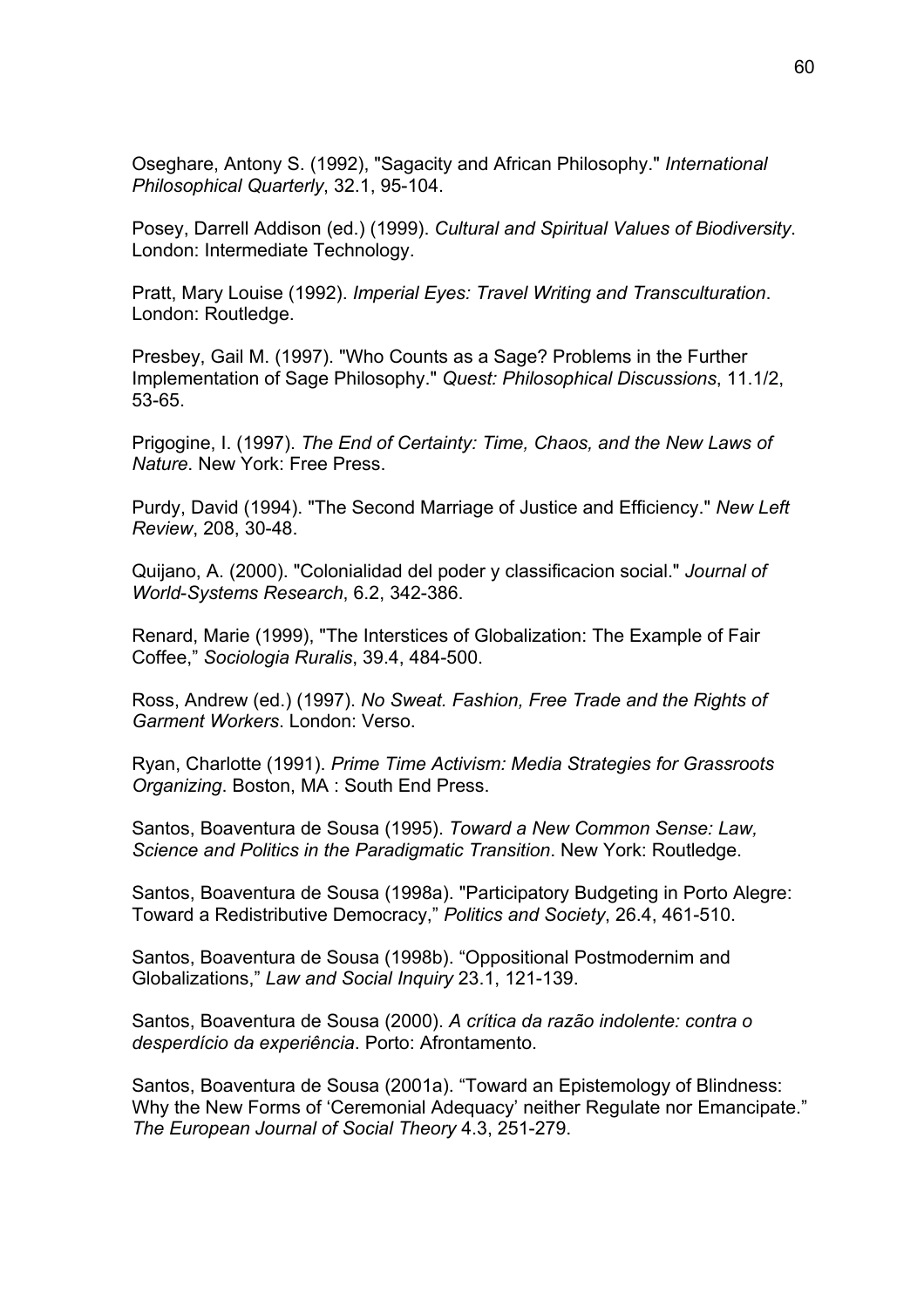Oseghare, Antony S. (1992), "Sagacity and African Philosophy." *International Philosophical Quarterly*, 32.1, 95-104.

Posey, Darrell Addison (ed.) (1999). *Cultural and Spiritual Values of Biodiversity*. London: Intermediate Technology.

Pratt, Mary Louise (1992). *Imperial Eyes: Travel Writing and Transculturation*. London: Routledge.

Presbey, Gail M. (1997). "Who Counts as a Sage? Problems in the Further Implementation of Sage Philosophy." *Quest: Philosophical Discussions*, 11.1/2, 53-65.

Prigogine, I. (1997). *The End of Certainty: Time, Chaos, and the New Laws of Nature*. New York: Free Press.

Purdy, David (1994). "The Second Marriage of Justice and Efficiency." *New Left Review*, 208, 30-48.

Quijano, A. (2000). "Colonialidad del poder y classificacion social." *Journal of World-Systems Research*, 6.2, 342-386.

Renard, Marie (1999), "The Interstices of Globalization: The Example of Fair Coffee," *Sociologia Ruralis*, 39.4, 484-500.

Ross, Andrew (ed.) (1997). *No Sweat. Fashion, Free Trade and the Rights of Garment Workers*. London: Verso.

Ryan, Charlotte (1991). *Prime Time Activism: Media Strategies for Grassroots Organizing*. Boston, MA : South End Press.

Santos, Boaventura de Sousa (1995). *Toward a New Common Sense: Law, Science and Politics in the Paradigmatic Transition*. New York: Routledge.

Santos, Boaventura de Sousa (1998a). "Participatory Budgeting in Porto Alegre: Toward a Redistributive Democracy," *Politics and Society*, 26.4, 461-510.

Santos, Boaventura de Sousa (1998b). "Oppositional Postmodernim and Globalizations," *Law and Social Inquiry* 23.1, 121-139.

Santos, Boaventura de Sousa (2000). *A crítica da razão indolente: contra o desperdício da experiência*. Porto: Afrontamento.

Santos, Boaventura de Sousa (2001a). "Toward an Epistemology of Blindness: Why the New Forms of 'Ceremonial Adequacy' neither Regulate nor Emancipate." *The European Journal of Social Theory* 4.3, 251-279.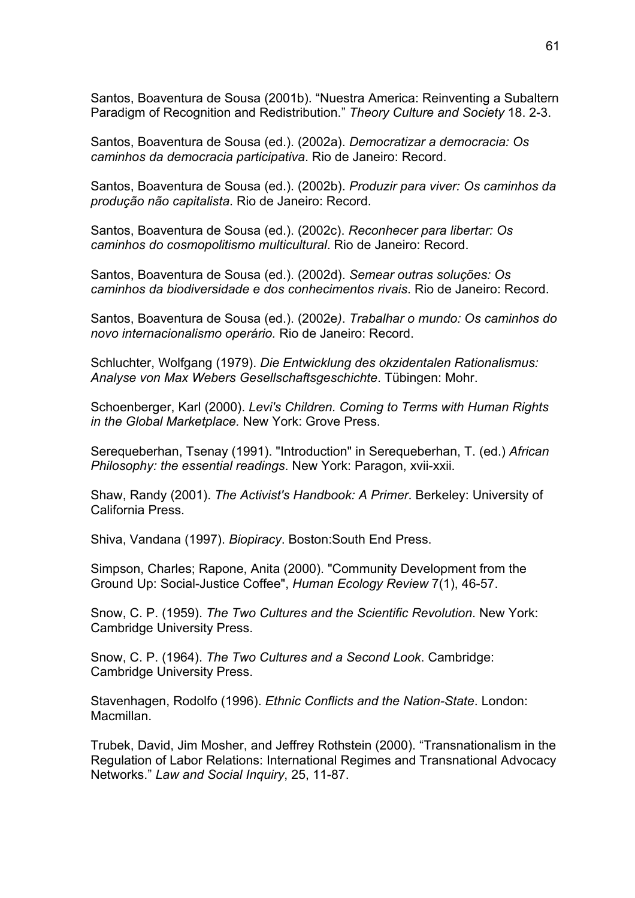Santos, Boaventura de Sousa (2001b). "Nuestra America: Reinventing a Subaltern Paradigm of Recognition and Redistribution." *Theory Culture and Society* 18. 2-3.

Santos, Boaventura de Sousa (ed.). (2002a). *Democratizar a democracia: Os caminhos da democracia participativa*. Rio de Janeiro: Record.

Santos, Boaventura de Sousa (ed.). (2002b). *Produzir para viver: Os caminhos da produção não capitalista*. Rio de Janeiro: Record.

Santos, Boaventura de Sousa (ed.). (2002c). *Reconhecer para libertar: Os caminhos do cosmopolitismo multicultural*. Rio de Janeiro: Record.

Santos, Boaventura de Sousa (ed.). (2002d). *Semear outras soluções: Os caminhos da biodiversidade e dos conhecimentos rivais*. Rio de Janeiro: Record.

Santos, Boaventura de Sousa (ed.). (2002e*)*. *Trabalhar o mundo: Os caminhos do novo internacionalismo operário.* Rio de Janeiro: Record.

Schluchter, Wolfgang (1979). *Die Entwicklung des okzidentalen Rationalismus: Analyse von Max Webers Gesellschaftsgeschichte*. Tübingen: Mohr.

Schoenberger, Karl (2000). *Levi's Children. Coming to Terms with Human Rights in the Global Marketplace.* New York: Grove Press.

Serequeberhan, Tsenay (1991). "Introduction" in Serequeberhan, T. (ed.) *African Philosophy: the essential readings*. New York: Paragon, xvii-xxii.

Shaw, Randy (2001). *The Activist's Handbook: A Primer*. Berkeley: University of California Press.

Shiva, Vandana (1997). *Biopiracy*. Boston:South End Press.

Simpson, Charles; Rapone, Anita (2000). "Community Development from the Ground Up: Social-Justice Coffee", *Human Ecology Review* 7(1), 46-57.

Snow, C. P. (1959). *The Two Cultures and the Scientific Revolution*. New York: Cambridge University Press.

Snow, C. P. (1964). *The Two Cultures and a Second Look*. Cambridge: Cambridge University Press.

Stavenhagen, Rodolfo (1996). *Ethnic Conflicts and the Nation-State*. London: Macmillan.

Trubek, David, Jim Mosher, and Jeffrey Rothstein (2000). "Transnationalism in the Regulation of Labor Relations: International Regimes and Transnational Advocacy Networks." *Law and Social Inquiry*, 25, 11-87.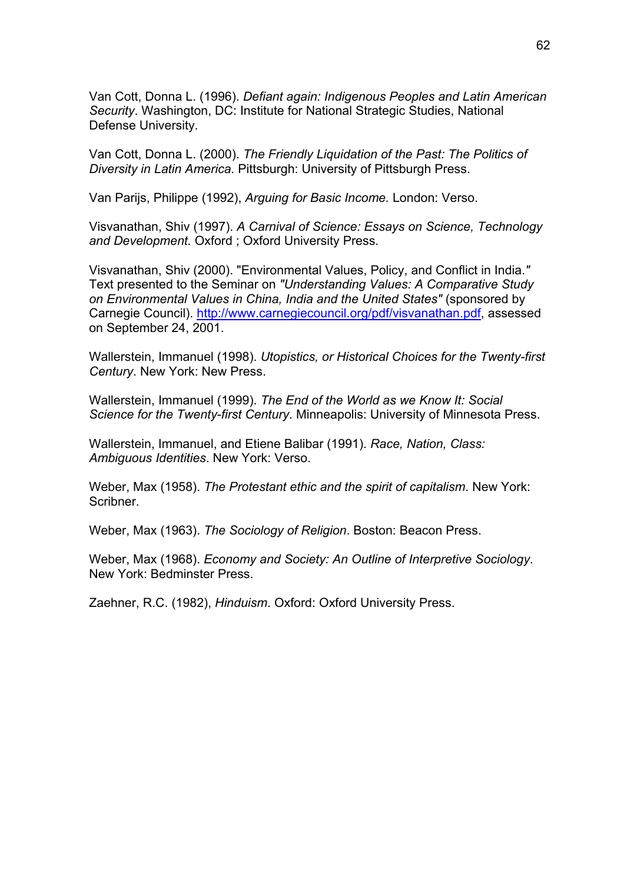Van Cott, Donna L. (1996). *Defiant again: Indigenous Peoples and Latin American Security*. Washington, DC: Institute for National Strategic Studies, National Defense University.

Van Cott, Donna L. (2000). *The Friendly Liquidation of the Past: The Politics of Diversity in Latin America*. Pittsburgh: University of Pittsburgh Press.

Van Parijs, Philippe (1992), *Arguing for Basic Income.* London: Verso.

Visvanathan, Shiv (1997). *A Carnival of Science: Essays on Science, Technology and Development.* Oxford ; Oxford University Press.

Visvanathan, Shiv (2000). "Environmental Values, Policy, and Conflict in India." Text presented to the Seminar on *"Understanding Values: A Comparative Study on Environmental Values in China, India and the United States"* (sponsored by Carnegie Council). http://www.carnegiecouncil.org/pdf/visvanathan.pdf, assessed on September 24, 2001.

Wallerstein, Immanuel (1998). *Utopistics, or Historical Choices for the Twenty-first Century*. New York: New Press.

Wallerstein, Immanuel (1999). *The End of the World as we Know It: Social Science for the Twenty-first Century*. Minneapolis: University of Minnesota Press.

Wallerstein, Immanuel, and Etiene Balibar (1991). *Race, Nation, Class: Ambiguous Identities*. New York: Verso.

Weber, Max (1958). *The Protestant ethic and the spirit of capitalism*. New York: Scribner.

Weber, Max (1963). *The Sociology of Religion*. Boston: Beacon Press.

Weber, Max (1968). *Economy and Society: An Outline of Interpretive Sociology*. New York: Bedminster Press.

Zaehner, R.C. (1982), *Hinduism*. Oxford: Oxford University Press.